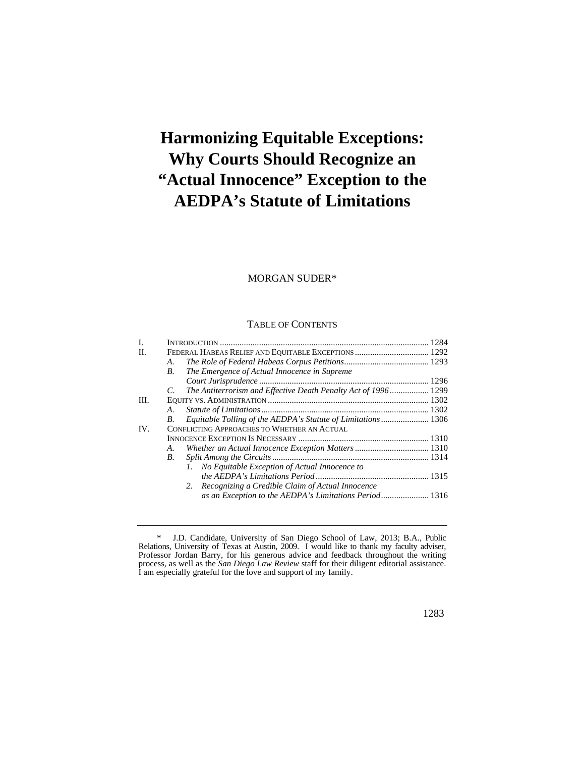# Harmonizing Equitable Exceptions: Why Courts Should Recognize an "Actual Innocence" Exception to the AEDPA's Statute of Limitations

MORGAN SUDER*

TABLE OF CONTENTS

I. INTRODUCTION ............................................................ 1284
II. FEDERAL HABEAS RELIEF AND EQUITABLE EXCEPTIONS ............................................................ 1292
  A. *The Role of Federal Habeas Corpus Petitions* ............................................................ 1293
  B. *The Emergence of Actual Innocence in Supreme Court Jurisprudence* ............................................................ 1296
  C. *The Antiterrorism and Effective Death Penalty Act of 1996* ............................................................ 1299
III. EQUITY VS. ADMINISTRATION ............................................................ 1302
  A. *Statute of Limitations* ............................................................ 1302
  B. *Equitable Tolling of the AEDPA's Statute of Limitations* ............................................................ 1306
IV. CONFLICTING APPROACHES TO WHETHER AN ACTUAL INNOCENCE EXCEPTION IS NECESSARY ............................................................ 1310
  A. *Whether an Actual Innocence Exception Matters* ............................................................ 1310
  B. *Split Among the Circuits* ............................................................ 1314
    1. *No Equitable Exception of Actual Innocence to the AEDPA's Limitations Period* ............................................................ 1315
    2. *Recognizing a Credible Claim of Actual Innocence as an Exception to the AEDPA's Limitations Period* ............................................................ 1316

---

\* J.D. Candidate, University of San Diego School of Law, 2013; B.A., Public Relations, University of Texas at Austin, 2009. I would like to thank my faculty adviser, Professor Jordan Barry, for his generous advice and feedback throughout the writing process, as well as the *San Diego Law Review* staff for their diligent editorial assistance. I am especially grateful for the love and support of my family.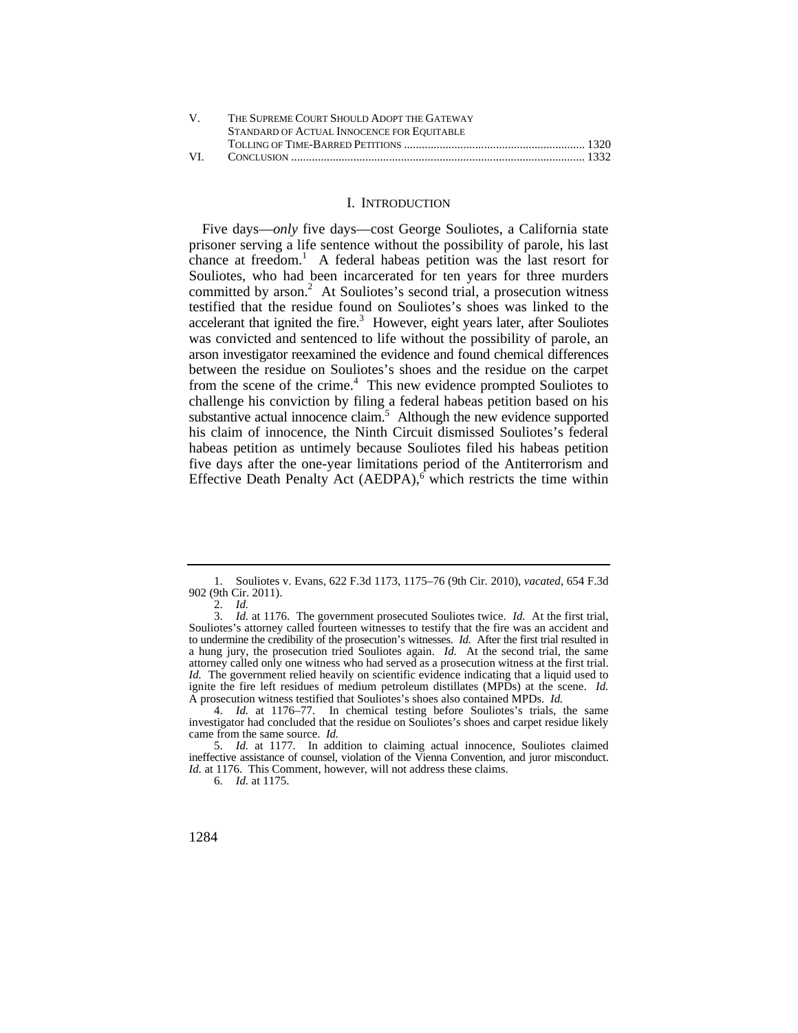| | | |
|---|---|---|
| V. | THE SUPREME COURT SHOULD ADOPT THE GATEWAY STANDARD OF ACTUAL INNOCENCE FOR EQUITABLE TOLLING OF TIME-BARRED PETITIONS | 1320 |
| VI. | CONCLUSION | 1332 |

## I. INTRODUCTION

Five days—*only* five days—cost George Souliotes, a California state prisoner serving a life sentence without the possibility of parole, his last chance at freedom.[1] A federal habeas petition was the last resort for Souliotes, who had been incarcerated for ten years for three murders committed by arson.[2] At Souliotes's second trial, a prosecution witness testified that the residue found on Souliotes's shoes was linked to the accelerant that ignited the fire.[3] However, eight years later, after Souliotes was convicted and sentenced to life without the possibility of parole, an arson investigator reexamined the evidence and found chemical differences between the residue on Souliotes's shoes and the residue on the carpet from the scene of the crime.[4] This new evidence prompted Souliotes to challenge his conviction by filing a federal habeas petition based on his substantive actual innocence claim.[5] Although the new evidence supported his claim of innocence, the Ninth Circuit dismissed Souliotes's federal habeas petition as untimely because Souliotes filed his habeas petition five days after the one-year limitations period of the Antiterrorism and Effective Death Penalty Act (AEDPA),[6] which restricts the time within

---

1. Souliotes v. Evans, 622 F.3d 1173, 1175–76 (9th Cir. 2010), *vacated*, 654 F.3d 902 (9th Cir. 2011).

2. *Id.*

3. *Id.* at 1176. The government prosecuted Souliotes twice. *Id.* At the first trial, Souliotes's attorney called fourteen witnesses to testify that the fire was an accident and to undermine the credibility of the prosecution's witnesses. *Id.* After the first trial resulted in a hung jury, the prosecution tried Souliotes again. *Id.* At the second trial, the same attorney called only one witness who had served as a prosecution witness at the first trial. *Id.* The government relied heavily on scientific evidence indicating that a liquid used to ignite the fire left residues of medium petroleum distillates (MPDs) at the scene. *Id.* A prosecution witness testified that Souliotes's shoes also contained MPDs. *Id.*

4. *Id.* at 1176–77. In chemical testing before Souliotes's trials, the same investigator had concluded that the residue on Souliotes's shoes and carpet residue likely came from the same source. *Id.*

5. *Id.* at 1177. In addition to claiming actual innocence, Souliotes claimed ineffective assistance of counsel, violation of the Vienna Convention, and juror misconduct. *Id.* at 1176. This Comment, however, will not address these claims.

6. *Id.* at 1175.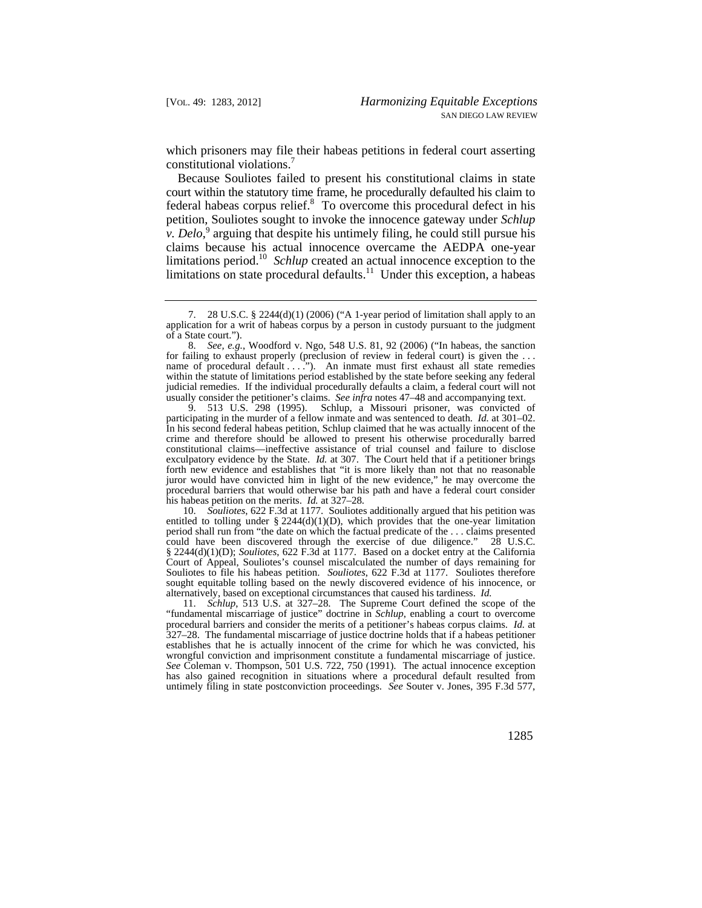which prisoners may file their habeas petitions in federal court asserting constitutional violations.[7]

Because Souliotes failed to present his constitutional claims in state court within the statutory time frame, he procedurally defaulted his claim to federal habeas corpus relief.[8] To overcome this procedural defect in his petition, Souliotes sought to invoke the innocence gateway under *Schlup v. Delo*,[9] arguing that despite his untimely filing, he could still pursue his claims because his actual innocence overcame the AEDPA one-year limitations period.[10] *Schlup* created an actual innocence exception to the limitations on state procedural defaults.[11] Under this exception, a habeas

---

7. 28 U.S.C. § 2244(d)(1) (2006) ("A 1-year period of limitation shall apply to an application for a writ of habeas corpus by a person in custody pursuant to the judgment of a State court.").

8. *See, e.g.*, Woodford v. Ngo, 548 U.S. 81, 92 (2006) ("In habeas, the sanction for failing to exhaust properly (preclusion of review in federal court) is given the . . . name of procedural default . . . ."). An inmate must first exhaust all state remedies within the statute of limitations period established by the state before seeking any federal judicial remedies. If the individual procedurally defaults a claim, a federal court will not usually consider the petitioner's claims. *See infra* notes 47–48 and accompanying text.

9. 513 U.S. 298 (1995). Schlup, a Missouri prisoner, was convicted of participating in the murder of a fellow inmate and was sentenced to death. *Id.* at 301–02. In his second federal habeas petition, Schlup claimed that he was actually innocent of the crime and therefore should be allowed to present his otherwise procedurally barred constitutional claims—ineffective assistance of trial counsel and failure to disclose exculpatory evidence by the State. *Id.* at 307. The Court held that if a petitioner brings forth new evidence and establishes that "it is more likely than not that no reasonable juror would have convicted him in light of the new evidence," he may overcome the procedural barriers that would otherwise bar his path and have a federal court consider his habeas petition on the merits. *Id.* at 327–28.

10. *Souliotes*, 622 F.3d at 1177. Souliotes additionally argued that his petition was entitled to tolling under § 2244(d)(1)(D), which provides that the one-year limitation period shall run from "the date on which the factual predicate of the . . . claims presented could have been discovered through the exercise of due diligence." 28 U.S.C. § 2244(d)(1)(D); *Souliotes*, 622 F.3d at 1177. Based on a docket entry at the California Court of Appeal, Souliotes's counsel miscalculated the number of days remaining for Souliotes to file his habeas petition. *Souliotes*, 622 F.3d at 1177. Souliotes therefore sought equitable tolling based on the newly discovered evidence of his innocence, or alternatively, based on exceptional circumstances that caused his tardiness. *Id.*

11. *Schlup*, 513 U.S. at 327–28. The Supreme Court defined the scope of the "fundamental miscarriage of justice" doctrine in *Schlup*, enabling a court to overcome procedural barriers and consider the merits of a petitioner's habeas corpus claims. *Id.* at 327–28. The fundamental miscarriage of justice doctrine holds that if a habeas petitioner establishes that he is actually innocent of the crime for which he was convicted, his wrongful conviction and imprisonment constitute a fundamental miscarriage of justice. *See* Coleman v. Thompson, 501 U.S. 722, 750 (1991). The actual innocence exception has also gained recognition in situations where a procedural default resulted from untimely filing in state postconviction proceedings. *See* Souter v. Jones, 395 F.3d 577,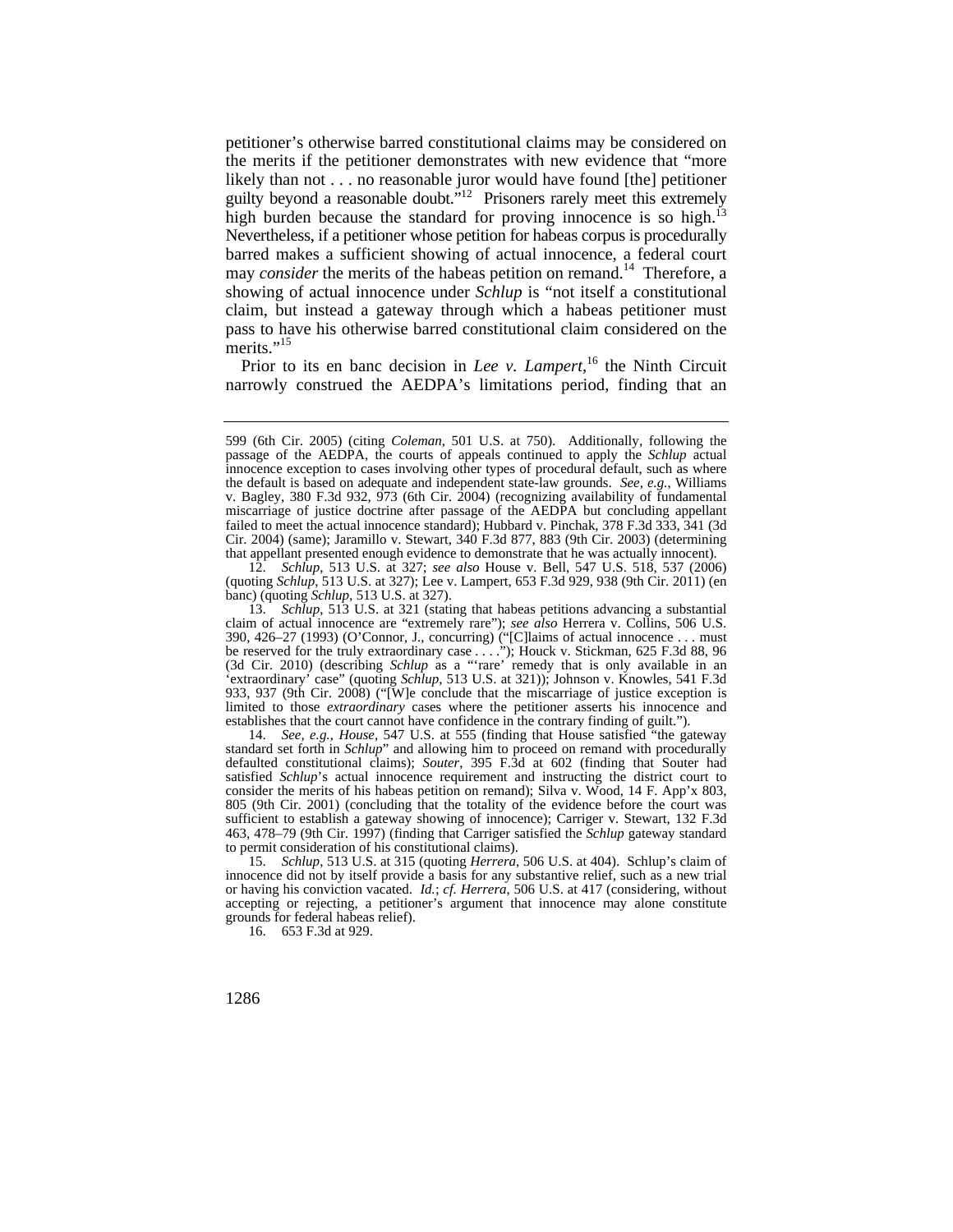petitioner's otherwise barred constitutional claims may be considered on the merits if the petitioner demonstrates with new evidence that "more likely than not . . . no reasonable juror would have found [the] petitioner guilty beyond a reasonable doubt."[12] Prisoners rarely meet this extremely high burden because the standard for proving innocence is so high.[13] Nevertheless, if a petitioner whose petition for habeas corpus is procedurally barred makes a sufficient showing of actual innocence, a federal court may *consider* the merits of the habeas petition on remand.[14] Therefore, a showing of actual innocence under *Schlup* is "not itself a constitutional claim, but instead a gateway through which a habeas petitioner must pass to have his otherwise barred constitutional claim considered on the merits."[15]

Prior to its en banc decision in *Lee v. Lampert*,[16] the Ninth Circuit narrowly construed the AEDPA's limitations period, finding that an

---

599 (6th Cir. 2005) (citing *Coleman*, 501 U.S. at 750). Additionally, following the passage of the AEDPA, the courts of appeals continued to apply the *Schlup* actual innocence exception to cases involving other types of procedural default, such as where the default is based on adequate and independent state-law grounds. *See, e.g.*, Williams v. Bagley, 380 F.3d 932, 973 (6th Cir. 2004) (recognizing availability of fundamental miscarriage of justice doctrine after passage of the AEDPA but concluding appellant failed to meet the actual innocence standard); Hubbard v. Pinchak, 378 F.3d 333, 341 (3d Cir. 2004) (same); Jaramillo v. Stewart, 340 F.3d 877, 883 (9th Cir. 2003) (determining that appellant presented enough evidence to demonstrate that he was actually innocent).

12. *Schlup*, 513 U.S. at 327; *see also* House v. Bell, 547 U.S. 518, 537 (2006) (quoting *Schlup*, 513 U.S. at 327); Lee v. Lampert, 653 F.3d 929, 938 (9th Cir. 2011) (en banc) (quoting *Schlup*, 513 U.S. at 327).

13. *Schlup*, 513 U.S. at 321 (stating that habeas petitions advancing a substantial claim of actual innocence are "extremely rare"); *see also* Herrera v. Collins, 506 U.S. 390, 426–27 (1993) (O'Connor, J., concurring) ("[C]laims of actual innocence . . . must be reserved for the truly extraordinary case . . . ."); Houck v. Stickman, 625 F.3d 88, 96 (3d Cir. 2010) (describing *Schlup* as a "'rare' remedy that is only available in an 'extraordinary' case" (quoting *Schlup*, 513 U.S. at 321)); Johnson v. Knowles, 541 F.3d 933, 937 (9th Cir. 2008) ("[W]e conclude that the miscarriage of justice exception is limited to those *extraordinary* cases where the petitioner asserts his innocence and establishes that the court cannot have confidence in the contrary finding of guilt.").

14. *See, e.g.*, *House*, 547 U.S. at 555 (finding that House satisfied "the gateway standard set forth in *Schlup*" and allowing him to proceed on remand with procedurally defaulted constitutional claims); *Souter*, 395 F.3d at 602 (finding that Souter had satisfied *Schlup*'s actual innocence requirement and instructing the district court to consider the merits of his habeas petition on remand); Silva v. Wood, 14 F. App'x 803, 805 (9th Cir. 2001) (concluding that the totality of the evidence before the court was sufficient to establish a gateway showing of innocence); Carriger v. Stewart, 132 F.3d 463, 478–79 (9th Cir. 1997) (finding that Carriger satisfied the *Schlup* gateway standard to permit consideration of his constitutional claims).

15. *Schlup*, 513 U.S. at 315 (quoting *Herrera*, 506 U.S. at 404). Schlup's claim of innocence did not by itself provide a basis for any substantive relief, such as a new trial or having his conviction vacated. *Id.*; *cf. Herrera*, 506 U.S. at 417 (considering, without accepting or rejecting, a petitioner's argument that innocence may alone constitute grounds for federal habeas relief).

16. 653 F.3d at 929.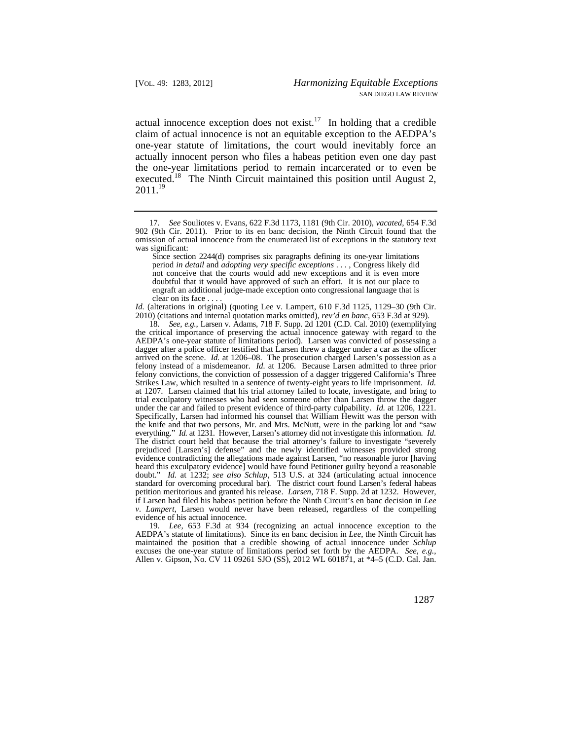actual innocence exception does not exist.[17] In holding that a credible claim of actual innocence is not an equitable exception to the AEDPA's one-year statute of limitations, the court would inevitably force an actually innocent person who files a habeas petition even one day past the one-year limitations period to remain incarcerated or to even be executed.[18] The Ninth Circuit maintained this position until August 2, 2011.[19]

---

17. *See* Souliotes v. Evans, 622 F.3d 1173, 1181 (9th Cir. 2010), *vacated*, 654 F.3d 902 (9th Cir. 2011). Prior to its en banc decision, the Ninth Circuit found that the omission of actual innocence from the enumerated list of exceptions in the statutory text was significant:

> Since section 2244(d) comprises six paragraphs defining its one-year limitations period *in detail* and *adopting very specific exceptions* . . . , Congress likely did not conceive that the courts would add new exceptions and it is even more doubtful that it would have approved of such an effort. It is not our place to engraft an additional judge-made exception onto congressional language that is clear on its face . . . .

*Id.* (alterations in original) (quoting Lee v. Lampert, 610 F.3d 1125, 1129–30 (9th Cir. 2010) (citations and internal quotation marks omitted), *rev'd en banc*, 653 F.3d at 929).

18. *See, e.g.*, Larsen v. Adams, 718 F. Supp. 2d 1201 (C.D. Cal. 2010) (exemplifying the critical importance of preserving the actual innocence gateway with regard to the AEDPA's one-year statute of limitations period). Larsen was convicted of possessing a dagger after a police officer testified that Larsen threw a dagger under a car as the officer arrived on the scene. *Id.* at 1206–08. The prosecution charged Larsen's possession as a felony instead of a misdemeanor. *Id.* at 1206. Because Larsen admitted to three prior felony convictions, the conviction of possession of a dagger triggered California's Three Strikes Law, which resulted in a sentence of twenty-eight years to life imprisonment. *Id.* at 1207. Larsen claimed that his trial attorney failed to locate, investigate, and bring to trial exculpatory witnesses who had seen someone other than Larsen throw the dagger under the car and failed to present evidence of third-party culpability. *Id.* at 1206, 1221. Specifically, Larsen had informed his counsel that William Hewitt was the person with the knife and that two persons, Mr. and Mrs. McNutt, were in the parking lot and "saw everything." *Id.* at 1231. However, Larsen's attorney did not investigate this information. *Id.* The district court held that because the trial attorney's failure to investigate "severely prejudiced [Larsen's] defense" and the newly identified witnesses provided strong evidence contradicting the allegations made against Larsen, "no reasonable juror [having heard this exculpatory evidence] would have found Petitioner guilty beyond a reasonable doubt." *Id.* at 1232; *see also Schlup*, 513 U.S. at 324 (articulating actual innocence standard for overcoming procedural bar). The district court found Larsen's federal habeas petition meritorious and granted his release. *Larsen*, 718 F. Supp. 2d at 1232. However, if Larsen had filed his habeas petition before the Ninth Circuit's en banc decision in *Lee v. Lampert*, Larsen would never have been released, regardless of the compelling evidence of his actual innocence.

19. *Lee*, 653 F.3d at 934 (recognizing an actual innocence exception to the AEDPA's statute of limitations). Since its en banc decision in *Lee*, the Ninth Circuit has maintained the position that a credible showing of actual innocence under *Schlup* excuses the one-year statute of limitations period set forth by the AEDPA. *See, e.g.*, Allen v. Gipson, No. CV 11 09261 SJO (SS), 2012 WL 601871, at *4–5 (C.D. Cal. Jan.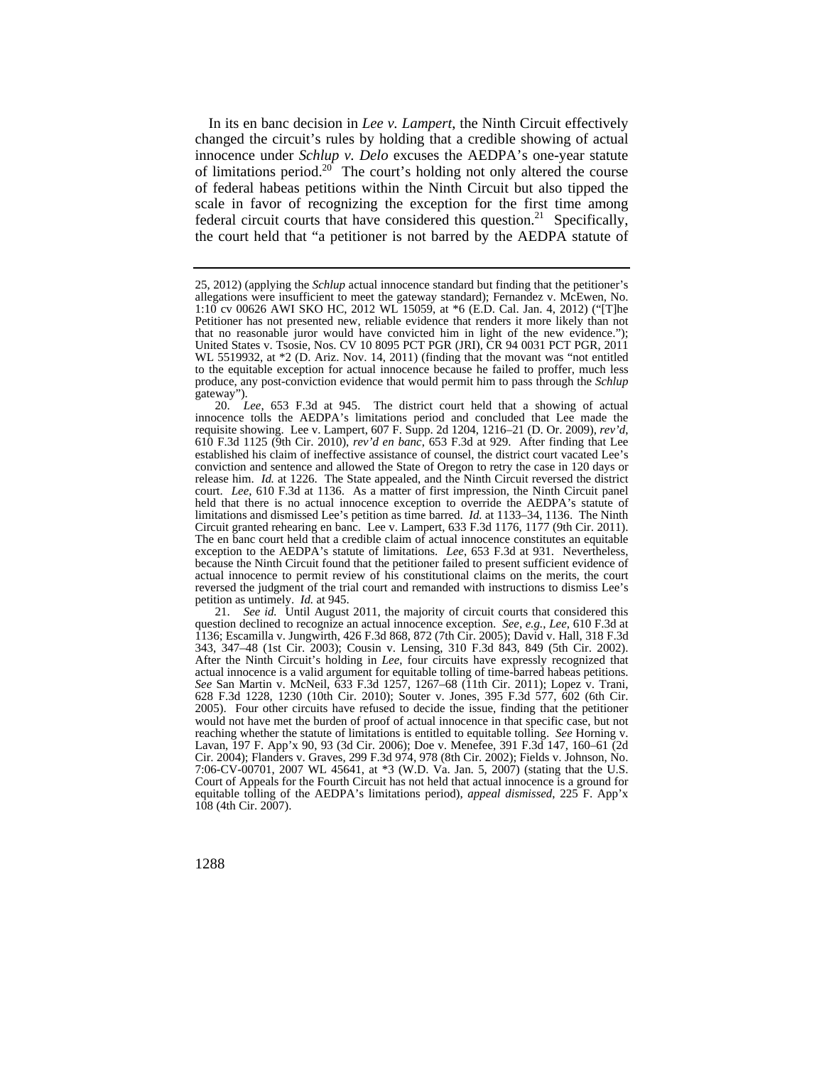In its en banc decision in *Lee v. Lampert*, the Ninth Circuit effectively changed the circuit's rules by holding that a credible showing of actual innocence under *Schlup v. Delo* excuses the AEDPA's one-year statute of limitations period.[20] The court's holding not only altered the course of federal habeas petitions within the Ninth Circuit but also tipped the scale in favor of recognizing the exception for the first time among federal circuit courts that have considered this question.[21] Specifically, the court held that "a petitioner is not barred by the AEDPA statute of

---

25, 2012) (applying the *Schlup* actual innocence standard but finding that the petitioner's allegations were insufficient to meet the gateway standard); Fernandez v. McEwen, No. 1:10 cv 00626 AWI SKO HC, 2012 WL 15059, at *6 (E.D. Cal. Jan. 4, 2012) ("[T]he Petitioner has not presented new, reliable evidence that renders it more likely than not that no reasonable juror would have convicted him in light of the new evidence."); United States v. Tsosie, Nos. CV 10 8095 PCT PGR (JRI), CR 94 0031 PCT PGR, 2011 WL 5519932, at *2 (D. Ariz. Nov. 14, 2011) (finding that the movant was "not entitled to the equitable exception for actual innocence because he failed to proffer, much less produce, any post-conviction evidence that would permit him to pass through the *Schlup* gateway").

20. *Lee*, 653 F.3d at 945. The district court held that a showing of actual innocence tolls the AEDPA's limitations period and concluded that Lee made the requisite showing. Lee v. Lampert, 607 F. Supp. 2d 1204, 1216–21 (D. Or. 2009), *rev'd*, 610 F.3d 1125 (9th Cir. 2010), *rev'd en banc*, 653 F.3d at 929. After finding that Lee established his claim of ineffective assistance of counsel, the district court vacated Lee's conviction and sentence and allowed the State of Oregon to retry the case in 120 days or release him. *Id.* at 1226. The State appealed, and the Ninth Circuit reversed the district court. *Lee*, 610 F.3d at 1136. As a matter of first impression, the Ninth Circuit panel held that there is no actual innocence exception to override the AEDPA's statute of limitations and dismissed Lee's petition as time barred. *Id.* at 1133–34, 1136. The Ninth Circuit granted rehearing en banc. Lee v. Lampert, 633 F.3d 1176, 1177 (9th Cir. 2011). The en banc court held that a credible claim of actual innocence constitutes an equitable exception to the AEDPA's statute of limitations. *Lee*, 653 F.3d at 931. Nevertheless, because the Ninth Circuit found that the petitioner failed to present sufficient evidence of actual innocence to permit review of his constitutional claims on the merits, the court reversed the judgment of the trial court and remanded with instructions to dismiss Lee's petition as untimely. *Id.* at 945.

21. *See id.* Until August 2011, the majority of circuit courts that considered this question declined to recognize an actual innocence exception. *See, e.g.*, *Lee*, 610 F.3d at 1136; Escamilla v. Jungwirth, 426 F.3d 868, 872 (7th Cir. 2005); David v. Hall, 318 F.3d 343, 347–48 (1st Cir. 2003); Cousin v. Lensing, 310 F.3d 843, 849 (5th Cir. 2002). After the Ninth Circuit's holding in *Lee*, four circuits have expressly recognized that actual innocence is a valid argument for equitable tolling of time-barred habeas petitions. *See* San Martin v. McNeil, 633 F.3d 1257, 1267–68 (11th Cir. 2011); Lopez v. Trani, 628 F.3d 1228, 1230 (10th Cir. 2010); Souter v. Jones, 395 F.3d 577, 602 (6th Cir. 2005). Four other circuits have refused to decide the issue, finding that the petitioner would not have met the burden of proof of actual innocence in that specific case, but not reaching whether the statute of limitations is entitled to equitable tolling. *See* Horning v. Lavan, 197 F. App'x 90, 93 (3d Cir. 2006); Doe v. Menefee, 391 F.3d 147, 160–61 (2d Cir. 2004); Flanders v. Graves, 299 F.3d 974, 978 (8th Cir. 2002); Fields v. Johnson, No. 7:06-CV-00701, 2007 WL 45641, at *3 (W.D. Va. Jan. 5, 2007) (stating that the U.S. Court of Appeals for the Fourth Circuit has not held that actual innocence is a ground for equitable tolling of the AEDPA's limitations period), *appeal dismissed*, 225 F. App'x 108 (4th Cir. 2007).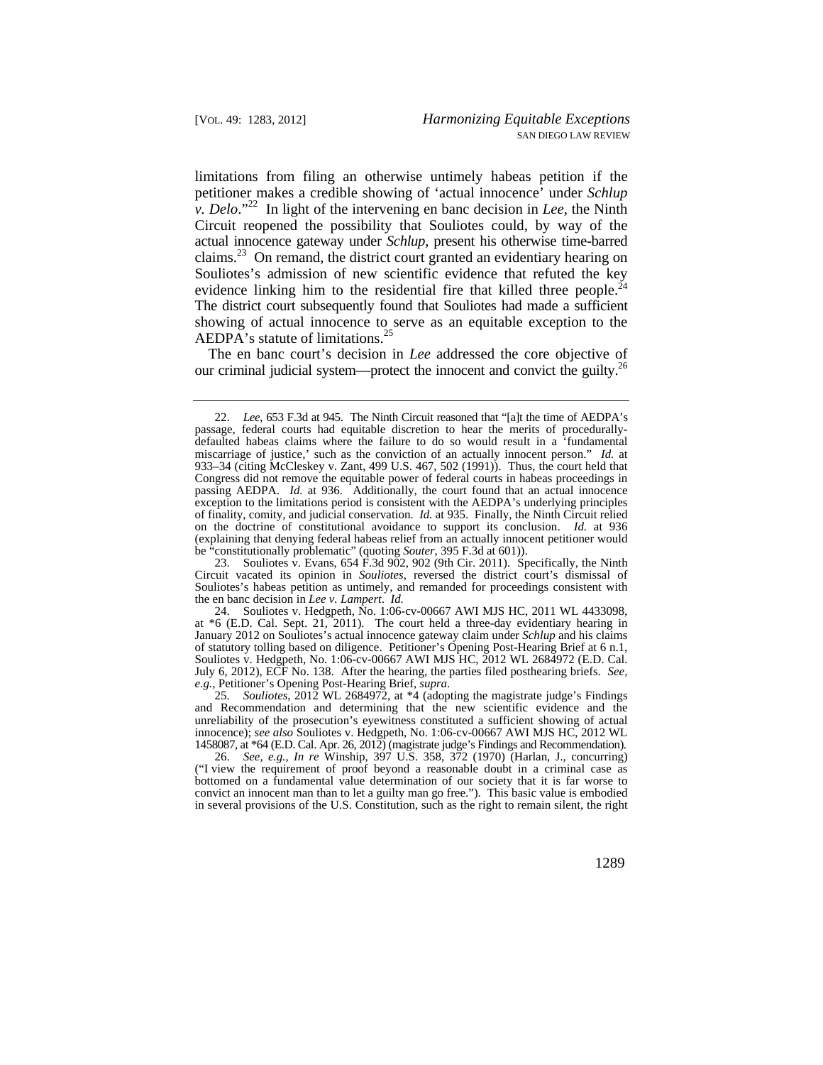limitations from filing an otherwise untimely habeas petition if the petitioner makes a credible showing of 'actual innocence' under *Schlup v. Delo*."[22] In light of the intervening en banc decision in *Lee*, the Ninth Circuit reopened the possibility that Souliotes could, by way of the actual innocence gateway under *Schlup*, present his otherwise time-barred claims.[23] On remand, the district court granted an evidentiary hearing on Souliotes's admission of new scientific evidence that refuted the key evidence linking him to the residential fire that killed three people.[24] The district court subsequently found that Souliotes had made a sufficient showing of actual innocence to serve as an equitable exception to the AEDPA's statute of limitations.[25]

The en banc court's decision in *Lee* addressed the core objective of our criminal judicial system—protect the innocent and convict the guilty.[26]

---

22. *Lee*, 653 F.3d at 945. The Ninth Circuit reasoned that "[a]t the time of AEDPA's passage, federal courts had equitable discretion to hear the merits of procedurally-defaulted habeas claims where the failure to do so would result in a 'fundamental miscarriage of justice,' such as the conviction of an actually innocent person." *Id.* at 933–34 (citing McCleskey v. Zant, 499 U.S. 467, 502 (1991)). Thus, the court held that Congress did not remove the equitable power of federal courts in habeas proceedings in passing AEDPA. *Id.* at 936. Additionally, the court found that an actual innocence exception to the limitations period is consistent with the AEDPA's underlying principles of finality, comity, and judicial conservation. *Id.* at 935. Finally, the Ninth Circuit relied on the doctrine of constitutional avoidance to support its conclusion. *Id.* at 936 (explaining that denying federal habeas relief from an actually innocent petitioner would be "constitutionally problematic" (quoting *Souter*, 395 F.3d at 601)).

23. Souliotes v. Evans, 654 F.3d 902, 902 (9th Cir. 2011). Specifically, the Ninth Circuit vacated its opinion in *Souliotes*, reversed the district court's dismissal of Souliotes's habeas petition as untimely, and remanded for proceedings consistent with the en banc decision in *Lee v. Lampert*. *Id.*

24. Souliotes v. Hedgpeth, No. 1:06-cv-00667 AWI MJS HC, 2011 WL 4433098, at *6 (E.D. Cal. Sept. 21, 2011). The court held a three-day evidentiary hearing in January 2012 on Souliotes's actual innocence gateway claim under *Schlup* and his claims of statutory tolling based on diligence. Petitioner's Opening Post-Hearing Brief at 6 n.1, Souliotes v. Hedgpeth, No. 1:06-cv-00667 AWI MJS HC, 2012 WL 2684972 (E.D. Cal. July 6, 2012), ECF No. 138. After the hearing, the parties filed posthearing briefs. *See, e.g.*, Petitioner's Opening Post-Hearing Brief, *supra*.

25. *Souliotes*, 2012 WL 2684972, at *4 (adopting the magistrate judge's Findings and Recommendation and determining that the new scientific evidence and the unreliability of the prosecution's eyewitness constituted a sufficient showing of actual innocence); *see also* Souliotes v. Hedgpeth, No. 1:06-cv-00667 AWI MJS HC, 2012 WL 1458087, at *64 (E.D. Cal. Apr. 26, 2012) (magistrate judge's Findings and Recommendation).

26. *See, e.g.*, *In re* Winship, 397 U.S. 358, 372 (1970) (Harlan, J., concurring) ("I view the requirement of proof beyond a reasonable doubt in a criminal case as bottomed on a fundamental value determination of our society that it is far worse to convict an innocent man than to let a guilty man go free."). This basic value is embodied in several provisions of the U.S. Constitution, such as the right to remain silent, the right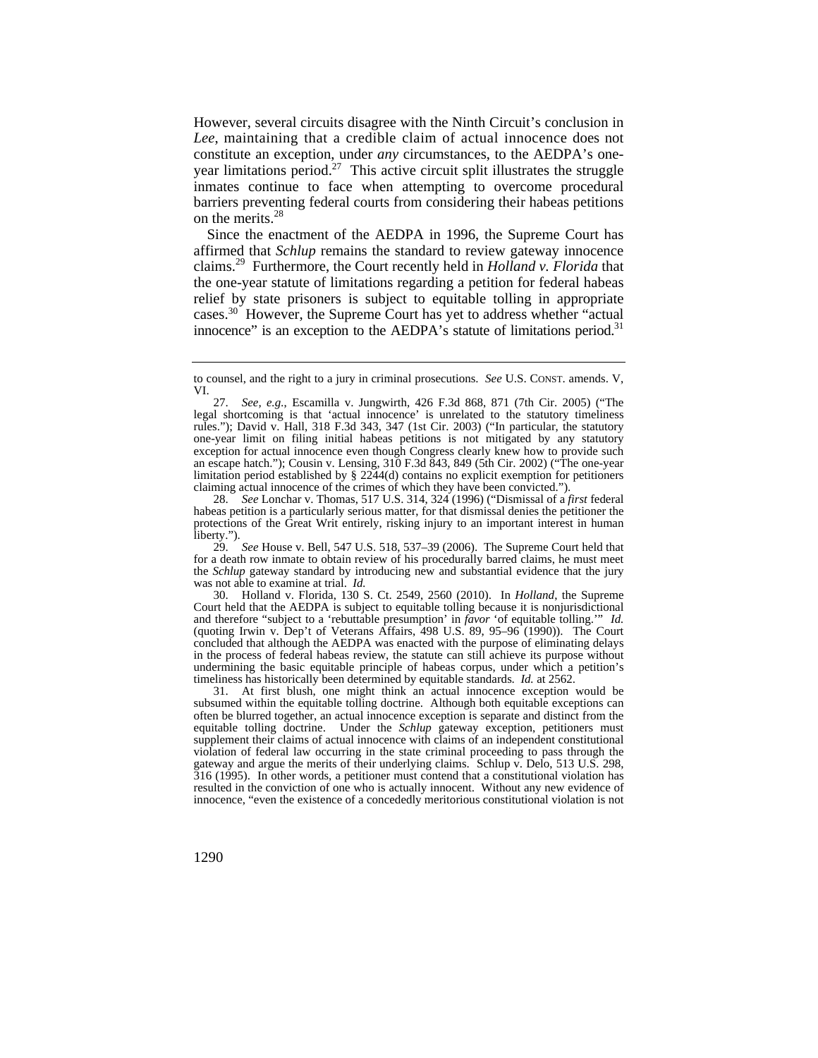However, several circuits disagree with the Ninth Circuit's conclusion in *Lee*, maintaining that a credible claim of actual innocence does not constitute an exception, under *any* circumstances, to the AEDPA's one-year limitations period.[27] This active circuit split illustrates the struggle inmates continue to face when attempting to overcome procedural barriers preventing federal courts from considering their habeas petitions on the merits.[28]

Since the enactment of the AEDPA in 1996, the Supreme Court has affirmed that *Schlup* remains the standard to review gateway innocence claims.[29] Furthermore, the Court recently held in *Holland v. Florida* that the one-year statute of limitations regarding a petition for federal habeas relief by state prisoners is subject to equitable tolling in appropriate cases.[30] However, the Supreme Court has yet to address whether "actual innocence" is an exception to the AEDPA's statute of limitations period.[31]

---

to counsel, and the right to a jury in criminal prosecutions. *See* U.S. CONST. amends. V, VI.

27. *See, e.g.*, Escamilla v. Jungwirth, 426 F.3d 868, 871 (7th Cir. 2005) ("The legal shortcoming is that 'actual innocence' is unrelated to the statutory timeliness rules."); David v. Hall, 318 F.3d 343, 347 (1st Cir. 2003) ("In particular, the statutory one-year limit on filing initial habeas petitions is not mitigated by any statutory exception for actual innocence even though Congress clearly knew how to provide such an escape hatch."); Cousin v. Lensing, 310 F.3d 843, 849 (5th Cir. 2002) ("The one-year limitation period established by § 2244(d) contains no explicit exemption for petitioners claiming actual innocence of the crimes of which they have been convicted.").

28. *See* Lonchar v. Thomas, 517 U.S. 314, 324 (1996) ("Dismissal of a *first* federal habeas petition is a particularly serious matter, for that dismissal denies the petitioner the protections of the Great Writ entirely, risking injury to an important interest in human liberty.").

29. *See* House v. Bell, 547 U.S. 518, 537–39 (2006). The Supreme Court held that for a death row inmate to obtain review of his procedurally barred claims, he must meet the *Schlup* gateway standard by introducing new and substantial evidence that the jury was not able to examine at trial. *Id.*

30. Holland v. Florida, 130 S. Ct. 2549, 2560 (2010). In *Holland*, the Supreme Court held that the AEDPA is subject to equitable tolling because it is nonjurisdictional and therefore "subject to a 'rebuttable presumption' in *favor* 'of equitable tolling.'" *Id.* (quoting Irwin v. Dep't of Veterans Affairs, 498 U.S. 89, 95–96 (1990)). The Court concluded that although the AEDPA was enacted with the purpose of eliminating delays in the process of federal habeas review, the statute can still achieve its purpose without undermining the basic equitable principle of habeas corpus, under which a petition's timeliness has historically been determined by equitable standards. *Id.* at 2562.

31. At first blush, one might think an actual innocence exception would be subsumed within the equitable tolling doctrine. Although both equitable exceptions can often be blurred together, an actual innocence exception is separate and distinct from the equitable tolling doctrine. Under the *Schlup* gateway exception, petitioners must supplement their claims of actual innocence with claims of an independent constitutional violation of federal law occurring in the state criminal proceeding to pass through the gateway and argue the merits of their underlying claims. Schlup v. Delo, 513 U.S. 298, 316 (1995). In other words, a petitioner must contend that a constitutional violation has resulted in the conviction of one who is actually innocent. Without any new evidence of innocence, "even the existence of a concededly meritorious constitutional violation is not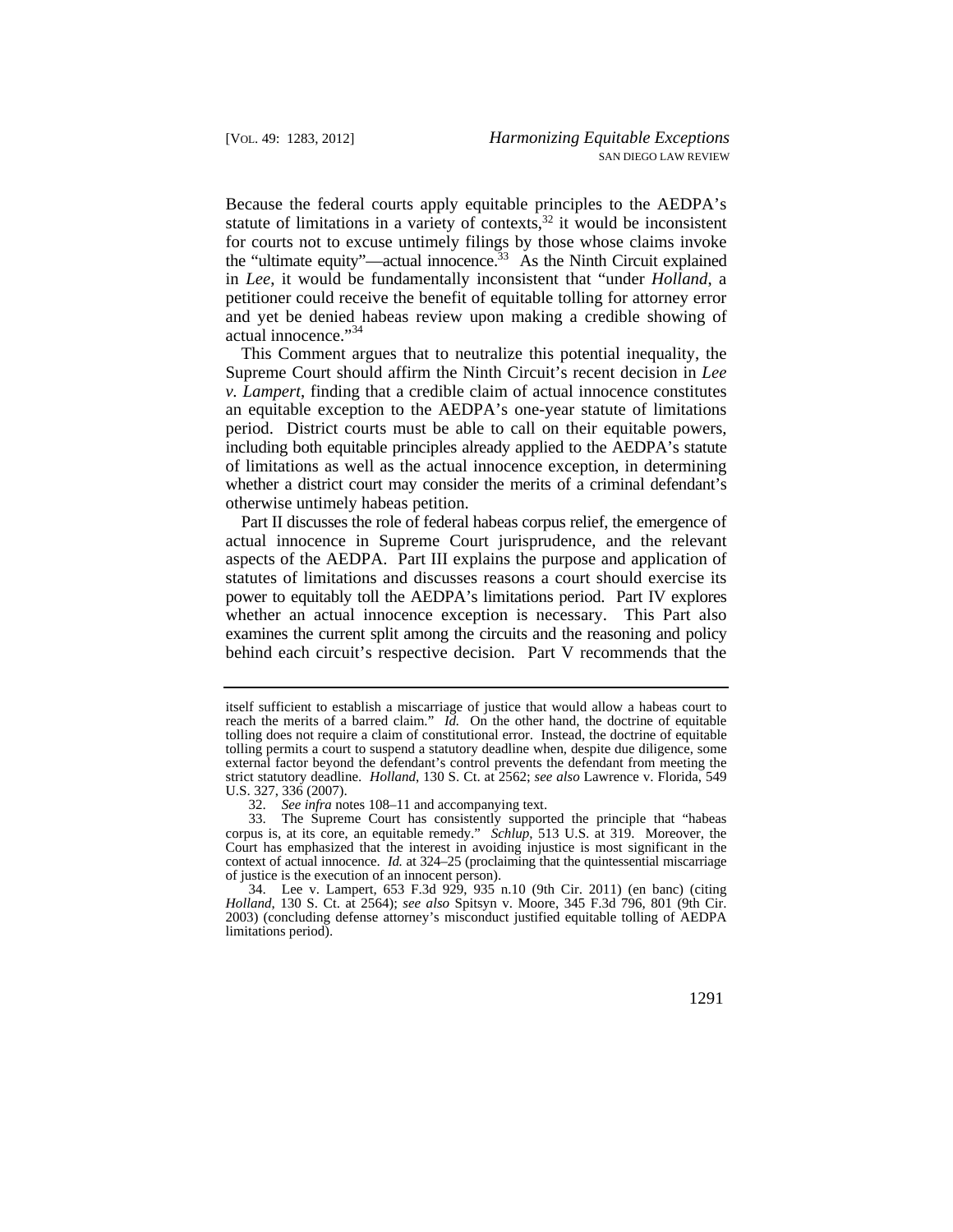Because the federal courts apply equitable principles to the AEDPA's statute of limitations in a variety of contexts,[32] it would be inconsistent for courts not to excuse untimely filings by those whose claims invoke the "ultimate equity"—actual innocence.[33] As the Ninth Circuit explained in *Lee*, it would be fundamentally inconsistent that "under *Holland*, a petitioner could receive the benefit of equitable tolling for attorney error and yet be denied habeas review upon making a credible showing of actual innocence."[34]

This Comment argues that to neutralize this potential inequality, the Supreme Court should affirm the Ninth Circuit's recent decision in *Lee v. Lampert*, finding that a credible claim of actual innocence constitutes an equitable exception to the AEDPA's one-year statute of limitations period. District courts must be able to call on their equitable powers, including both equitable principles already applied to the AEDPA's statute of limitations as well as the actual innocence exception, in determining whether a district court may consider the merits of a criminal defendant's otherwise untimely habeas petition.

Part II discusses the role of federal habeas corpus relief, the emergence of actual innocence in Supreme Court jurisprudence, and the relevant aspects of the AEDPA. Part III explains the purpose and application of statutes of limitations and discusses reasons a court should exercise its power to equitably toll the AEDPA's limitations period. Part IV explores whether an actual innocence exception is necessary. This Part also examines the current split among the circuits and the reasoning and policy behind each circuit's respective decision. Part V recommends that the

---

itself sufficient to establish a miscarriage of justice that would allow a habeas court to reach the merits of a barred claim." *Id.* On the other hand, the doctrine of equitable tolling does not require a claim of constitutional error. Instead, the doctrine of equitable tolling permits a court to suspend a statutory deadline when, despite due diligence, some external factor beyond the defendant's control prevents the defendant from meeting the strict statutory deadline. *Holland*, 130 S. Ct. at 2562; *see also* Lawrence v. Florida, 549 U.S. 327, 336 (2007).

32. *See infra* notes 108–11 and accompanying text.

33. The Supreme Court has consistently supported the principle that "habeas corpus is, at its core, an equitable remedy." *Schlup*, 513 U.S. at 319. Moreover, the Court has emphasized that the interest in avoiding injustice is most significant in the context of actual innocence. *Id.* at 324–25 (proclaiming that the quintessential miscarriage of justice is the execution of an innocent person).

34. Lee v. Lampert, 653 F.3d 929, 935 n.10 (9th Cir. 2011) (en banc) (citing *Holland*, 130 S. Ct. at 2564); *see also* Spitsyn v. Moore, 345 F.3d 796, 801 (9th Cir. 2003) (concluding defense attorney's misconduct justified equitable tolling of AEDPA limitations period).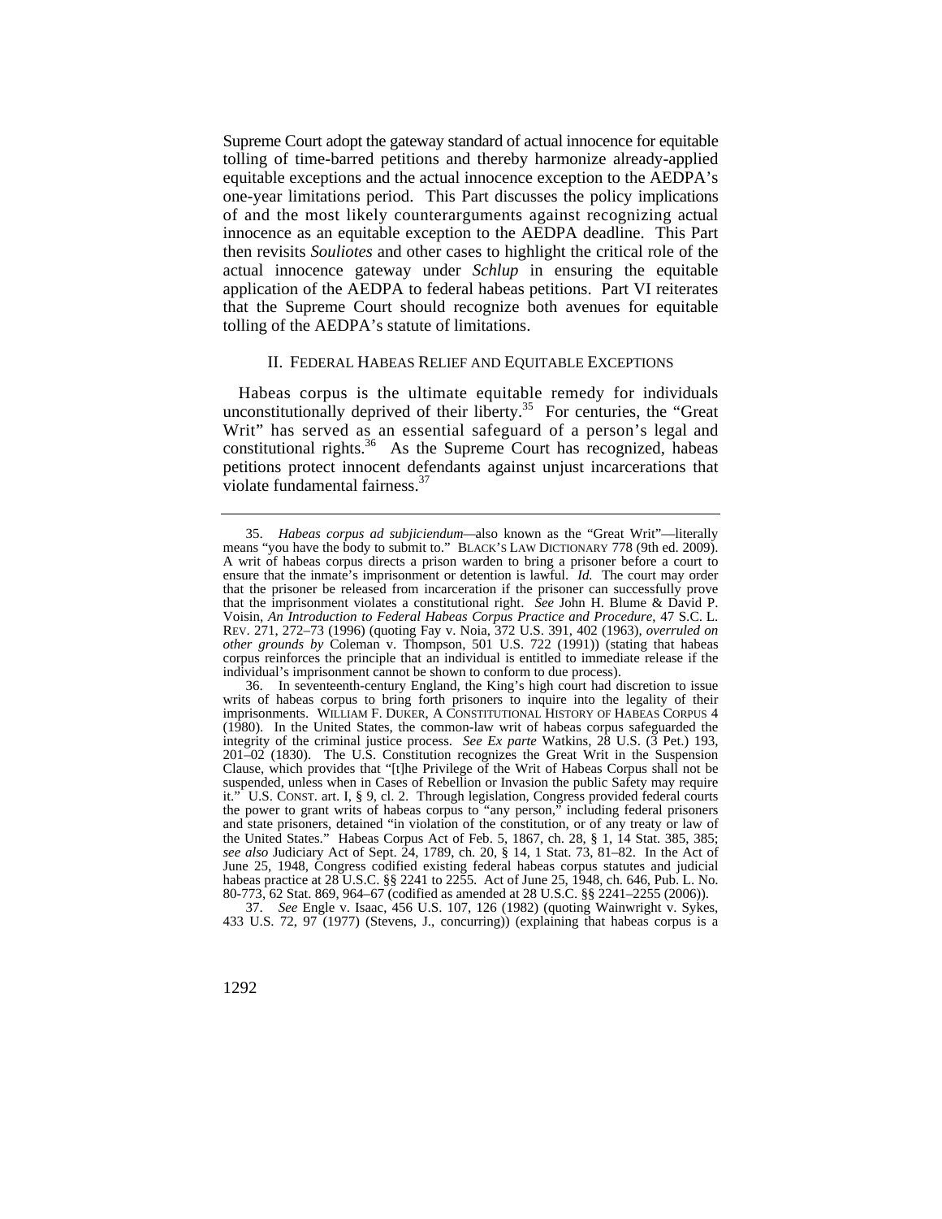Supreme Court adopt the gateway standard of actual innocence for equitable tolling of time-barred petitions and thereby harmonize already-applied equitable exceptions and the actual innocence exception to the AEDPA's one-year limitations period. This Part discusses the policy implications of and the most likely counterarguments against recognizing actual innocence as an equitable exception to the AEDPA deadline. This Part then revisits *Souliotes* and other cases to highlight the critical role of the actual innocence gateway under *Schlup* in ensuring the equitable application of the AEDPA to federal habeas petitions. Part VI reiterates that the Supreme Court should recognize both avenues for equitable tolling of the AEDPA's statute of limitations.

## II. FEDERAL HABEAS RELIEF AND EQUITABLE EXCEPTIONS

Habeas corpus is the ultimate equitable remedy for individuals unconstitutionally deprived of their liberty.[35] For centuries, the "Great Writ" has served as an essential safeguard of a person's legal and constitutional rights.[36] As the Supreme Court has recognized, habeas petitions protect innocent defendants against unjust incarcerations that violate fundamental fairness.[37]

---

35. *Habeas corpus ad subjiciendum*—also known as the "Great Writ"—literally means "you have the body to submit to." BLACK'S LAW DICTIONARY 778 (9th ed. 2009). A writ of habeas corpus directs a prison warden to bring a prisoner before a court to ensure that the inmate's imprisonment or detention is lawful. *Id.* The court may order that the prisoner be released from incarceration if the prisoner can successfully prove that the imprisonment violates a constitutional right. *See* John H. Blume & David P. Voisin, *An Introduction to Federal Habeas Corpus Practice and Procedure*, 47 S.C. L. REV. 271, 272–73 (1996) (quoting Fay v. Noia, 372 U.S. 391, 402 (1963), *overruled on other grounds by* Coleman v. Thompson, 501 U.S. 722 (1991)) (stating that habeas corpus reinforces the principle that an individual is entitled to immediate release if the individual's imprisonment cannot be shown to conform to due process).

36. In seventeenth-century England, the King's high court had discretion to issue writs of habeas corpus to bring forth prisoners to inquire into the legality of their imprisonments. WILLIAM F. DUKER, A CONSTITUTIONAL HISTORY OF HABEAS CORPUS 4 (1980). In the United States, the common-law writ of habeas corpus safeguarded the integrity of the criminal justice process. *See Ex parte* Watkins, 28 U.S. (3 Pet.) 193, 201–02 (1830). The U.S. Constitution recognizes the Great Writ in the Suspension Clause, which provides that "[t]he Privilege of the Writ of Habeas Corpus shall not be suspended, unless when in Cases of Rebellion or Invasion the public Safety may require it." U.S. CONST. art. I, § 9, cl. 2. Through legislation, Congress provided federal courts the power to grant writs of habeas corpus to "any person," including federal prisoners and state prisoners, detained "in violation of the constitution, or of any treaty or law of the United States." Habeas Corpus Act of Feb. 5, 1867, ch. 28, § 1, 14 Stat. 385, 385; *see also* Judiciary Act of Sept. 24, 1789, ch. 20, § 14, 1 Stat. 73, 81–82. In the Act of June 25, 1948, Congress codified existing federal habeas corpus statutes and judicial habeas practice at 28 U.S.C. §§ 2241 to 2255. Act of June 25, 1948, ch. 646, Pub. L. No. 80-773, 62 Stat. 869, 964–67 (codified as amended at 28 U.S.C. §§ 2241–2255 (2006)).

37. *See* Engle v. Isaac, 456 U.S. 107, 126 (1982) (quoting Wainwright v. Sykes, 433 U.S. 72, 97 (1977) (Stevens, J., concurring)) (explaining that habeas corpus is a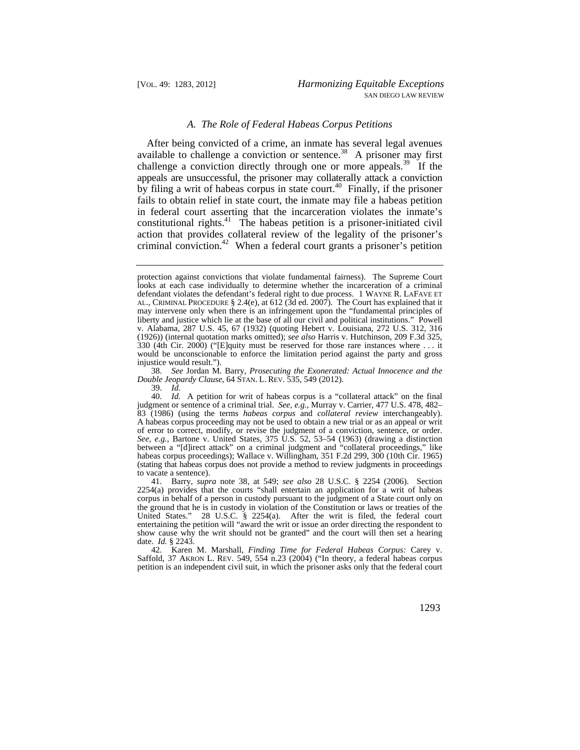### *A. The Role of Federal Habeas Corpus Petitions*

After being convicted of a crime, an inmate has several legal avenues available to challenge a conviction or sentence.[38] A prisoner may first challenge a conviction directly through one or more appeals.[39] If the appeals are unsuccessful, the prisoner may collaterally attack a conviction by filing a writ of habeas corpus in state court.[40] Finally, if the prisoner fails to obtain relief in state court, the inmate may file a habeas petition in federal court asserting that the incarceration violates the inmate's constitutional rights.[41] The habeas petition is a prisoner-initiated civil action that provides collateral review of the legality of the prisoner's criminal conviction.[42] When a federal court grants a prisoner's petition

---

protection against convictions that violate fundamental fairness). The Supreme Court looks at each case individually to determine whether the incarceration of a criminal defendant violates the defendant's federal right to due process. 1 WAYNE R. LAFAVE ET AL., CRIMINAL PROCEDURE § 2.4(e), at 612 (3d ed. 2007). The Court has explained that it may intervene only when there is an infringement upon the "fundamental principles of liberty and justice which lie at the base of all our civil and political institutions." Powell v. Alabama, 287 U.S. 45, 67 (1932) (quoting Hebert v. Louisiana, 272 U.S. 312, 316 (1926)) (internal quotation marks omitted); *see also* Harris v. Hutchinson, 209 F.3d 325, 330 (4th Cir. 2000) ("[E]quity must be reserved for those rare instances where . . . it would be unconscionable to enforce the limitation period against the party and gross injustice would result.").

38. *See* Jordan M. Barry, *Prosecuting the Exonerated: Actual Innocence and the Double Jeopardy Clause*, 64 STAN. L. REV. 535, 549 (2012).

39. *Id.*

40. *Id.* A petition for writ of habeas corpus is a "collateral attack" on the final judgment or sentence of a criminal trial. *See, e.g.*, Murray v. Carrier, 477 U.S. 478, 482–83 (1986) (using the terms *habeas corpus* and *collateral review* interchangeably). A habeas corpus proceeding may not be used to obtain a new trial or as an appeal or writ of error to correct, modify, or revise the judgment of a conviction, sentence, or order. *See, e.g.*, Bartone v. United States, 375 U.S. 52, 53–54 (1963) (drawing a distinction between a "[d]irect attack" on a criminal judgment and "collateral proceedings," like habeas corpus proceedings); Wallace v. Willingham, 351 F.2d 299, 300 (10th Cir. 1965) (stating that habeas corpus does not provide a method to review judgments in proceedings to vacate a sentence).

41. Barry, *supra* note 38, at 549; *see also* 28 U.S.C. § 2254 (2006). Section 2254(a) provides that the courts "shall entertain an application for a writ of habeas corpus in behalf of a person in custody pursuant to the judgment of a State court only on the ground that he is in custody in violation of the Constitution or laws or treaties of the United States." 28 U.S.C. § 2254(a). After the writ is filed, the federal court entertaining the petition will "award the writ or issue an order directing the respondent to show cause why the writ should not be granted" and the court will then set a hearing date. *Id.* § 2243.

42. Karen M. Marshall, *Finding Time for Federal Habeas Corpus:* Carey v. Saffold, 37 AKRON L. REV. 549, 554 n.23 (2004) ("In theory, a federal habeas corpus petition is an independent civil suit, in which the prisoner asks only that the federal court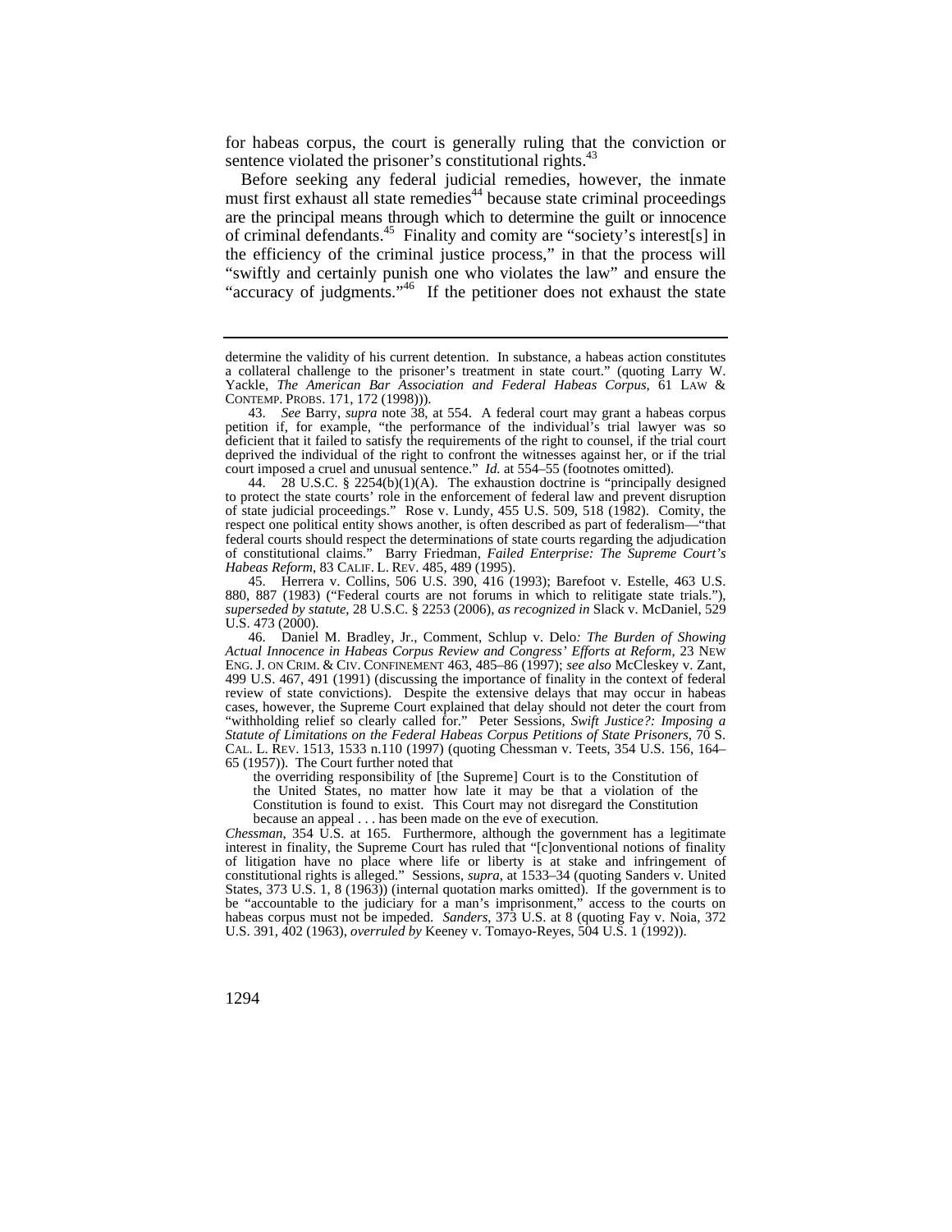for habeas corpus, the court is generally ruling that the conviction or sentence violated the prisoner's constitutional rights.[43]

Before seeking any federal judicial remedies, however, the inmate must first exhaust all state remedies[44] because state criminal proceedings are the principal means through which to determine the guilt or innocence of criminal defendants.[45] Finality and comity are "society's interest[s] in the efficiency of the criminal justice process," in that the process will "swiftly and certainly punish one who violates the law" and ensure the "accuracy of judgments."[46] If the petitioner does not exhaust the state

---

determine the validity of his current detention. In substance, a habeas action constitutes a collateral challenge to the prisoner's treatment in state court." (quoting Larry W. Yackle, *The American Bar Association and Federal Habeas Corpus*, 61 LAW & CONTEMP. PROBS. 171, 172 (1998))).

43. *See* Barry, *supra* note 38, at 554. A federal court may grant a habeas corpus petition if, for example, "the performance of the individual's trial lawyer was so deficient that it failed to satisfy the requirements of the right to counsel, if the trial court deprived the individual of the right to confront the witnesses against her, or if the trial court imposed a cruel and unusual sentence." *Id.* at 554–55 (footnotes omitted).

44. 28 U.S.C. § 2254(b)(1)(A). The exhaustion doctrine is "principally designed to protect the state courts' role in the enforcement of federal law and prevent disruption of state judicial proceedings." Rose v. Lundy, 455 U.S. 509, 518 (1982). Comity, the respect one political entity shows another, is often described as part of federalism—"that federal courts should respect the determinations of state courts regarding the adjudication of constitutional claims." Barry Friedman, *Failed Enterprise: The Supreme Court's Habeas Reform*, 83 CALIF. L. REV. 485, 489 (1995).

45. Herrera v. Collins, 506 U.S. 390, 416 (1993); Barefoot v. Estelle, 463 U.S. 880, 887 (1983) ("Federal courts are not forums in which to relitigate state trials."), *superseded by statute*, 28 U.S.C. § 2253 (2006), *as recognized in* Slack v. McDaniel, 529 U.S. 473 (2000).

46. Daniel M. Bradley, Jr., Comment, Schlup v. Delo*: The Burden of Showing Actual Innocence in Habeas Corpus Review and Congress' Efforts at Reform*, 23 NEW ENG. J. ON CRIM. & CIV. CONFINEMENT 463, 485–86 (1997); *see also* McCleskey v. Zant, 499 U.S. 467, 491 (1991) (discussing the importance of finality in the context of federal review of state convictions). Despite the extensive delays that may occur in habeas cases, however, the Supreme Court explained that delay should not deter the court from "withholding relief so clearly called for." Peter Sessions, *Swift Justice?: Imposing a Statute of Limitations on the Federal Habeas Corpus Petitions of State Prisoners*, 70 S. CAL. L. REV. 1513, 1533 n.110 (1997) (quoting Chessman v. Teets, 354 U.S. 156, 164–65 (1957)). The Court further noted that

> the overriding responsibility of [the Supreme] Court is to the Constitution of the United States, no matter how late it may be that a violation of the Constitution is found to exist. This Court may not disregard the Constitution because an appeal . . . has been made on the eve of execution.

*Chessman*, 354 U.S. at 165. Furthermore, although the government has a legitimate interest in finality, the Supreme Court has ruled that "[c]onventional notions of finality of litigation have no place where life or liberty is at stake and infringement of constitutional rights is alleged." Sessions, *supra*, at 1533–34 (quoting Sanders v. United States, 373 U.S. 1, 8 (1963)) (internal quotation marks omitted). If the government is to be "accountable to the judiciary for a man's imprisonment," access to the courts on habeas corpus must not be impeded. *Sanders*, 373 U.S. at 8 (quoting Fay v. Noia, 372 U.S. 391, 402 (1963), *overruled by* Keeney v. Tomayo-Reyes, 504 U.S. 1 (1992)).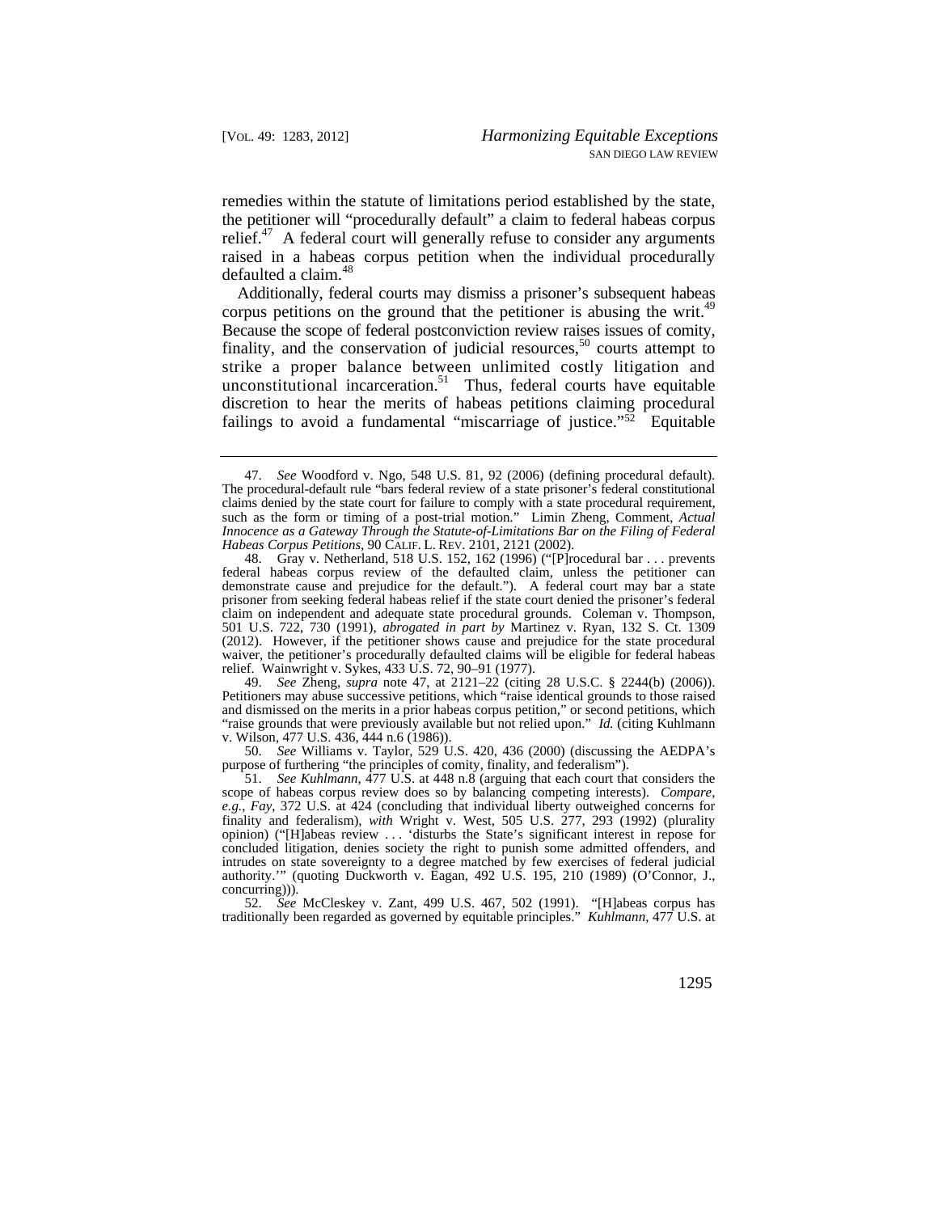remedies within the statute of limitations period established by the state, the petitioner will "procedurally default" a claim to federal habeas corpus relief.[47] A federal court will generally refuse to consider any arguments raised in a habeas corpus petition when the individual procedurally defaulted a claim.[48]

Additionally, federal courts may dismiss a prisoner's subsequent habeas corpus petitions on the ground that the petitioner is abusing the writ.[49] Because the scope of federal postconviction review raises issues of comity, finality, and the conservation of judicial resources,[50] courts attempt to strike a proper balance between unlimited costly litigation and unconstitutional incarceration.[51] Thus, federal courts have equitable discretion to hear the merits of habeas petitions claiming procedural failings to avoid a fundamental "miscarriage of justice."[52] Equitable

---

47. *See* Woodford v. Ngo, 548 U.S. 81, 92 (2006) (defining procedural default). The procedural-default rule "bars federal review of a state prisoner's federal constitutional claims denied by the state court for failure to comply with a state procedural requirement, such as the form or timing of a post-trial motion." Limin Zheng, Comment, *Actual Innocence as a Gateway Through the Statute-of-Limitations Bar on the Filing of Federal Habeas Corpus Petitions*, 90 CALIF. L. REV. 2101, 2121 (2002).

48. Gray v. Netherland, 518 U.S. 152, 162 (1996) ("[P]rocedural bar . . . prevents federal habeas corpus review of the defaulted claim, unless the petitioner can demonstrate cause and prejudice for the default."). A federal court may bar a state prisoner from seeking federal habeas relief if the state court denied the prisoner's federal claim on independent and adequate state procedural grounds. Coleman v. Thompson, 501 U.S. 722, 730 (1991), *abrogated in part by* Martinez v. Ryan, 132 S. Ct. 1309 (2012). However, if the petitioner shows cause and prejudice for the state procedural waiver, the petitioner's procedurally defaulted claims will be eligible for federal habeas relief. Wainwright v. Sykes, 433 U.S. 72, 90–91 (1977).

49. *See* Zheng, *supra* note 47, at 2121–22 (citing 28 U.S.C. § 2244(b) (2006)). Petitioners may abuse successive petitions, which "raise identical grounds to those raised and dismissed on the merits in a prior habeas corpus petition," or second petitions, which "raise grounds that were previously available but not relied upon." *Id.* (citing Kuhlmann v. Wilson, 477 U.S. 436, 444 n.6 (1986)).

50. *See* Williams v. Taylor, 529 U.S. 420, 436 (2000) (discussing the AEDPA's purpose of furthering "the principles of comity, finality, and federalism").

51. *See Kuhlmann*, 477 U.S. at 448 n.8 (arguing that each court that considers the scope of habeas corpus review does so by balancing competing interests). *Compare, e.g.*, *Fay*, 372 U.S. at 424 (concluding that individual liberty outweighed concerns for finality and federalism), *with* Wright v. West, 505 U.S. 277, 293 (1992) (plurality opinion) ("[H]abeas review . . . 'disturbs the State's significant interest in repose for concluded litigation, denies society the right to punish some admitted offenders, and intrudes on state sovereignty to a degree matched by few exercises of federal judicial authority.'" (quoting Duckworth v. Eagan, 492 U.S. 195, 210 (1989) (O'Connor, J., concurring))).

52. *See* McCleskey v. Zant, 499 U.S. 467, 502 (1991). "[H]abeas corpus has traditionally been regarded as governed by equitable principles." *Kuhlmann*, 477 U.S. at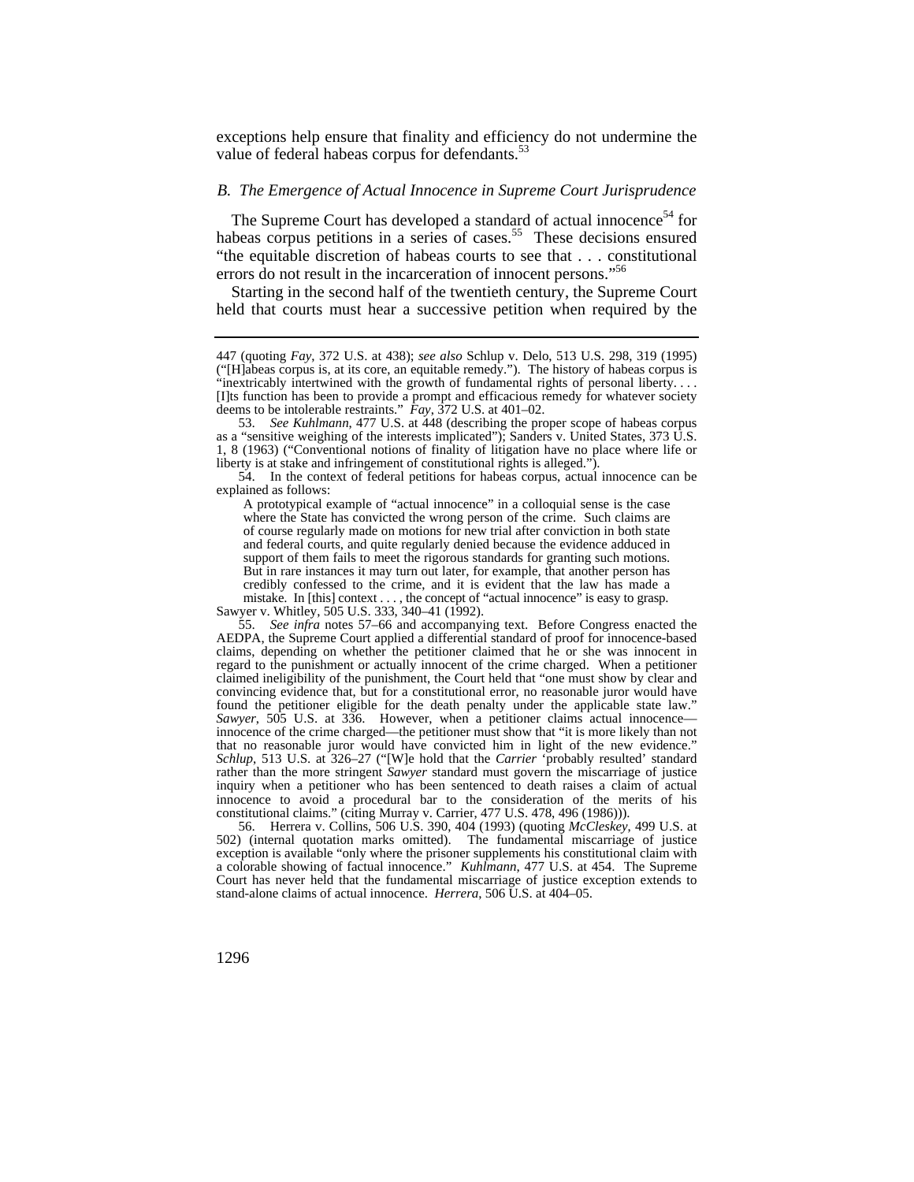exceptions help ensure that finality and efficiency do not undermine the value of federal habeas corpus for defendants.[53]

### *B. The Emergence of Actual Innocence in Supreme Court Jurisprudence*

The Supreme Court has developed a standard of actual innocence[54] for habeas corpus petitions in a series of cases.[55] These decisions ensured "the equitable discretion of habeas courts to see that . . . constitutional errors do not result in the incarceration of innocent persons."[56]

Starting in the second half of the twentieth century, the Supreme Court held that courts must hear a successive petition when required by the

---

447 (quoting *Fay*, 372 U.S. at 438); *see also* Schlup v. Delo, 513 U.S. 298, 319 (1995) ("[H]abeas corpus is, at its core, an equitable remedy."). The history of habeas corpus is "inextricably intertwined with the growth of fundamental rights of personal liberty. . . . [I]ts function has been to provide a prompt and efficacious remedy for whatever society deems to be intolerable restraints." *Fay*, 372 U.S. at 401–02.

53. *See Kuhlmann*, 477 U.S. at 448 (describing the proper scope of habeas corpus as a "sensitive weighing of the interests implicated"); Sanders v. United States, 373 U.S. 1, 8 (1963) ("Conventional notions of finality of litigation have no place where life or liberty is at stake and infringement of constitutional rights is alleged.").

54. In the context of federal petitions for habeas corpus, actual innocence can be explained as follows:

> A prototypical example of "actual innocence" in a colloquial sense is the case where the State has convicted the wrong person of the crime. Such claims are of course regularly made on motions for new trial after conviction in both state and federal courts, and quite regularly denied because the evidence adduced in support of them fails to meet the rigorous standards for granting such motions. But in rare instances it may turn out later, for example, that another person has credibly confessed to the crime, and it is evident that the law has made a mistake. In [this] context . . . , the concept of "actual innocence" is easy to grasp.

Sawyer v. Whitley, 505 U.S. 333, 340–41 (1992).

55. *See infra* notes 57–66 and accompanying text. Before Congress enacted the AEDPA, the Supreme Court applied a differential standard of proof for innocence-based claims, depending on whether the petitioner claimed that he or she was innocent in regard to the punishment or actually innocent of the crime charged. When a petitioner claimed ineligibility of the punishment, the Court held that "one must show by clear and convincing evidence that, but for a constitutional error, no reasonable juror would have found the petitioner eligible for the death penalty under the applicable state law." *Sawyer*, 505 U.S. at 336. However, when a petitioner claims actual innocence—innocence of the crime charged—the petitioner must show that "it is more likely than not that no reasonable juror would have convicted him in light of the new evidence." *Schlup*, 513 U.S. at 326–27 ("[W]e hold that the *Carrier* 'probably resulted' standard rather than the more stringent *Sawyer* standard must govern the miscarriage of justice inquiry when a petitioner who has been sentenced to death raises a claim of actual innocence to avoid a procedural bar to the consideration of the merits of his constitutional claims." (citing Murray v. Carrier, 477 U.S. 478, 496 (1986))).

56. Herrera v. Collins, 506 U.S. 390, 404 (1993) (quoting *McCleskey*, 499 U.S. at 502) (internal quotation marks omitted). The fundamental miscarriage of justice exception is available "only where the prisoner supplements his constitutional claim with a colorable showing of factual innocence." *Kuhlmann*, 477 U.S. at 454. The Supreme Court has never held that the fundamental miscarriage of justice exception extends to stand-alone claims of actual innocence. *Herrera*, 506 U.S. at 404–05.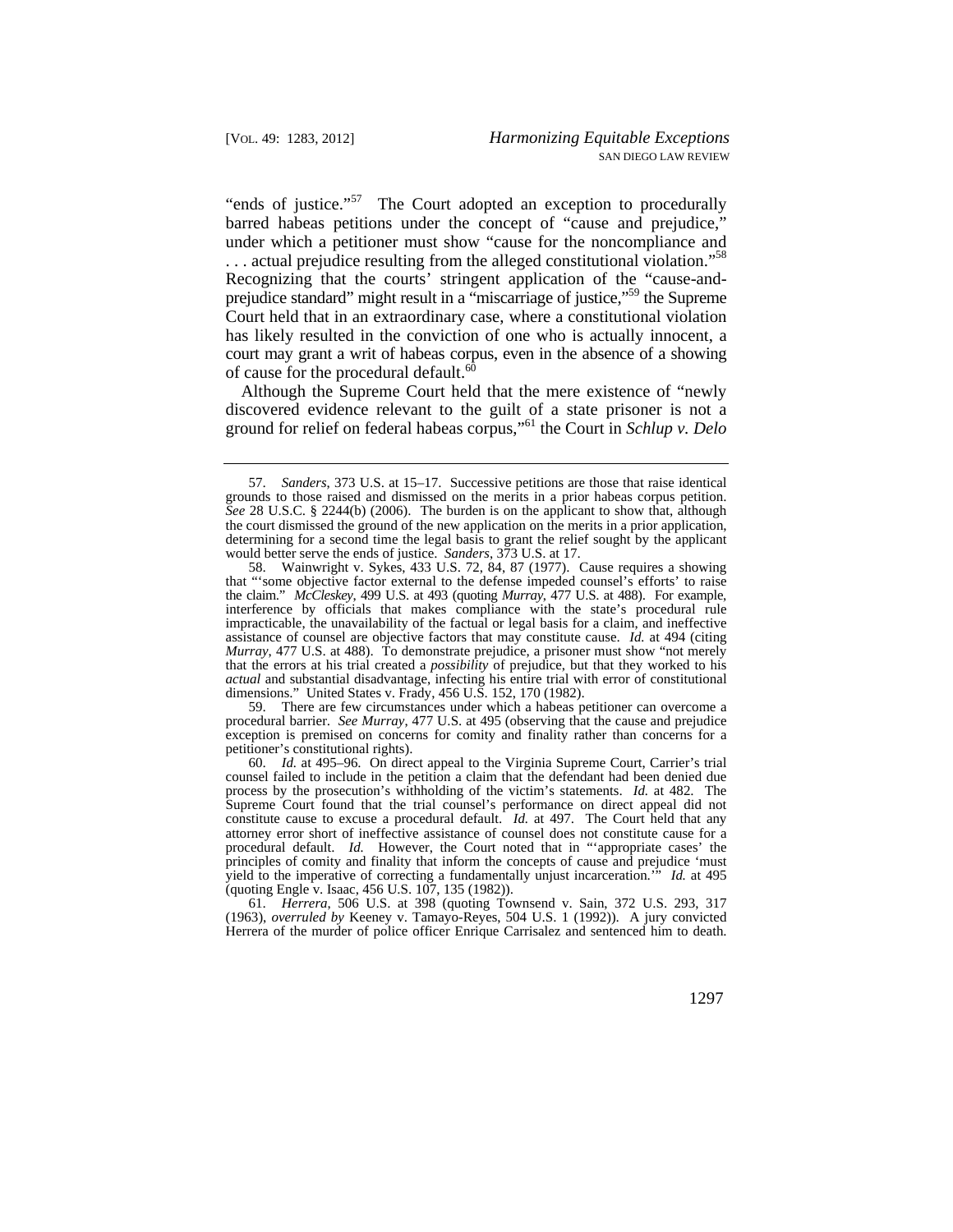"ends of justice."[57] The Court adopted an exception to procedurally barred habeas petitions under the concept of "cause and prejudice," under which a petitioner must show "cause for the noncompliance and . . . actual prejudice resulting from the alleged constitutional violation."[58] Recognizing that the courts' stringent application of the "cause-and-prejudice standard" might result in a "miscarriage of justice,"[59] the Supreme Court held that in an extraordinary case, where a constitutional violation has likely resulted in the conviction of one who is actually innocent, a court may grant a writ of habeas corpus, even in the absence of a showing of cause for the procedural default.[60]

Although the Supreme Court held that the mere existence of "newly discovered evidence relevant to the guilt of a state prisoner is not a ground for relief on federal habeas corpus,"[61] the Court in *Schlup v. Delo*

57. *Sanders*, 373 U.S. at 15–17. Successive petitions are those that raise identical grounds to those raised and dismissed on the merits in a prior habeas corpus petition. *See* 28 U.S.C. § 2244(b) (2006). The burden is on the applicant to show that, although the court dismissed the ground of the new application on the merits in a prior application, determining for a second time the legal basis to grant the relief sought by the applicant would better serve the ends of justice. *Sanders*, 373 U.S. at 17.

58. Wainwright v. Sykes, 433 U.S. 72, 84, 87 (1977). Cause requires a showing that "'some objective factor external to the defense impeded counsel's efforts' to raise the claim." *McCleskey*, 499 U.S. at 493 (quoting *Murray*, 477 U.S. at 488). For example, interference by officials that makes compliance with the state's procedural rule impracticable, the unavailability of the factual or legal basis for a claim, and ineffective assistance of counsel are objective factors that may constitute cause. *Id.* at 494 (citing *Murray*, 477 U.S. at 488). To demonstrate prejudice, a prisoner must show "not merely that the errors at his trial created a *possibility* of prejudice, but that they worked to his *actual* and substantial disadvantage, infecting his entire trial with error of constitutional dimensions." United States v. Frady, 456 U.S. 152, 170 (1982).

59. There are few circumstances under which a habeas petitioner can overcome a procedural barrier. *See Murray*, 477 U.S. at 495 (observing that the cause and prejudice exception is premised on concerns for comity and finality rather than concerns for a petitioner's constitutional rights).

60. *Id.* at 495–96. On direct appeal to the Virginia Supreme Court, Carrier's trial counsel failed to include in the petition a claim that the defendant had been denied due process by the prosecution's withholding of the victim's statements. *Id.* at 482. The Supreme Court found that the trial counsel's performance on direct appeal did not constitute cause to excuse a procedural default. *Id.* at 497. The Court held that any attorney error short of ineffective assistance of counsel does not constitute cause for a procedural default. *Id.* However, the Court noted that in "'appropriate cases' the principles of comity and finality that inform the concepts of cause and prejudice 'must yield to the imperative of correcting a fundamentally unjust incarceration.'" *Id.* at 495 (quoting Engle v. Isaac, 456 U.S. 107, 135 (1982)).

61. *Herrera*, 506 U.S. at 398 (quoting Townsend v. Sain, 372 U.S. 293, 317 (1963), *overruled by* Keeney v. Tamayo-Reyes, 504 U.S. 1 (1992)). A jury convicted Herrera of the murder of police officer Enrique Carrisalez and sentenced him to death.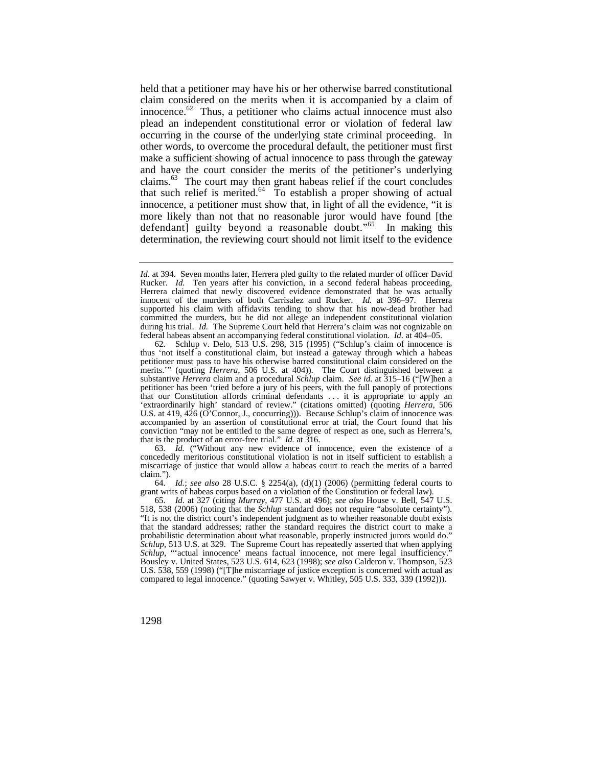held that a petitioner may have his or her otherwise barred constitutional claim considered on the merits when it is accompanied by a claim of innocence.[62] Thus, a petitioner who claims actual innocence must also plead an independent constitutional error or violation of federal law occurring in the course of the underlying state criminal proceeding. In other words, to overcome the procedural default, the petitioner must first make a sufficient showing of actual innocence to pass through the gateway and have the court consider the merits of the petitioner's underlying claims.[63] The court may then grant habeas relief if the court concludes that such relief is merited.[64] To establish a proper showing of actual innocence, a petitioner must show that, in light of all the evidence, "it is more likely than not that no reasonable juror would have found [the defendant] guilty beyond a reasonable doubt."[65] In making this determination, the reviewing court should not limit itself to the evidence

---

*Id.* at 394. Seven months later, Herrera pled guilty to the related murder of officer David Rucker. *Id.* Ten years after his conviction, in a second federal habeas proceeding, Herrera claimed that newly discovered evidence demonstrated that he was actually innocent of the murders of both Carrisalez and Rucker. *Id.* at 396–97. Herrera supported his claim with affidavits tending to show that his now-dead brother had committed the murders, but he did not allege an independent constitutional violation during his trial. *Id.* The Supreme Court held that Herrera's claim was not cognizable on federal habeas absent an accompanying federal constitutional violation. *Id.* at 404–05.

62. Schlup v. Delo, 513 U.S. 298, 315 (1995) ("Schlup's claim of innocence is thus 'not itself a constitutional claim, but instead a gateway through which a habeas petitioner must pass to have his otherwise barred constitutional claim considered on the merits.'" (quoting *Herrera*, 506 U.S. at 404)). The Court distinguished between a substantive *Herrera* claim and a procedural *Schlup* claim. *See id.* at 315–16 ("[W]hen a petitioner has been 'tried before a jury of his peers, with the full panoply of protections that our Constitution affords criminal defendants . . . it is appropriate to apply an 'extraordinarily high' standard of review." (citations omitted) (quoting *Herrera*, 506 U.S. at 419, 426 (O'Connor, J., concurring))). Because Schlup's claim of innocence was accompanied by an assertion of constitutional error at trial, the Court found that his conviction "may not be entitled to the same degree of respect as one, such as Herrera's, that is the product of an error-free trial." *Id.* at 316.

63. *Id.* ("Without any new evidence of innocence, even the existence of a concededly meritorious constitutional violation is not in itself sufficient to establish a miscarriage of justice that would allow a habeas court to reach the merits of a barred claim.").

64. *Id.*; *see also* 28 U.S.C. § 2254(a), (d)(1) (2006) (permitting federal courts to grant writs of habeas corpus based on a violation of the Constitution or federal law).

65. *Id.* at 327 (citing *Murray*, 477 U.S. at 496); *see also* House v. Bell, 547 U.S. 518, 538 (2006) (noting that the *Schlup* standard does not require "absolute certainty"). "It is not the district court's independent judgment as to whether reasonable doubt exists that the standard addresses; rather the standard requires the district court to make a probabilistic determination about what reasonable, properly instructed jurors would do." *Schlup*, 513 U.S. at 329. The Supreme Court has repeatedly asserted that when applying *Schlup*, "'actual innocence' means factual innocence, not mere legal insufficiency." Bousley v. United States, 523 U.S. 614, 623 (1998); *see also* Calderon v. Thompson, 523 U.S. 538, 559 (1998) ("[T]he miscarriage of justice exception is concerned with actual as compared to legal innocence." (quoting Sawyer v. Whitley, 505 U.S. 333, 339 (1992))).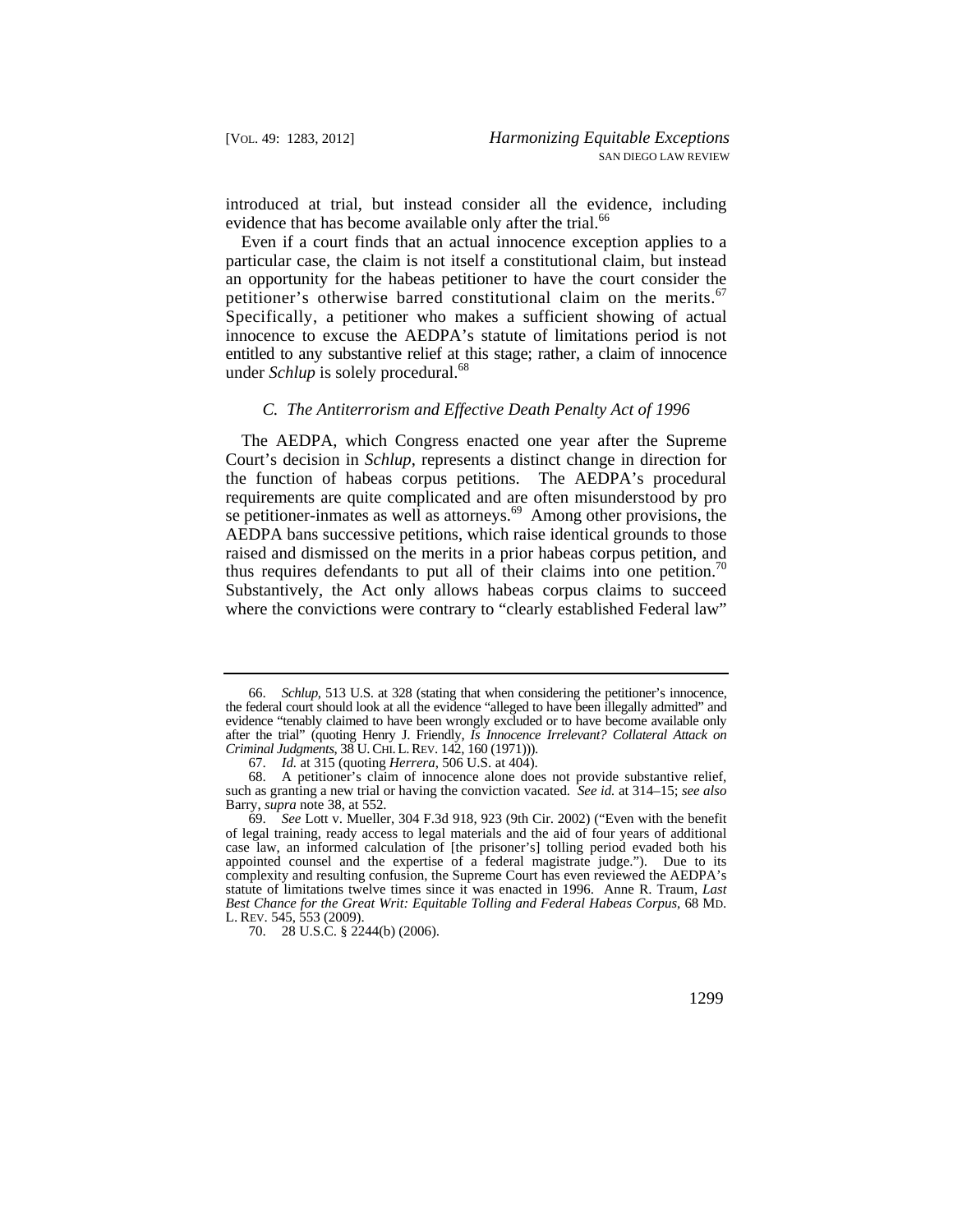introduced at trial, but instead consider all the evidence, including evidence that has become available only after the trial.[66]

Even if a court finds that an actual innocence exception applies to a particular case, the claim is not itself a constitutional claim, but instead an opportunity for the habeas petitioner to have the court consider the petitioner's otherwise barred constitutional claim on the merits.[67] Specifically, a petitioner who makes a sufficient showing of actual innocence to excuse the AEDPA's statute of limitations period is not entitled to any substantive relief at this stage; rather, a claim of innocence under *Schlup* is solely procedural.[68]

### *C. The Antiterrorism and Effective Death Penalty Act of 1996*

The AEDPA, which Congress enacted one year after the Supreme Court's decision in *Schlup*, represents a distinct change in direction for the function of habeas corpus petitions. The AEDPA's procedural requirements are quite complicated and are often misunderstood by pro se petitioner-inmates as well as attorneys.[69] Among other provisions, the AEDPA bans successive petitions, which raise identical grounds to those raised and dismissed on the merits in a prior habeas corpus petition, and thus requires defendants to put all of their claims into one petition.[70] Substantively, the Act only allows habeas corpus claims to succeed where the convictions were contrary to "clearly established Federal law"

---

66. *Schlup*, 513 U.S. at 328 (stating that when considering the petitioner's innocence, the federal court should look at all the evidence "alleged to have been illegally admitted" and evidence "tenably claimed to have been wrongly excluded or to have become available only after the trial" (quoting Henry J. Friendly, *Is Innocence Irrelevant? Collateral Attack on Criminal Judgments*, 38 U. CHI. L. REV. 142, 160 (1971))).

67. *Id.* at 315 (quoting *Herrera*, 506 U.S. at 404).

68. A petitioner's claim of innocence alone does not provide substantive relief, such as granting a new trial or having the conviction vacated. *See id.* at 314–15; *see also* Barry, *supra* note 38, at 552.

69. *See* Lott v. Mueller, 304 F.3d 918, 923 (9th Cir. 2002) ("Even with the benefit of legal training, ready access to legal materials and the aid of four years of additional case law, an informed calculation of [the prisoner's] tolling period evaded both his appointed counsel and the expertise of a federal magistrate judge."). Due to its complexity and resulting confusion, the Supreme Court has even reviewed the AEDPA's statute of limitations twelve times since it was enacted in 1996. Anne R. Traum, *Last Best Chance for the Great Writ: Equitable Tolling and Federal Habeas Corpus*, 68 MD. L. REV. 545, 553 (2009).

70. 28 U.S.C. § 2244(b) (2006).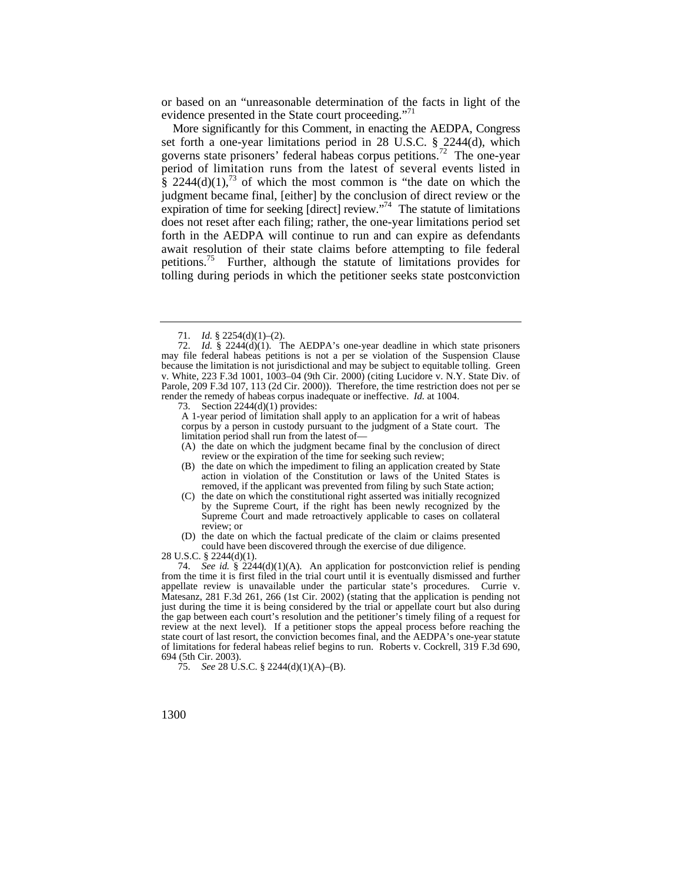or based on an "unreasonable determination of the facts in light of the evidence presented in the State court proceeding."[71]

More significantly for this Comment, in enacting the AEDPA, Congress set forth a one-year limitations period in 28 U.S.C. § 2244(d), which governs state prisoners' federal habeas corpus petitions.[72] The one-year period of limitation runs from the latest of several events listed in § 2244(d)(1),[73] of which the most common is "the date on which the judgment became final, [either] by the conclusion of direct review or the expiration of time for seeking [direct] review."[74] The statute of limitations does not reset after each filing; rather, the one-year limitations period set forth in the AEDPA will continue to run and can expire as defendants await resolution of their state claims before attempting to file federal petitions.[75] Further, although the statute of limitations provides for tolling during periods in which the petitioner seeks state postconviction

---

71. *Id.* § 2254(d)(1)–(2).

72. *Id.* § 2244(d)(1). The AEDPA's one-year deadline in which state prisoners may file federal habeas petitions is not a per se violation of the Suspension Clause because the limitation is not jurisdictional and may be subject to equitable tolling. Green v. White, 223 F.3d 1001, 1003–04 (9th Cir. 2000) (citing Lucidore v. N.Y. State Div. of Parole, 209 F.3d 107, 113 (2d Cir. 2000)). Therefore, the time restriction does not per se render the remedy of habeas corpus inadequate or ineffective. *Id.* at 1004.

73. Section 2244(d)(1) provides:

> A 1-year period of limitation shall apply to an application for a writ of habeas corpus by a person in custody pursuant to the judgment of a State court. The limitation period shall run from the latest of—
>
> (A) the date on which the judgment became final by the conclusion of direct review or the expiration of the time for seeking such review;
>
> (B) the date on which the impediment to filing an application created by State action in violation of the Constitution or laws of the United States is removed, if the applicant was prevented from filing by such State action;
>
> (C) the date on which the constitutional right asserted was initially recognized by the Supreme Court, if the right has been newly recognized by the Supreme Court and made retroactively applicable to cases on collateral review; or
>
> (D) the date on which the factual predicate of the claim or claims presented could have been discovered through the exercise of due diligence.

28 U.S.C. § 2244(d)(1).

74. *See id.* § 2244(d)(1)(A). An application for postconviction relief is pending from the time it is first filed in the trial court until it is eventually dismissed and further appellate review is unavailable under the particular state's procedures. Currie v. Matesanz, 281 F.3d 261, 266 (1st Cir. 2002) (stating that the application is pending not just during the time it is being considered by the trial or appellate court but also during the gap between each court's resolution and the petitioner's timely filing of a request for review at the next level). If a petitioner stops the appeal process before reaching the state court of last resort, the conviction becomes final, and the AEDPA's one-year statute of limitations for federal habeas relief begins to run. Roberts v. Cockrell, 319 F.3d 690, 694 (5th Cir. 2003).

75. *See* 28 U.S.C. § 2244(d)(1)(A)–(B).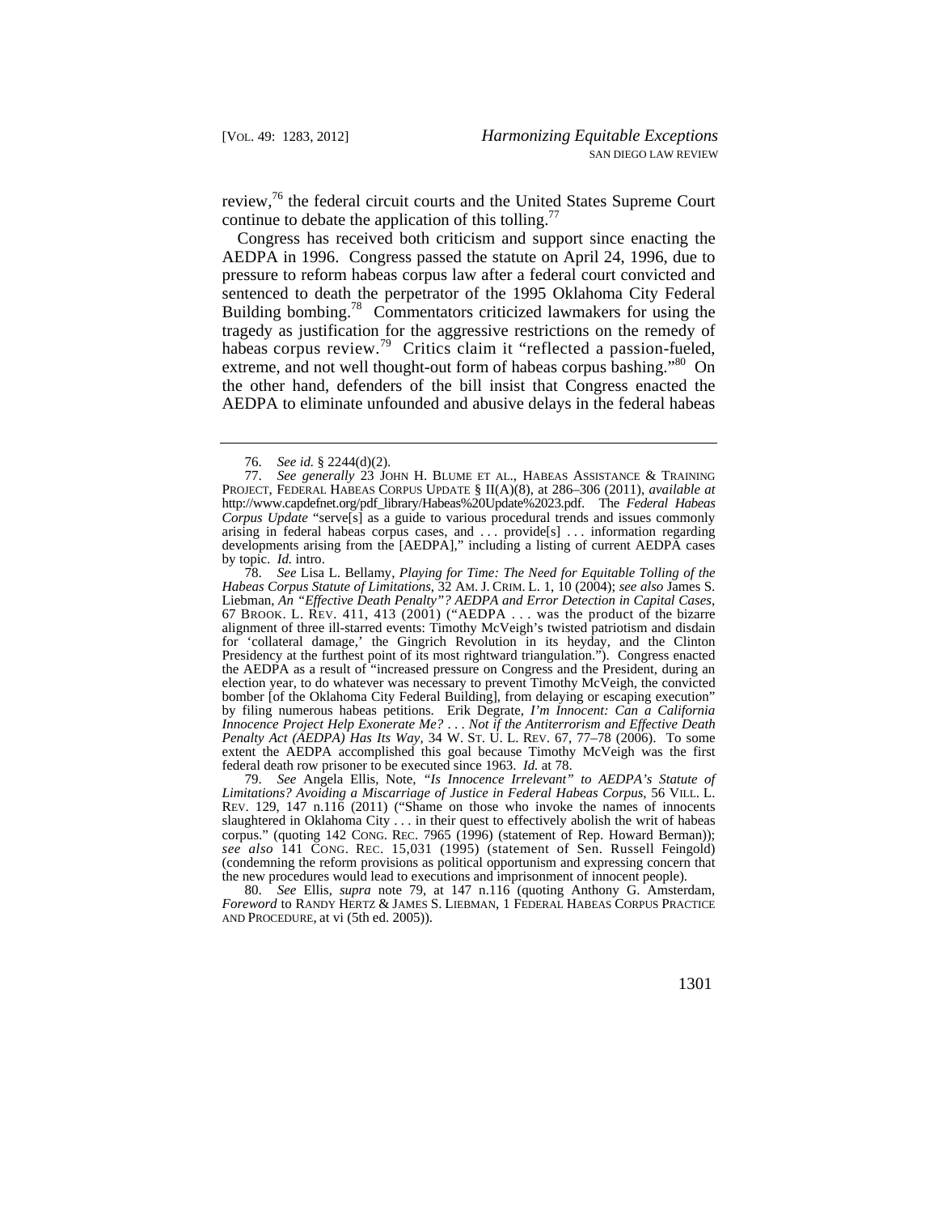review,[76] the federal circuit courts and the United States Supreme Court continue to debate the application of this tolling.[77]

Congress has received both criticism and support since enacting the AEDPA in 1996. Congress passed the statute on April 24, 1996, due to pressure to reform habeas corpus law after a federal court convicted and sentenced to death the perpetrator of the 1995 Oklahoma City Federal Building bombing.[78] Commentators criticized lawmakers for using the tragedy as justification for the aggressive restrictions on the remedy of habeas corpus review.[79] Critics claim it "reflected a passion-fueled, extreme, and not well thought-out form of habeas corpus bashing."[80] On the other hand, defenders of the bill insist that Congress enacted the AEDPA to eliminate unfounded and abusive delays in the federal habeas

---

76. *See id.* § 2244(d)(2).

77. *See generally* 23 JOHN H. BLUME ET AL., HABEAS ASSISTANCE & TRAINING PROJECT, FEDERAL HABEAS CORPUS UPDATE § II(A)(8), at 286–306 (2011), *available at* http://www.capdefnet.org/pdf_library/Habeas%20Update%2023.pdf. The *Federal Habeas Corpus Update* "serve[s] as a guide to various procedural trends and issues commonly arising in federal habeas corpus cases, and . . . provide[s] . . . information regarding developments arising from the [AEDPA]," including a listing of current AEDPA cases by topic. *Id.* intro.

78. *See* Lisa L. Bellamy, *Playing for Time: The Need for Equitable Tolling of the Habeas Corpus Statute of Limitations*, 32 AM. J. CRIM. L. 1, 10 (2004); *see also* James S. Liebman, *An "Effective Death Penalty"? AEDPA and Error Detection in Capital Cases*, 67 BROOK. L. REV. 411, 413 (2001) ("AEDPA . . . was the product of the bizarre alignment of three ill-starred events: Timothy McVeigh's twisted patriotism and disdain for 'collateral damage,' the Gingrich Revolution in its heyday, and the Clinton Presidency at the furthest point of its most rightward triangulation."). Congress enacted the AEDPA as a result of "increased pressure on Congress and the President, during an election year, to do whatever was necessary to prevent Timothy McVeigh, the convicted bomber [of the Oklahoma City Federal Building], from delaying or escaping execution" by filing numerous habeas petitions. Erik Degrate, *I'm Innocent: Can a California Innocence Project Help Exonerate Me? . . . Not if the Antiterrorism and Effective Death Penalty Act (AEDPA) Has Its Way*, 34 W. ST. U. L. REV. 67, 77–78 (2006). To some extent the AEDPA accomplished this goal because Timothy McVeigh was the first federal death row prisoner to be executed since 1963. *Id.* at 78.

79. *See* Angela Ellis, Note, *"Is Innocence Irrelevant" to AEDPA's Statute of Limitations? Avoiding a Miscarriage of Justice in Federal Habeas Corpus*, 56 VILL. L. REV. 129, 147 n.116 (2011) ("Shame on those who invoke the names of innocents slaughtered in Oklahoma City . . . in their quest to effectively abolish the writ of habeas corpus." (quoting 142 CONG. REC. 7965 (1996) (statement of Rep. Howard Berman)); *see also* 141 CONG. REC. 15,031 (1995) (statement of Sen. Russell Feingold) (condemning the reform provisions as political opportunism and expressing concern that the new procedures would lead to executions and imprisonment of innocent people).

80. *See* Ellis, *supra* note 79, at 147 n.116 (quoting Anthony G. Amsterdam, *Foreword* to RANDY HERTZ & JAMES S. LIEBMAN, 1 FEDERAL HABEAS CORPUS PRACTICE AND PROCEDURE, at vi (5th ed. 2005)).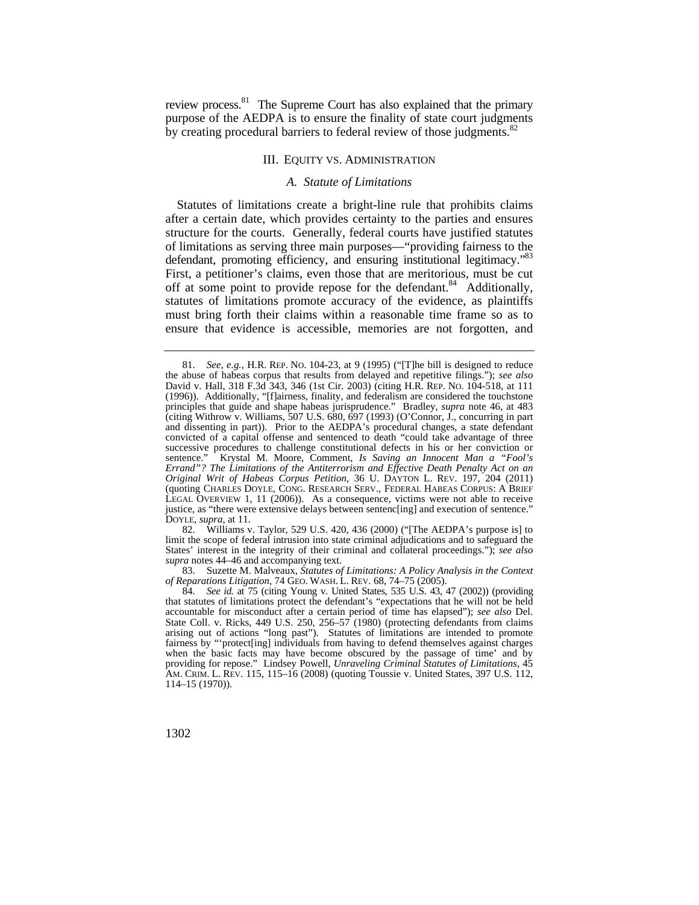review process.[81] The Supreme Court has also explained that the primary purpose of the AEDPA is to ensure the finality of state court judgments by creating procedural barriers to federal review of those judgments.[82]

## III. Equity vs. Administration

### *A. Statute of Limitations*

Statutes of limitations create a bright-line rule that prohibits claims after a certain date, which provides certainty to the parties and ensures structure for the courts. Generally, federal courts have justified statutes of limitations as serving three main purposes—"providing fairness to the defendant, promoting efficiency, and ensuring institutional legitimacy."[83] First, a petitioner's claims, even those that are meritorious, must be cut off at some point to provide repose for the defendant.[84] Additionally, statutes of limitations promote accuracy of the evidence, as plaintiffs must bring forth their claims within a reasonable time frame so as to ensure that evidence is accessible, memories are not forgotten, and

---

81. *See, e.g.*, H.R. Rep. No. 104-23, at 9 (1995) ("[T]he bill is designed to reduce the abuse of habeas corpus that results from delayed and repetitive filings."); *see also* David v. Hall, 318 F.3d 343, 346 (1st Cir. 2003) (citing H.R. Rep. No. 104-518, at 111 (1996)). Additionally, "[f]airness, finality, and federalism are considered the touchstone principles that guide and shape habeas jurisprudence." Bradley, *supra* note 46, at 483 (citing Withrow v. Williams, 507 U.S. 680, 697 (1993) (O'Connor, J., concurring in part and dissenting in part)). Prior to the AEDPA's procedural changes, a state defendant convicted of a capital offense and sentenced to death "could take advantage of three successive procedures to challenge constitutional defects in his or her conviction or sentence." Krystal M. Moore, Comment, *Is Saving an Innocent Man a "Fool's Errand"? The Limitations of the Antiterrorism and Effective Death Penalty Act on an Original Writ of Habeas Corpus Petition*, 36 U. Dayton L. Rev. 197, 204 (2011) (quoting Charles Doyle, Cong. Research Serv., Federal Habeas Corpus: A Brief Legal Overview 1, 11 (2006)). As a consequence, victims were not able to receive justice, as "there were extensive delays between sentenc[ing] and execution of sentence." Doyle, *supra*, at 11.

82. Williams v. Taylor, 529 U.S. 420, 436 (2000) ("[The AEDPA's purpose is] to limit the scope of federal intrusion into state criminal adjudications and to safeguard the States' interest in the integrity of their criminal and collateral proceedings."); *see also supra* notes 44–46 and accompanying text.

83. Suzette M. Malveaux, *Statutes of Limitations: A Policy Analysis in the Context of Reparations Litigation*, 74 Geo. Wash. L. Rev. 68, 74–75 (2005).

84. *See id.* at 75 (citing Young v. United States, 535 U.S. 43, 47 (2002)) (providing that statutes of limitations protect the defendant's "expectations that he will not be held accountable for misconduct after a certain period of time has elapsed"); *see also* Del. State Coll. v. Ricks, 449 U.S. 250, 256–57 (1980) (protecting defendants from claims arising out of actions "long past"). Statutes of limitations are intended to promote fairness by "'protect[ing] individuals from having to defend themselves against charges when the basic facts may have become obscured by the passage of time' and by providing for repose." Lindsey Powell, *Unraveling Criminal Statutes of Limitations*, 45 Am. Crim. L. Rev. 115, 115–16 (2008) (quoting Toussie v. United States, 397 U.S. 112, 114–15 (1970)).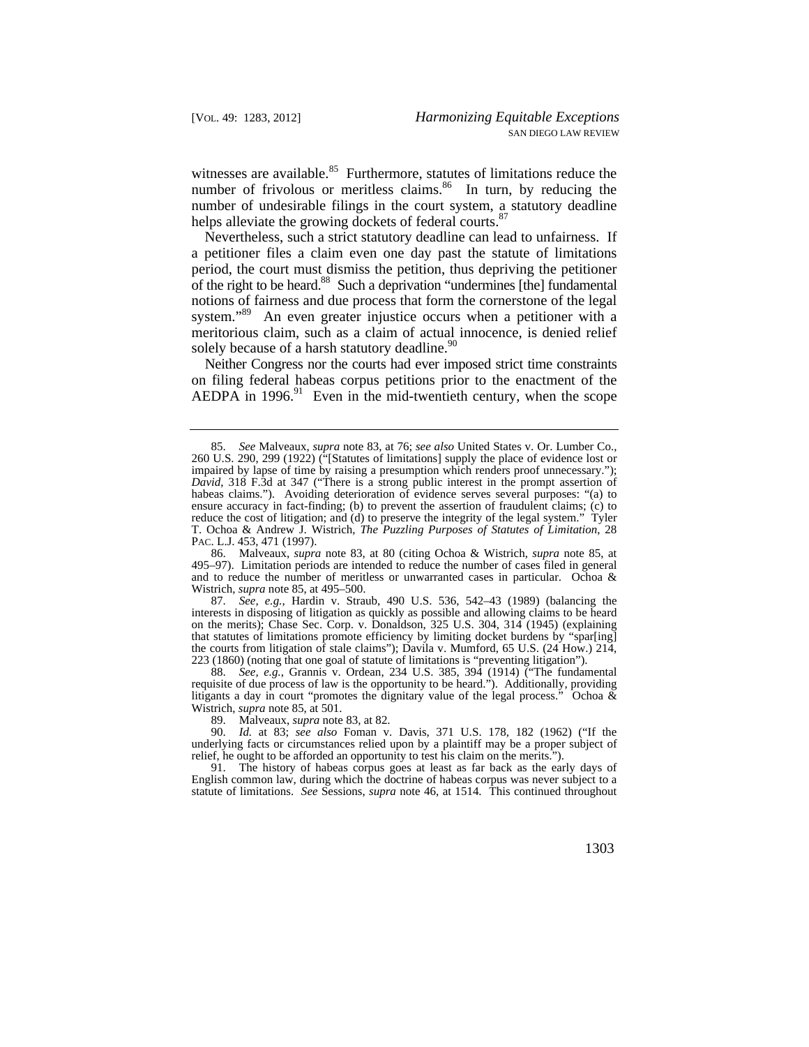witnesses are available.[85] Furthermore, statutes of limitations reduce the number of frivolous or meritless claims.[86] In turn, by reducing the number of undesirable filings in the court system, a statutory deadline helps alleviate the growing dockets of federal courts.[87]

Nevertheless, such a strict statutory deadline can lead to unfairness. If a petitioner files a claim even one day past the statute of limitations period, the court must dismiss the petition, thus depriving the petitioner of the right to be heard.[88] Such a deprivation "undermines [the] fundamental notions of fairness and due process that form the cornerstone of the legal system."[89] An even greater injustice occurs when a petitioner with a meritorious claim, such as a claim of actual innocence, is denied relief solely because of a harsh statutory deadline.[90]

Neither Congress nor the courts had ever imposed strict time constraints on filing federal habeas corpus petitions prior to the enactment of the AEDPA in 1996.[91] Even in the mid-twentieth century, when the scope

---

85. *See* Malveaux, *supra* note 83, at 76; *see also* United States v. Or. Lumber Co., 260 U.S. 290, 299 (1922) ("[Statutes of limitations] supply the place of evidence lost or impaired by lapse of time by raising a presumption which renders proof unnecessary."); *David*, 318 F.3d at 347 ("There is a strong public interest in the prompt assertion of habeas claims."). Avoiding deterioration of evidence serves several purposes: "(a) to ensure accuracy in fact-finding; (b) to prevent the assertion of fraudulent claims; (c) to reduce the cost of litigation; and (d) to preserve the integrity of the legal system." Tyler T. Ochoa & Andrew J. Wistrich, *The Puzzling Purposes of Statutes of Limitation*, 28 PAC. L.J. 453, 471 (1997).

86. Malveaux, *supra* note 83, at 80 (citing Ochoa & Wistrich, *supra* note 85, at 495–97). Limitation periods are intended to reduce the number of cases filed in general and to reduce the number of meritless or unwarranted cases in particular. Ochoa & Wistrich, *supra* note 85, at 495–500.

87. *See, e.g.*, Hardin v. Straub, 490 U.S. 536, 542–43 (1989) (balancing the interests in disposing of litigation as quickly as possible and allowing claims to be heard on the merits); Chase Sec. Corp. v. Donaldson, 325 U.S. 304, 314 (1945) (explaining that statutes of limitations promote efficiency by limiting docket burdens by "spar[ing] the courts from litigation of stale claims"); Davila v. Mumford, 65 U.S. (24 How.) 214, 223 (1860) (noting that one goal of statute of limitations is "preventing litigation").

88. *See, e.g.*, Grannis v. Ordean, 234 U.S. 385, 394 (1914) ("The fundamental requisite of due process of law is the opportunity to be heard."). Additionally, providing litigants a day in court "promotes the dignitary value of the legal process." Ochoa & Wistrich, *supra* note 85, at 501.

89. Malveaux, *supra* note 83, at 82.

90. *Id.* at 83; *see also* Foman v. Davis, 371 U.S. 178, 182 (1962) ("If the underlying facts or circumstances relied upon by a plaintiff may be a proper subject of relief, he ought to be afforded an opportunity to test his claim on the merits.").

91. The history of habeas corpus goes at least as far back as the early days of English common law, during which the doctrine of habeas corpus was never subject to a statute of limitations. *See* Sessions, *supra* note 46, at 1514. This continued throughout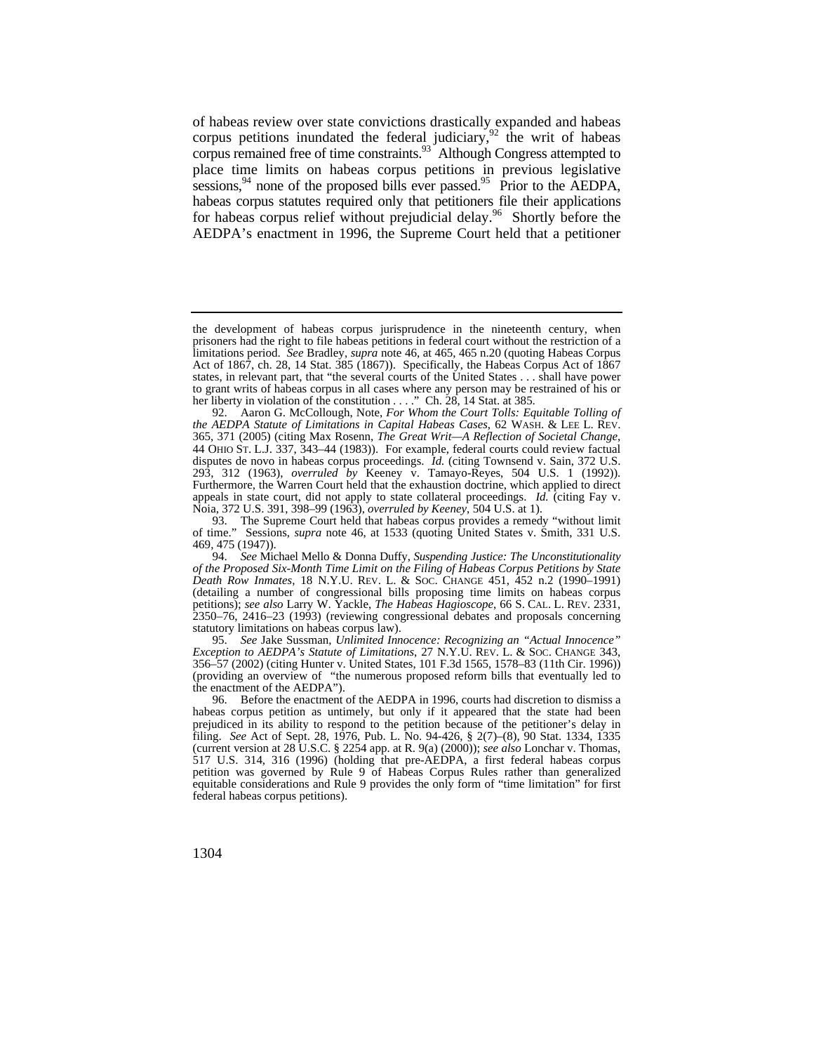of habeas review over state convictions drastically expanded and habeas corpus petitions inundated the federal judiciary,[92] the writ of habeas corpus remained free of time constraints.[93] Although Congress attempted to place time limits on habeas corpus petitions in previous legislative sessions,[94] none of the proposed bills ever passed.[95] Prior to the AEDPA, habeas corpus statutes required only that petitioners file their applications for habeas corpus relief without prejudicial delay.[96] Shortly before the AEDPA's enactment in 1996, the Supreme Court held that a petitioner

---

the development of habeas corpus jurisprudence in the nineteenth century, when prisoners had the right to file habeas petitions in federal court without the restriction of a limitations period. *See* Bradley, *supra* note 46, at 465, 465 n.20 (quoting Habeas Corpus Act of 1867, ch. 28, 14 Stat. 385 (1867)). Specifically, the Habeas Corpus Act of 1867 states, in relevant part, that "the several courts of the United States . . . shall have power to grant writs of habeas corpus in all cases where any person may be restrained of his or her liberty in violation of the constitution . . . ." Ch. 28, 14 Stat. at 385.

92. Aaron G. McCollough, Note, *For Whom the Court Tolls: Equitable Tolling of the AEDPA Statute of Limitations in Capital Habeas Cases*, 62 WASH. & LEE L. REV. 365, 371 (2005) (citing Max Rosenn, *The Great Writ—A Reflection of Societal Change*, 44 OHIO ST. L.J. 337, 343–44 (1983)). For example, federal courts could review factual disputes de novo in habeas corpus proceedings. *Id.* (citing Townsend v. Sain, 372 U.S. 293, 312 (1963), *overruled by* Keeney v. Tamayo-Reyes, 504 U.S. 1 (1992)). Furthermore, the Warren Court held that the exhaustion doctrine, which applied to direct appeals in state court, did not apply to state collateral proceedings. *Id.* (citing Fay v. Noia, 372 U.S. 391, 398–99 (1963), *overruled by Keeney*, 504 U.S. at 1).

93. The Supreme Court held that habeas corpus provides a remedy "without limit of time." Sessions, *supra* note 46, at 1533 (quoting United States v. Smith, 331 U.S. 469, 475 (1947)).

94. *See* Michael Mello & Donna Duffy, *Suspending Justice: The Unconstitutionality of the Proposed Six-Month Time Limit on the Filing of Habeas Corpus Petitions by State Death Row Inmates*, 18 N.Y.U. REV. L. & SOC. CHANGE 451, 452 n.2 (1990–1991) (detailing a number of congressional bills proposing time limits on habeas corpus petitions); *see also* Larry W. Yackle, *The Habeas Hagioscope*, 66 S. CAL. L. REV. 2331, 2350–76, 2416–23 (1993) (reviewing congressional debates and proposals concerning statutory limitations on habeas corpus law).

95. *See* Jake Sussman, *Unlimited Innocence: Recognizing an "Actual Innocence" Exception to AEDPA's Statute of Limitations*, 27 N.Y.U. REV. L. & SOC. CHANGE 343, 356–57 (2002) (citing Hunter v. United States, 101 F.3d 1565, 1578–83 (11th Cir. 1996)) (providing an overview of "the numerous proposed reform bills that eventually led to the enactment of the AEDPA").

96. Before the enactment of the AEDPA in 1996, courts had discretion to dismiss a habeas corpus petition as untimely, but only if it appeared that the state had been prejudiced in its ability to respond to the petition because of the petitioner's delay in filing. *See* Act of Sept. 28, 1976, Pub. L. No. 94-426, § 2(7)–(8), 90 Stat. 1334, 1335 (current version at 28 U.S.C. § 2254 app. at R. 9(a) (2000)); *see also* Lonchar v. Thomas, 517 U.S. 314, 316 (1996) (holding that pre-AEDPA, a first federal habeas corpus petition was governed by Rule 9 of Habeas Corpus Rules rather than generalized equitable considerations and Rule 9 provides the only form of "time limitation" for first federal habeas corpus petitions).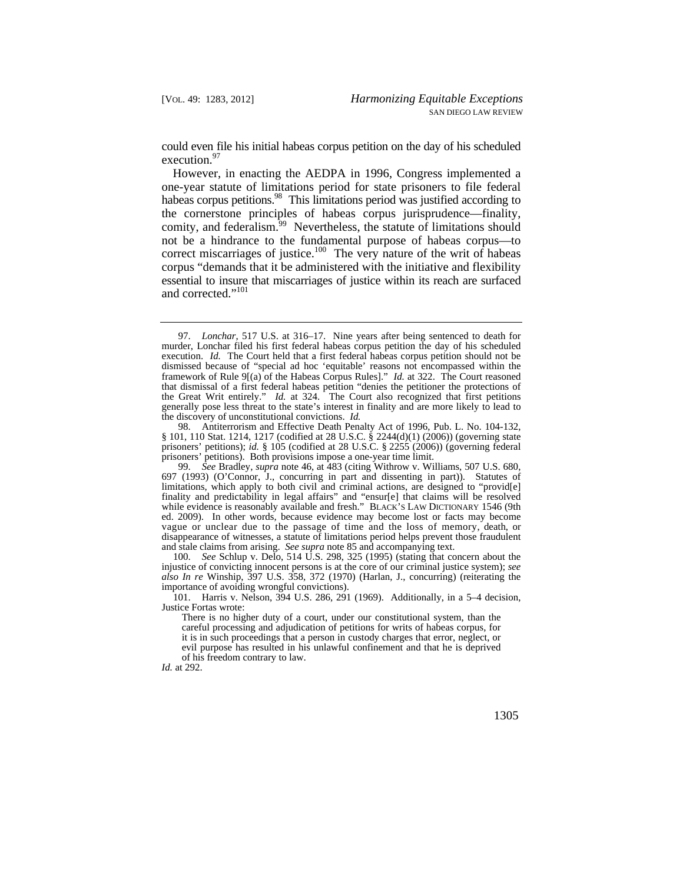could even file his initial habeas corpus petition on the day of his scheduled execution.[97]

However, in enacting the AEDPA in 1996, Congress implemented a one-year statute of limitations period for state prisoners to file federal habeas corpus petitions.[98] This limitations period was justified according to the cornerstone principles of habeas corpus jurisprudence—finality, comity, and federalism.[99] Nevertheless, the statute of limitations should not be a hindrance to the fundamental purpose of habeas corpus—to correct miscarriages of justice.[100] The very nature of the writ of habeas corpus "demands that it be administered with the initiative and flexibility essential to insure that miscarriages of justice within its reach are surfaced and corrected."[101]

---

97. *Lonchar*, 517 U.S. at 316–17. Nine years after being sentenced to death for murder, Lonchar filed his first federal habeas corpus petition the day of his scheduled execution. *Id.* The Court held that a first federal habeas corpus petition should not be dismissed because of "special ad hoc 'equitable' reasons not encompassed within the framework of Rule 9[(a) of the Habeas Corpus Rules]." *Id.* at 322. The Court reasoned that dismissal of a first federal habeas petition "denies the petitioner the protections of the Great Writ entirely." *Id.* at 324. The Court also recognized that first petitions generally pose less threat to the state's interest in finality and are more likely to lead to the discovery of unconstitutional convictions. *Id.*

98. Antiterrorism and Effective Death Penalty Act of 1996, Pub. L. No. 104-132, § 101, 110 Stat. 1214, 1217 (codified at 28 U.S.C. § 2244(d)(1) (2006)) (governing state prisoners' petitions); *id.* § 105 (codified at 28 U.S.C. § 2255 (2006)) (governing federal prisoners' petitions). Both provisions impose a one-year time limit.

99. *See* Bradley, *supra* note 46, at 483 (citing Withrow v. Williams, 507 U.S. 680, 697 (1993) (O'Connor, J., concurring in part and dissenting in part)). Statutes of limitations, which apply to both civil and criminal actions, are designed to "provid[e] finality and predictability in legal affairs" and "ensur[e] that claims will be resolved while evidence is reasonably available and fresh." BLACK'S LAW DICTIONARY 1546 (9th ed. 2009). In other words, because evidence may become lost or facts may become vague or unclear due to the passage of time and the loss of memory, death, or disappearance of witnesses, a statute of limitations period helps prevent those fraudulent and stale claims from arising. *See supra* note 85 and accompanying text.

100. *See* Schlup v. Delo, 514 U.S. 298, 325 (1995) (stating that concern about the injustice of convicting innocent persons is at the core of our criminal justice system); *see also In re* Winship, 397 U.S. 358, 372 (1970) (Harlan, J., concurring) (reiterating the importance of avoiding wrongful convictions).

101. Harris v. Nelson, 394 U.S. 286, 291 (1969). Additionally, in a 5–4 decision, Justice Fortas wrote:

> There is no higher duty of a court, under our constitutional system, than the careful processing and adjudication of petitions for writs of habeas corpus, for it is in such proceedings that a person in custody charges that error, neglect, or evil purpose has resulted in his unlawful confinement and that he is deprived of his freedom contrary to law.

*Id.* at 292.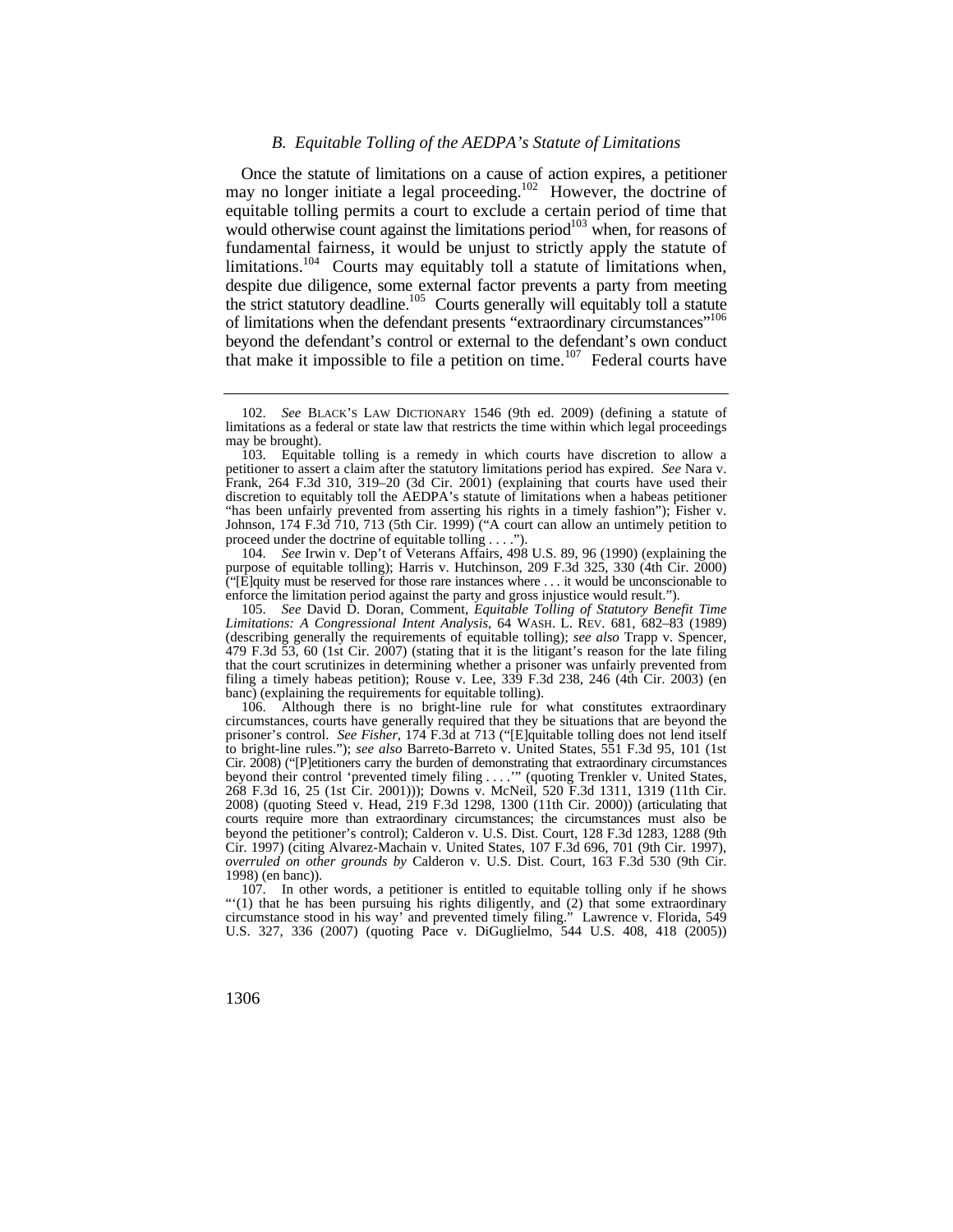### *B. Equitable Tolling of the AEDPA's Statute of Limitations*

Once the statute of limitations on a cause of action expires, a petitioner may no longer initiate a legal proceeding.[102] However, the doctrine of equitable tolling permits a court to exclude a certain period of time that would otherwise count against the limitations period[103] when, for reasons of fundamental fairness, it would be unjust to strictly apply the statute of limitations.[104] Courts may equitably toll a statute of limitations when, despite due diligence, some external factor prevents a party from meeting the strict statutory deadline.[105] Courts generally will equitably toll a statute of limitations when the defendant presents "extraordinary circumstances"[106] beyond the defendant's control or external to the defendant's own conduct that make it impossible to file a petition on time.[107] Federal courts have

---

102. *See* BLACK'S LAW DICTIONARY 1546 (9th ed. 2009) (defining a statute of limitations as a federal or state law that restricts the time within which legal proceedings may be brought).

103. Equitable tolling is a remedy in which courts have discretion to allow a petitioner to assert a claim after the statutory limitations period has expired. *See* Nara v. Frank, 264 F.3d 310, 319–20 (3d Cir. 2001) (explaining that courts have used their discretion to equitably toll the AEDPA's statute of limitations when a habeas petitioner "has been unfairly prevented from asserting his rights in a timely fashion"); Fisher v. Johnson, 174 F.3d 710, 713 (5th Cir. 1999) ("A court can allow an untimely petition to proceed under the doctrine of equitable tolling . . . .").

104. *See* Irwin v. Dep't of Veterans Affairs, 498 U.S. 89, 96 (1990) (explaining the purpose of equitable tolling); Harris v. Hutchinson, 209 F.3d 325, 330 (4th Cir. 2000) ("[E]quity must be reserved for those rare instances where . . . it would be unconscionable to enforce the limitation period against the party and gross injustice would result.").

105. *See* David D. Doran, Comment, *Equitable Tolling of Statutory Benefit Time Limitations: A Congressional Intent Analysis*, 64 WASH. L. REV. 681, 682–83 (1989) (describing generally the requirements of equitable tolling); *see also* Trapp v. Spencer, 479 F.3d 53, 60 (1st Cir. 2007) (stating that it is the litigant's reason for the late filing that the court scrutinizes in determining whether a prisoner was unfairly prevented from filing a timely habeas petition); Rouse v. Lee, 339 F.3d 238, 246 (4th Cir. 2003) (en banc) (explaining the requirements for equitable tolling).

106. Although there is no bright-line rule for what constitutes extraordinary circumstances, courts have generally required that they be situations that are beyond the prisoner's control. *See Fisher*, 174 F.3d at 713 ("[E]quitable tolling does not lend itself to bright-line rules."); *see also* Barreto-Barreto v. United States, 551 F.3d 95, 101 (1st Cir. 2008) ("[P]etitioners carry the burden of demonstrating that extraordinary circumstances beyond their control 'prevented timely filing . . . .'" (quoting Trenkler v. United States, 268 F.3d 16, 25 (1st Cir. 2001))); Downs v. McNeil, 520 F.3d 1311, 1319 (11th Cir. 2008) (quoting Steed v. Head, 219 F.3d 1298, 1300 (11th Cir. 2000)) (articulating that courts require more than extraordinary circumstances; the circumstances must also be beyond the petitioner's control); Calderon v. U.S. Dist. Court, 128 F.3d 1283, 1288 (9th Cir. 1997) (citing Alvarez-Machain v. United States, 107 F.3d 696, 701 (9th Cir. 1997), *overruled on other grounds by* Calderon v. U.S. Dist. Court, 163 F.3d 530 (9th Cir. 1998) (en banc)).

107. In other words, a petitioner is entitled to equitable tolling only if he shows "'(1) that he has been pursuing his rights diligently, and (2) that some extraordinary circumstance stood in his way' and prevented timely filing." Lawrence v. Florida, 549 U.S. 327, 336 (2007) (quoting Pace v. DiGuglielmo, 544 U.S. 408, 418 (2005))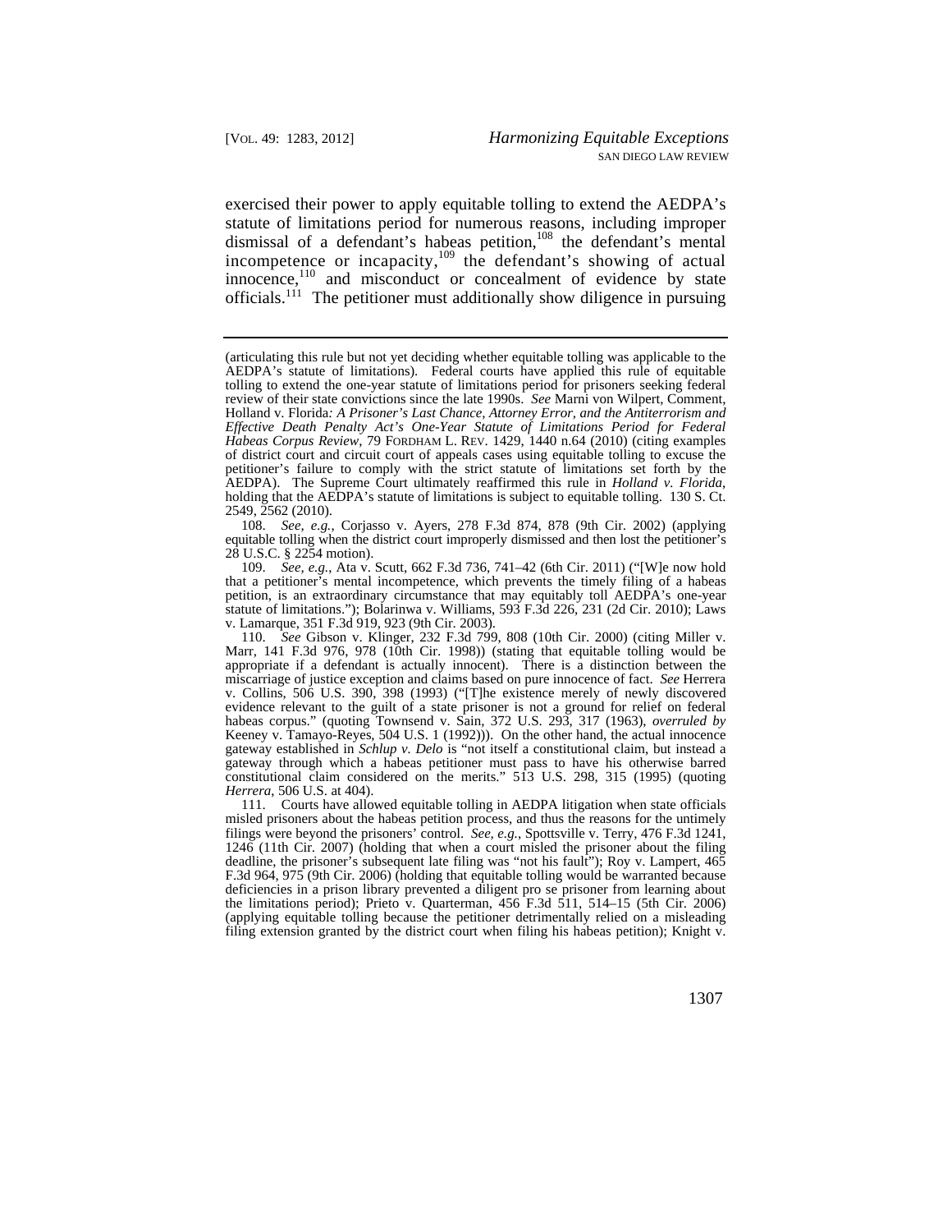exercised their power to apply equitable tolling to extend the AEDPA's statute of limitations period for numerous reasons, including improper dismissal of a defendant's habeas petition,[108] the defendant's mental incompetence or incapacity,[109] the defendant's showing of actual innocence,[110] and misconduct or concealment of evidence by state officials.[111] The petitioner must additionally show diligence in pursuing

---

(articulating this rule but not yet deciding whether equitable tolling was applicable to the AEDPA's statute of limitations). Federal courts have applied this rule of equitable tolling to extend the one-year statute of limitations period for prisoners seeking federal review of their state convictions since the late 1990s. *See* Marni von Wilpert, Comment, Holland v. Florida*: A Prisoner's Last Chance, Attorney Error, and the Antiterrorism and Effective Death Penalty Act's One-Year Statute of Limitations Period for Federal Habeas Corpus Review*, 79 FORDHAM L. REV. 1429, 1440 n.64 (2010) (citing examples of district court and circuit court of appeals cases using equitable tolling to excuse the petitioner's failure to comply with the strict statute of limitations set forth by the AEDPA). The Supreme Court ultimately reaffirmed this rule in *Holland v. Florida*, holding that the AEDPA's statute of limitations is subject to equitable tolling. 130 S. Ct. 2549, 2562 (2010).

108. *See, e.g.*, Corjasso v. Ayers, 278 F.3d 874, 878 (9th Cir. 2002) (applying equitable tolling when the district court improperly dismissed and then lost the petitioner's 28 U.S.C. § 2254 motion).

109. *See, e.g.*, Ata v. Scutt, 662 F.3d 736, 741–42 (6th Cir. 2011) ("[W]e now hold that a petitioner's mental incompetence, which prevents the timely filing of a habeas petition, is an extraordinary circumstance that may equitably toll AEDPA's one-year statute of limitations."); Bolarinwa v. Williams, 593 F.3d 226, 231 (2d Cir. 2010); Laws v. Lamarque, 351 F.3d 919, 923 (9th Cir. 2003).

110. *See* Gibson v. Klinger, 232 F.3d 799, 808 (10th Cir. 2000) (citing Miller v. Marr, 141 F.3d 976, 978 (10th Cir. 1998)) (stating that equitable tolling would be appropriate if a defendant is actually innocent). There is a distinction between the miscarriage of justice exception and claims based on pure innocence of fact. *See* Herrera v. Collins, 506 U.S. 390, 398 (1993) ("[T]he existence merely of newly discovered evidence relevant to the guilt of a state prisoner is not a ground for relief on federal habeas corpus." (quoting Townsend v. Sain, 372 U.S. 293, 317 (1963), *overruled by* Keeney v. Tamayo-Reyes, 504 U.S. 1 (1992))). On the other hand, the actual innocence gateway established in *Schlup v. Delo* is "not itself a constitutional claim, but instead a gateway through which a habeas petitioner must pass to have his otherwise barred constitutional claim considered on the merits." 513 U.S. 298, 315 (1995) (quoting *Herrera*, 506 U.S. at 404).

111. Courts have allowed equitable tolling in AEDPA litigation when state officials misled prisoners about the habeas petition process, and thus the reasons for the untimely filings were beyond the prisoners' control. *See, e.g.*, Spottsville v. Terry, 476 F.3d 1241, 1246 (11th Cir. 2007) (holding that when a court misled the prisoner about the filing deadline, the prisoner's subsequent late filing was "not his fault"); Roy v. Lampert, 465 F.3d 964, 975 (9th Cir. 2006) (holding that equitable tolling would be warranted because deficiencies in a prison library prevented a diligent pro se prisoner from learning about the limitations period); Prieto v. Quarterman, 456 F.3d 511, 514–15 (5th Cir. 2006) (applying equitable tolling because the petitioner detrimentally relied on a misleading filing extension granted by the district court when filing his habeas petition); Knight v.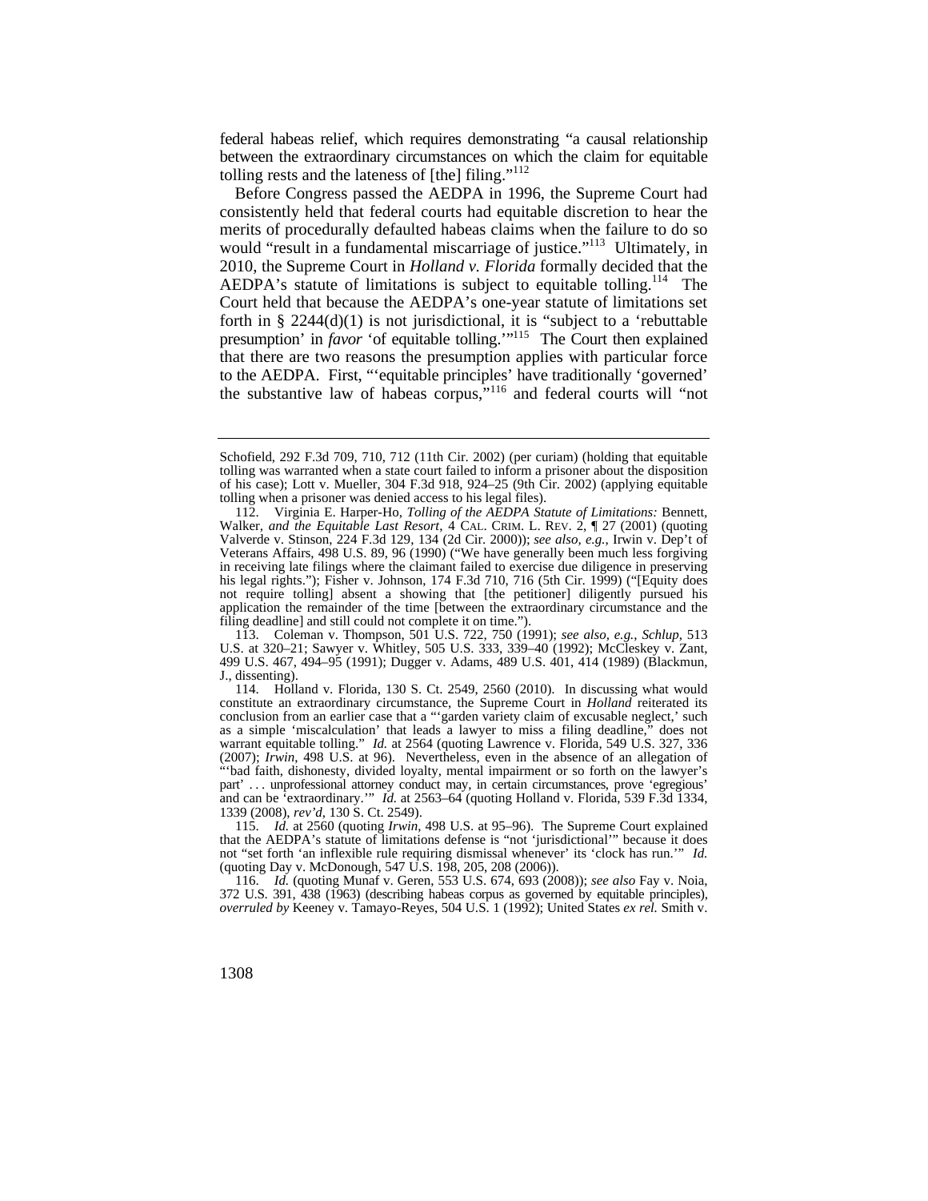federal habeas relief, which requires demonstrating "a causal relationship between the extraordinary circumstances on which the claim for equitable tolling rests and the lateness of [the] filing."[112]

Before Congress passed the AEDPA in 1996, the Supreme Court had consistently held that federal courts had equitable discretion to hear the merits of procedurally defaulted habeas claims when the failure to do so would "result in a fundamental miscarriage of justice."[113] Ultimately, in 2010, the Supreme Court in *Holland v. Florida* formally decided that the AEDPA's statute of limitations is subject to equitable tolling.[114] The Court held that because the AEDPA's one-year statute of limitations set forth in § 2244(d)(1) is not jurisdictional, it is "subject to a 'rebuttable presumption' in *favor* 'of equitable tolling.'"[115] The Court then explained that there are two reasons the presumption applies with particular force to the AEDPA. First, "'equitable principles' have traditionally 'governed' the substantive law of habeas corpus,"[116] and federal courts will "not

---

Schofield, 292 F.3d 709, 710, 712 (11th Cir. 2002) (per curiam) (holding that equitable tolling was warranted when a state court failed to inform a prisoner about the disposition of his case); Lott v. Mueller, 304 F.3d 918, 924–25 (9th Cir. 2002) (applying equitable tolling when a prisoner was denied access to his legal files).

112. Virginia E. Harper-Ho, *Tolling of the AEDPA Statute of Limitations:* Bennett, Walker, *and the Equitable Last Resort*, 4 CAL. CRIM. L. REV. 2, ¶ 27 (2001) (quoting Valverde v. Stinson, 224 F.3d 129, 134 (2d Cir. 2000)); *see also, e.g.*, Irwin v. Dep't of Veterans Affairs, 498 U.S. 89, 96 (1990) ("We have generally been much less forgiving in receiving late filings where the claimant failed to exercise due diligence in preserving his legal rights."); Fisher v. Johnson, 174 F.3d 710, 716 (5th Cir. 1999) ("[Equity does not require tolling] absent a showing that [the petitioner] diligently pursued his application the remainder of the time [between the extraordinary circumstance and the filing deadline] and still could not complete it on time.").

113. Coleman v. Thompson, 501 U.S. 722, 750 (1991); *see also, e.g.*, *Schlup*, 513 U.S. at 320–21; Sawyer v. Whitley, 505 U.S. 333, 339–40 (1992); McCleskey v. Zant, 499 U.S. 467, 494–95 (1991); Dugger v. Adams, 489 U.S. 401, 414 (1989) (Blackmun, J., dissenting).

114. Holland v. Florida, 130 S. Ct. 2549, 2560 (2010). In discussing what would constitute an extraordinary circumstance, the Supreme Court in *Holland* reiterated its conclusion from an earlier case that a "'garden variety claim of excusable neglect,' such as a simple 'miscalculation' that leads a lawyer to miss a filing deadline," does not warrant equitable tolling." *Id.* at 2564 (quoting Lawrence v. Florida, 549 U.S. 327, 336 (2007); *Irwin*, 498 U.S. at 96). Nevertheless, even in the absence of an allegation of "'bad faith, dishonesty, divided loyalty, mental impairment or so forth on the lawyer's part' . . . unprofessional attorney conduct may, in certain circumstances, prove 'egregious' and can be 'extraordinary.'" *Id.* at 2563–64 (quoting Holland v. Florida, 539 F.3d 1334, 1339 (2008), *rev'd*, 130 S. Ct. 2549).

115. *Id.* at 2560 (quoting *Irwin*, 498 U.S. at 95–96). The Supreme Court explained that the AEDPA's statute of limitations defense is "not 'jurisdictional'" because it does not "set forth 'an inflexible rule requiring dismissal whenever' its 'clock has run.'" *Id.* (quoting Day v. McDonough, 547 U.S. 198, 205, 208 (2006)).

116. *Id.* (quoting Munaf v. Geren, 553 U.S. 674, 693 (2008)); *see also* Fay v. Noia, 372 U.S. 391, 438 (1963) (describing habeas corpus as governed by equitable principles), *overruled by* Keeney v. Tamayo-Reyes, 504 U.S. 1 (1992); United States *ex rel.* Smith v.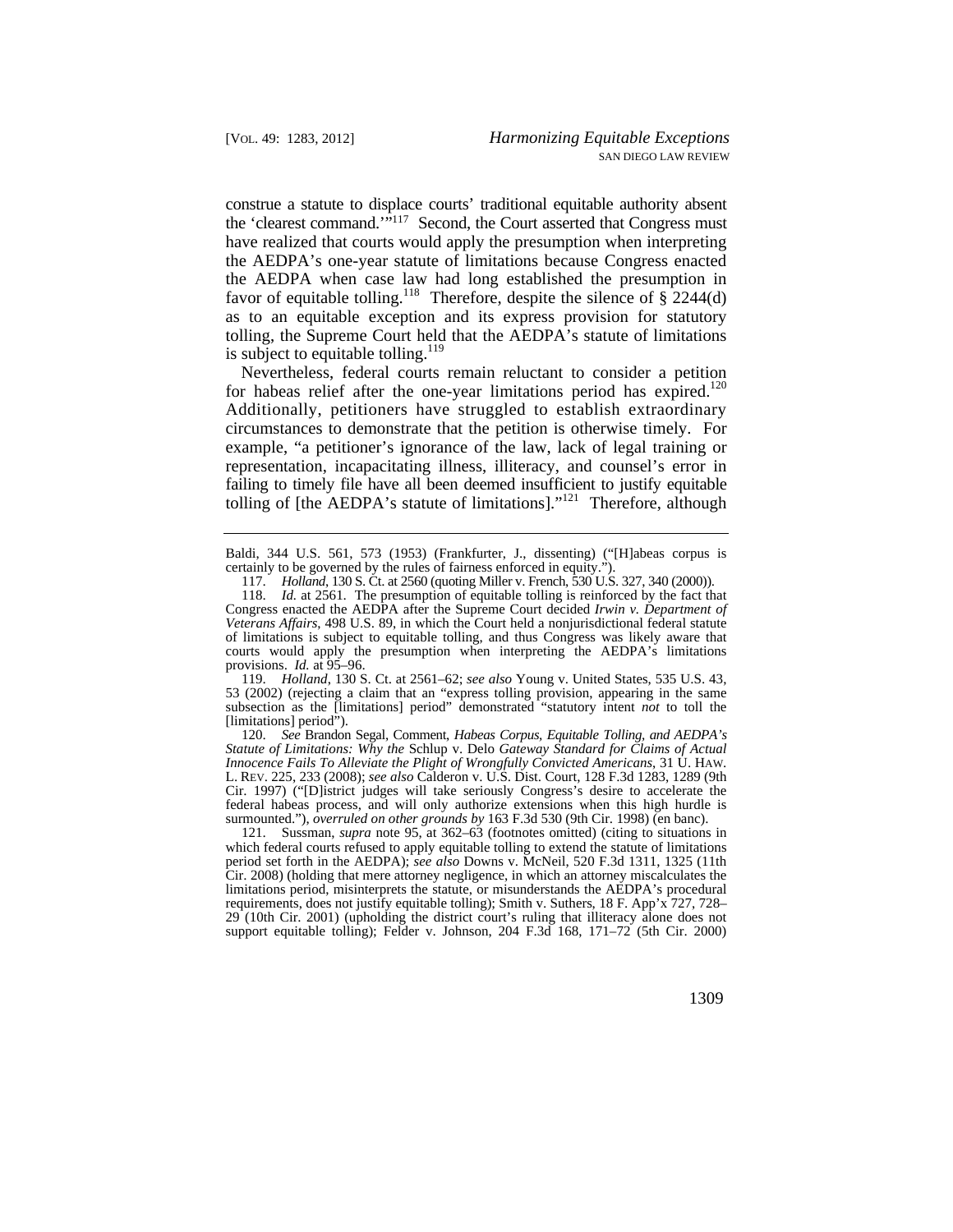construe a statute to displace courts' traditional equitable authority absent the 'clearest command.'"[117] Second, the Court asserted that Congress must have realized that courts would apply the presumption when interpreting the AEDPA's one-year statute of limitations because Congress enacted the AEDPA when case law had long established the presumption in favor of equitable tolling.[118] Therefore, despite the silence of § 2244(d) as to an equitable exception and its express provision for statutory tolling, the Supreme Court held that the AEDPA's statute of limitations is subject to equitable tolling.[119]

Nevertheless, federal courts remain reluctant to consider a petition for habeas relief after the one-year limitations period has expired.[120] Additionally, petitioners have struggled to establish extraordinary circumstances to demonstrate that the petition is otherwise timely. For example, "a petitioner's ignorance of the law, lack of legal training or representation, incapacitating illness, illiteracy, and counsel's error in failing to timely file have all been deemed insufficient to justify equitable tolling of [the AEDPA's statute of limitations]."[121] Therefore, although

---

Baldi, 344 U.S. 561, 573 (1953) (Frankfurter, J., dissenting) ("[H]abeas corpus is certainly to be governed by the rules of fairness enforced in equity.").

117. *Holland*, 130 S. Ct. at 2560 (quoting Miller v. French, 530 U.S. 327, 340 (2000)).

118. *Id.* at 2561. The presumption of equitable tolling is reinforced by the fact that Congress enacted the AEDPA after the Supreme Court decided *Irwin v. Department of Veterans Affairs*, 498 U.S. 89, in which the Court held a nonjurisdictional federal statute of limitations is subject to equitable tolling, and thus Congress was likely aware that courts would apply the presumption when interpreting the AEDPA's limitations provisions. *Id.* at 95–96.

119. *Holland*, 130 S. Ct. at 2561–62; *see also* Young v. United States, 535 U.S. 43, 53 (2002) (rejecting a claim that an "express tolling provision, appearing in the same subsection as the [limitations] period" demonstrated "statutory intent *not* to toll the [limitations] period").

120. *See* Brandon Segal, Comment, *Habeas Corpus, Equitable Tolling, and AEDPA's Statute of Limitations: Why the* Schlup v. Delo *Gateway Standard for Claims of Actual Innocence Fails To Alleviate the Plight of Wrongfully Convicted Americans*, 31 U. HAW. L. REV. 225, 233 (2008); *see also* Calderon v. U.S. Dist. Court, 128 F.3d 1283, 1289 (9th Cir. 1997) ("[D]istrict judges will take seriously Congress's desire to accelerate the federal habeas process, and will only authorize extensions when this high hurdle is surmounted."), *overruled on other grounds by* 163 F.3d 530 (9th Cir. 1998) (en banc).

121. Sussman, *supra* note 95, at 362–63 (footnotes omitted) (citing to situations in which federal courts refused to apply equitable tolling to extend the statute of limitations period set forth in the AEDPA); *see also* Downs v. McNeil, 520 F.3d 1311, 1325 (11th Cir. 2008) (holding that mere attorney negligence, in which an attorney miscalculates the limitations period, misinterprets the statute, or misunderstands the AEDPA's procedural requirements, does not justify equitable tolling); Smith v. Suthers, 18 F. App'x 727, 728–29 (10th Cir. 2001) (upholding the district court's ruling that illiteracy alone does not support equitable tolling); Felder v. Johnson, 204 F.3d 168, 171–72 (5th Cir. 2000)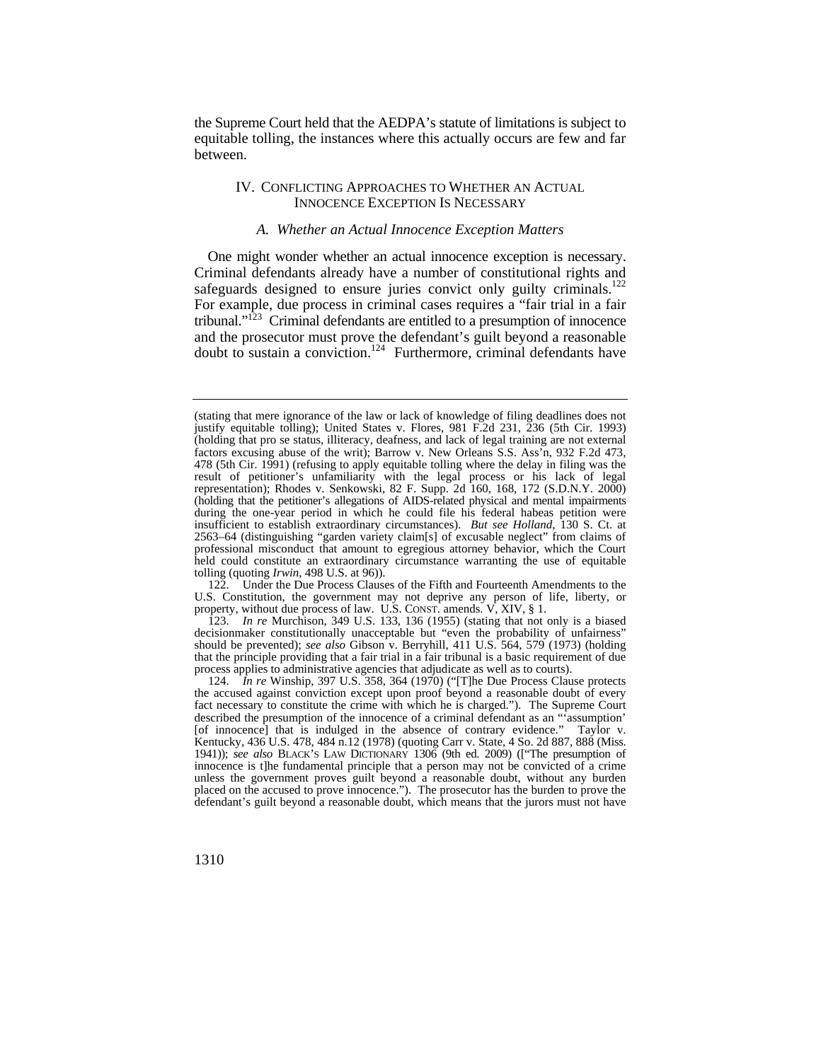the Supreme Court held that the AEDPA's statute of limitations is subject to equitable tolling, the instances where this actually occurs are few and far between.

## IV. CONFLICTING APPROACHES TO WHETHER AN ACTUAL INNOCENCE EXCEPTION IS NECESSARY

### *A. Whether an Actual Innocence Exception Matters*

One might wonder whether an actual innocence exception is necessary. Criminal defendants already have a number of constitutional rights and safeguards designed to ensure juries convict only guilty criminals.[122] For example, due process in criminal cases requires a "fair trial in a fair tribunal."[123] Criminal defendants are entitled to a presumption of innocence and the prosecutor must prove the defendant's guilt beyond a reasonable doubt to sustain a conviction.[124] Furthermore, criminal defendants have

---

(stating that mere ignorance of the law or lack of knowledge of filing deadlines does not justify equitable tolling); United States v. Flores, 981 F.2d 231, 236 (5th Cir. 1993) (holding that pro se status, illiteracy, deafness, and lack of legal training are not external factors excusing abuse of the writ); Barrow v. New Orleans S.S. Ass'n, 932 F.2d 473, 478 (5th Cir. 1991) (refusing to apply equitable tolling where the delay in filing was the result of petitioner's unfamiliarity with the legal process or his lack of legal representation); Rhodes v. Senkowski, 82 F. Supp. 2d 160, 168, 172 (S.D.N.Y. 2000) (holding that the petitioner's allegations of AIDS-related physical and mental impairments during the one-year period in which he could file his federal habeas petition were insufficient to establish extraordinary circumstances). *But see Holland*, 130 S. Ct. at 2563–64 (distinguishing "garden variety claim[s] of excusable neglect" from claims of professional misconduct that amount to egregious attorney behavior, which the Court held could constitute an extraordinary circumstance warranting the use of equitable tolling (quoting *Irwin*, 498 U.S. at 96)).

122. Under the Due Process Clauses of the Fifth and Fourteenth Amendments to the U.S. Constitution, the government may not deprive any person of life, liberty, or property, without due process of law. U.S. CONST. amends. V, XIV, § 1.

123. *In re* Murchison, 349 U.S. 133, 136 (1955) (stating that not only is a biased decisionmaker constitutionally unacceptable but "even the probability of unfairness" should be prevented); *see also* Gibson v. Berryhill, 411 U.S. 564, 579 (1973) (holding that the principle providing that a fair trial in a fair tribunal is a basic requirement of due process applies to administrative agencies that adjudicate as well as to courts).

124. *In re* Winship, 397 U.S. 358, 364 (1970) ("[T]he Due Process Clause protects the accused against conviction except upon proof beyond a reasonable doubt of every fact necessary to constitute the crime with which he is charged."). The Supreme Court described the presumption of the innocence of a criminal defendant as an "'assumption' [of innocence] that is indulged in the absence of contrary evidence." Taylor v. Kentucky, 436 U.S. 478, 484 n.12 (1978) (quoting Carr v. State, 4 So. 2d 887, 888 (Miss. 1941)); *see also* BLACK'S LAW DICTIONARY 1306 (9th ed. 2009) (["The presumption of innocence is t]he fundamental principle that a person may not be convicted of a crime unless the government proves guilt beyond a reasonable doubt, without any burden placed on the accused to prove innocence."). The prosecutor has the burden to prove the defendant's guilt beyond a reasonable doubt, which means that the jurors must not have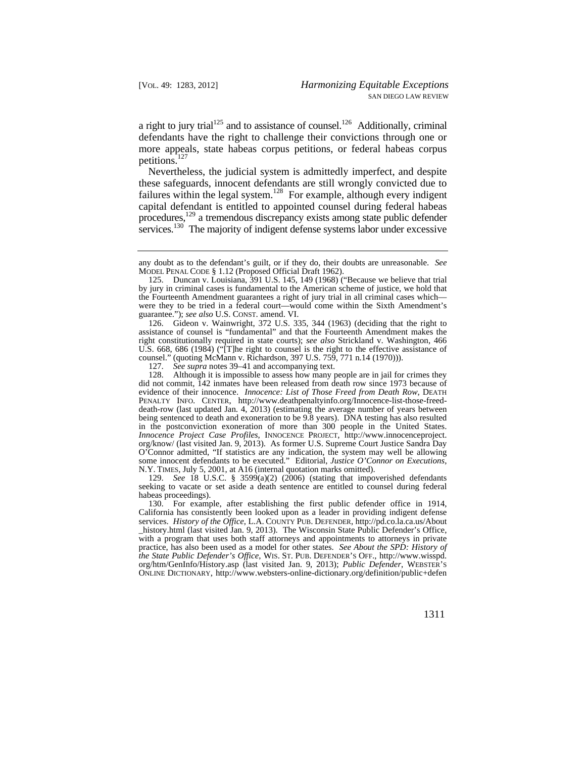a right to jury trial[125] and to assistance of counsel.[126] Additionally, criminal defendants have the right to challenge their convictions through one or more appeals, state habeas corpus petitions, or federal habeas corpus petitions.[127]

Nevertheless, the judicial system is admittedly imperfect, and despite these safeguards, innocent defendants are still wrongly convicted due to failures within the legal system.[128] For example, although every indigent capital defendant is entitled to appointed counsel during federal habeas procedures,[129] a tremendous discrepancy exists among state public defender services.[130] The majority of indigent defense systems labor under excessive

---

any doubt as to the defendant's guilt, or if they do, their doubts are unreasonable. *See* MODEL PENAL CODE § 1.12 (Proposed Official Draft 1962).

125. Duncan v. Louisiana, 391 U.S. 145, 149 (1968) ("Because we believe that trial by jury in criminal cases is fundamental to the American scheme of justice, we hold that the Fourteenth Amendment guarantees a right of jury trial in all criminal cases which—were they to be tried in a federal court—would come within the Sixth Amendment's guarantee."); *see also* U.S. CONST. amend. VI.

126. Gideon v. Wainwright, 372 U.S. 335, 344 (1963) (deciding that the right to assistance of counsel is "fundamental" and that the Fourteenth Amendment makes the right constitutionally required in state courts); *see also* Strickland v. Washington, 466 U.S. 668, 686 (1984) ("[T]he right to counsel is the right to the effective assistance of counsel." (quoting McMann v. Richardson, 397 U.S. 759, 771 n.14 (1970))).

127. *See supra* notes 39–41 and accompanying text.

128. Although it is impossible to assess how many people are in jail for crimes they did not commit, 142 inmates have been released from death row since 1973 because of evidence of their innocence. *Innocence: List of Those Freed from Death Row*, DEATH PENALTY INFO. CENTER, http://www.deathpenaltyinfo.org/Innocence-list-those-freed-death-row (last updated Jan. 4, 2013) (estimating the average number of years between being sentenced to death and exoneration to be 9.8 years). DNA testing has also resulted in the postconviction exoneration of more than 300 people in the United States. *Innocence Project Case Profiles*, INNOCENCE PROJECT, http://www.innocenceproject.org/know/ (last visited Jan. 9, 2013). As former U.S. Supreme Court Justice Sandra Day O'Connor admitted, "If statistics are any indication, the system may well be allowing some innocent defendants to be executed." Editorial, *Justice O'Connor on Executions*, N.Y. TIMES, July 5, 2001, at A16 (internal quotation marks omitted).

129. *See* 18 U.S.C. § 3599(a)(2) (2006) (stating that impoverished defendants seeking to vacate or set aside a death sentence are entitled to counsel during federal habeas proceedings).

130. For example, after establishing the first public defender office in 1914, California has consistently been looked upon as a leader in providing indigent defense services. *History of the Office*, L.A. COUNTY PUB. DEFENDER, http://pd.co.la.ca.us/About_history.html (last visited Jan. 9, 2013). The Wisconsin State Public Defender's Office, with a program that uses both staff attorneys and appointments to attorneys in private practice, has also been used as a model for other states. *See About the SPD: History of the State Public Defender's Office*, WIS. ST. PUB. DEFENDER'S OFF., http://www.wisspd.org/htm/GenInfo/History.asp (last visited Jan. 9, 2013); *Public Defender*, WEBSTER'S ONLINE DICTIONARY, http://www.websters-online-dictionary.org/definition/public+defen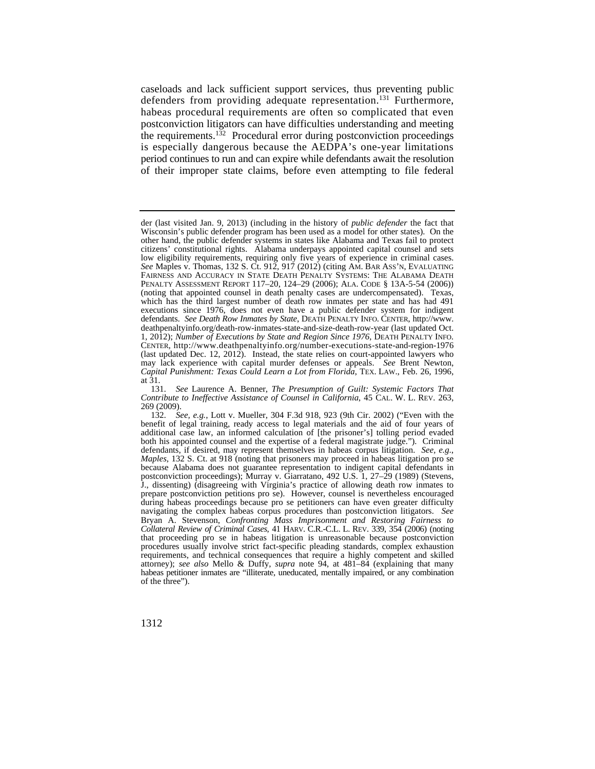caseloads and lack sufficient support services, thus preventing public defenders from providing adequate representation.[131] Furthermore, habeas procedural requirements are often so complicated that even postconviction litigators can have difficulties understanding and meeting the requirements.[132] Procedural error during postconviction proceedings is especially dangerous because the AEDPA's one-year limitations period continues to run and can expire while defendants await the resolution of their improper state claims, before even attempting to file federal

---

der (last visited Jan. 9, 2013) (including in the history of *public defender* the fact that Wisconsin's public defender program has been used as a model for other states). On the other hand, the public defender systems in states like Alabama and Texas fail to protect citizens' constitutional rights. Alabama underpays appointed capital counsel and sets low eligibility requirements, requiring only five years of experience in criminal cases. *See* Maples v. Thomas, 132 S. Ct. 912, 917 (2012) (citing AM. BAR ASS'N, EVALUATING FAIRNESS AND ACCURACY IN STATE DEATH PENALTY SYSTEMS: THE ALABAMA DEATH PENALTY ASSESSMENT REPORT 117–20, 124–29 (2006); ALA. CODE § 13A-5-54 (2006)) (noting that appointed counsel in death penalty cases are undercompensated). Texas, which has the third largest number of death row inmates per state and has had 491 executions since 1976, does not even have a public defender system for indigent defendants. *See Death Row Inmates by State*, DEATH PENALTY INFO. CENTER, http://www.deathpenaltyinfo.org/death-row-inmates-state-and-size-death-row-year (last updated Oct. 1, 2012); *Number of Executions by State and Region Since 1976*, DEATH PENALTY INFO. CENTER, http://www.deathpenaltyinfo.org/number-executions-state-and-region-1976 (last updated Dec. 12, 2012). Instead, the state relies on court-appointed lawyers who may lack experience with capital murder defenses or appeals. *See* Brent Newton, *Capital Punishment: Texas Could Learn a Lot from Florida*, TEX. LAW., Feb. 26, 1996, at 31.

131. *See* Laurence A. Benner, *The Presumption of Guilt: Systemic Factors That Contribute to Ineffective Assistance of Counsel in California*, 45 CAL. W. L. REV. 263, 269 (2009).

132. *See, e.g.*, Lott v. Mueller, 304 F.3d 918, 923 (9th Cir. 2002) ("Even with the benefit of legal training, ready access to legal materials and the aid of four years of additional case law, an informed calculation of [the prisoner's] tolling period evaded both his appointed counsel and the expertise of a federal magistrate judge."). Criminal defendants, if desired, may represent themselves in habeas corpus litigation. *See, e.g.*, *Maples*, 132 S. Ct. at 918 (noting that prisoners may proceed in habeas litigation pro se because Alabama does not guarantee representation to indigent capital defendants in postconviction proceedings); Murray v. Giarratano, 492 U.S. 1, 27–29 (1989) (Stevens, J., dissenting) (disagreeing with Virginia's practice of allowing death row inmates to prepare postconviction petitions pro se). However, counsel is nevertheless encouraged during habeas proceedings because pro se petitioners can have even greater difficulty navigating the complex habeas corpus procedures than postconviction litigators. *See* Bryan A. Stevenson, *Confronting Mass Imprisonment and Restoring Fairness to Collateral Review of Criminal Cases*, 41 HARV. C.R.-C.L. L. REV. 339, 354 (2006) (noting that proceeding pro se in habeas litigation is unreasonable because postconviction procedures usually involve strict fact-specific pleading standards, complex exhaustion requirements, and technical consequences that require a highly competent and skilled attorney); *see also* Mello & Duffy, *supra* note 94, at 481–84 (explaining that many habeas petitioner inmates are "illiterate, uneducated, mentally impaired, or any combination of the three").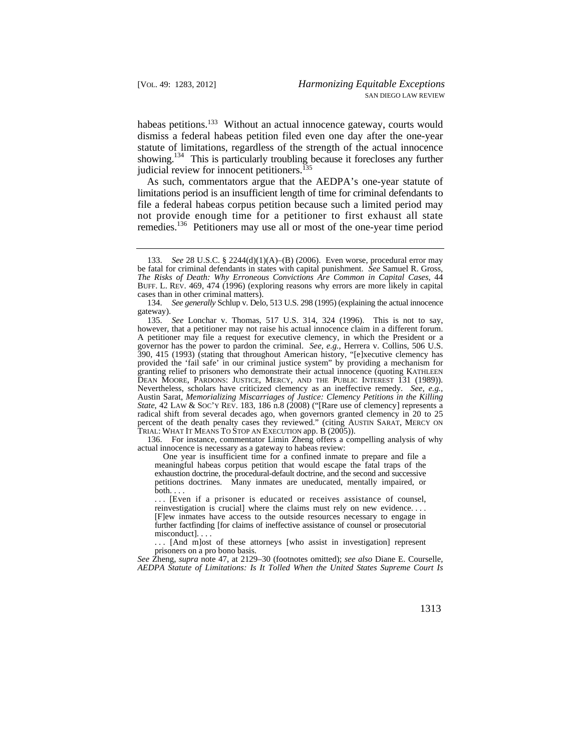habeas petitions.[133] Without an actual innocence gateway, courts would dismiss a federal habeas petition filed even one day after the one-year statute of limitations, regardless of the strength of the actual innocence showing.[134] This is particularly troubling because it forecloses any further judicial review for innocent petitioners.[135]

As such, commentators argue that the AEDPA's one-year statute of limitations period is an insufficient length of time for criminal defendants to file a federal habeas corpus petition because such a limited period may not provide enough time for a petitioner to first exhaust all state remedies.[136] Petitioners may use all or most of the one-year time period

---

133. *See* 28 U.S.C. § 2244(d)(1)(A)–(B) (2006). Even worse, procedural error may be fatal for criminal defendants in states with capital punishment. *See* Samuel R. Gross, *The Risks of Death: Why Erroneous Convictions Are Common in Capital Cases*, 44 BUFF. L. REV. 469, 474 (1996) (exploring reasons why errors are more likely in capital cases than in other criminal matters).

134. *See generally* Schlup v. Delo, 513 U.S. 298 (1995) (explaining the actual innocence gateway).

135. *See* Lonchar v. Thomas, 517 U.S. 314, 324 (1996). This is not to say, however, that a petitioner may not raise his actual innocence claim in a different forum. A petitioner may file a request for executive clemency, in which the President or a governor has the power to pardon the criminal. *See, e.g.*, Herrera v. Collins, 506 U.S. 390, 415 (1993) (stating that throughout American history, "[e]xecutive clemency has provided the 'fail safe' in our criminal justice system" by providing a mechanism for granting relief to prisoners who demonstrate their actual innocence (quoting KATHLEEN DEAN MOORE, PARDONS: JUSTICE, MERCY, AND THE PUBLIC INTEREST 131 (1989)). Nevertheless, scholars have criticized clemency as an ineffective remedy. *See, e.g.*, Austin Sarat, *Memorializing Miscarriages of Justice: Clemency Petitions in the Killing State*, 42 LAW & SOC'Y REV. 183, 186 n.8 (2008) ("[Rare use of clemency] represents a radical shift from several decades ago, when governors granted clemency in 20 to 25 percent of the death penalty cases they reviewed." (citing AUSTIN SARAT, MERCY ON TRIAL: WHAT IT MEANS TO STOP AN EXECUTION app. B (2005)).

136. For instance, commentator Limin Zheng offers a compelling analysis of why actual innocence is necessary as a gateway to habeas review:

> One year is insufficient time for a confined inmate to prepare and file a meaningful habeas corpus petition that would escape the fatal traps of the exhaustion doctrine, the procedural-default doctrine, and the second and successive petitions doctrines. Many inmates are uneducated, mentally impaired, or both. . . .
>
> . . . [Even if a prisoner is educated or receives assistance of counsel, reinvestigation is crucial] where the claims must rely on new evidence. . . . [F]ew inmates have access to the outside resources necessary to engage in further factfinding [for claims of ineffective assistance of counsel or prosecutorial misconduct]. . . .
>
> . . . [And m]ost of these attorneys [who assist in investigation] represent prisoners on a pro bono basis.

*See* Zheng, *supra* note 47, at 2129–30 (footnotes omitted); *see also* Diane E. Courselle, *AEDPA Statute of Limitations: Is It Tolled When the United States Supreme Court Is*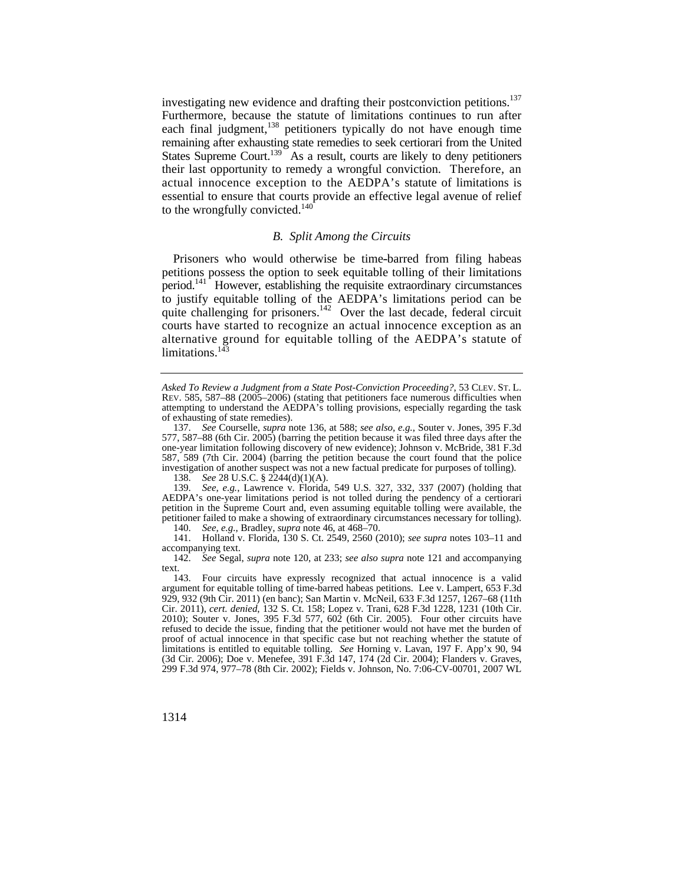investigating new evidence and drafting their postconviction petitions.[137] Furthermore, because the statute of limitations continues to run after each final judgment,[138] petitioners typically do not have enough time remaining after exhausting state remedies to seek certiorari from the United States Supreme Court.[139] As a result, courts are likely to deny petitioners their last opportunity to remedy a wrongful conviction. Therefore, an actual innocence exception to the AEDPA's statute of limitations is essential to ensure that courts provide an effective legal avenue of relief to the wrongfully convicted.[140]

### *B. Split Among the Circuits*

Prisoners who would otherwise be time-barred from filing habeas petitions possess the option to seek equitable tolling of their limitations period.[141] However, establishing the requisite extraordinary circumstances to justify equitable tolling of the AEDPA's limitations period can be quite challenging for prisoners.[142] Over the last decade, federal circuit courts have started to recognize an actual innocence exception as an alternative ground for equitable tolling of the AEDPA's statute of limitations.[143]

---

*Asked To Review a Judgment from a State Post-Conviction Proceeding?*, 53 CLEV. ST. L. REV. 585, 587–88 (2005–2006) (stating that petitioners face numerous difficulties when attempting to understand the AEDPA's tolling provisions, especially regarding the task of exhausting of state remedies).

137. *See* Courselle, *supra* note 136, at 588; *see also, e.g.*, Souter v. Jones, 395 F.3d 577, 587–88 (6th Cir. 2005) (barring the petition because it was filed three days after the one-year limitation following discovery of new evidence); Johnson v. McBride, 381 F.3d 587, 589 (7th Cir. 2004) (barring the petition because the court found that the police investigation of another suspect was not a new factual predicate for purposes of tolling).

138. *See* 28 U.S.C. § 2244(d)(1)(A).

139. *See, e.g.*, Lawrence v. Florida, 549 U.S. 327, 332, 337 (2007) (holding that AEDPA's one-year limitations period is not tolled during the pendency of a certiorari petition in the Supreme Court and, even assuming equitable tolling were available, the petitioner failed to make a showing of extraordinary circumstances necessary for tolling).

140. *See, e.g.*, Bradley, *supra* note 46, at 468–70.

141. Holland v. Florida, 130 S. Ct. 2549, 2560 (2010); *see supra* notes 103–11 and accompanying text.

142. *See* Segal, *supra* note 120, at 233; *see also supra* note 121 and accompanying text.

143. Four circuits have expressly recognized that actual innocence is a valid argument for equitable tolling of time-barred habeas petitions. Lee v. Lampert, 653 F.3d 929, 932 (9th Cir. 2011) (en banc); San Martin v. McNeil, 633 F.3d 1257, 1267–68 (11th Cir. 2011), *cert. denied*, 132 S. Ct. 158; Lopez v. Trani, 628 F.3d 1228, 1231 (10th Cir. 2010); Souter v. Jones, 395 F.3d 577, 602 (6th Cir. 2005). Four other circuits have refused to decide the issue, finding that the petitioner would not have met the burden of proof of actual innocence in that specific case but not reaching whether the statute of limitations is entitled to equitable tolling. *See* Horning v. Lavan, 197 F. App'x 90, 94 (3d Cir. 2006); Doe v. Menefee, 391 F.3d 147, 174 (2d Cir. 2004); Flanders v. Graves, 299 F.3d 974, 977–78 (8th Cir. 2002); Fields v. Johnson, No. 7:06-CV-00701, 2007 WL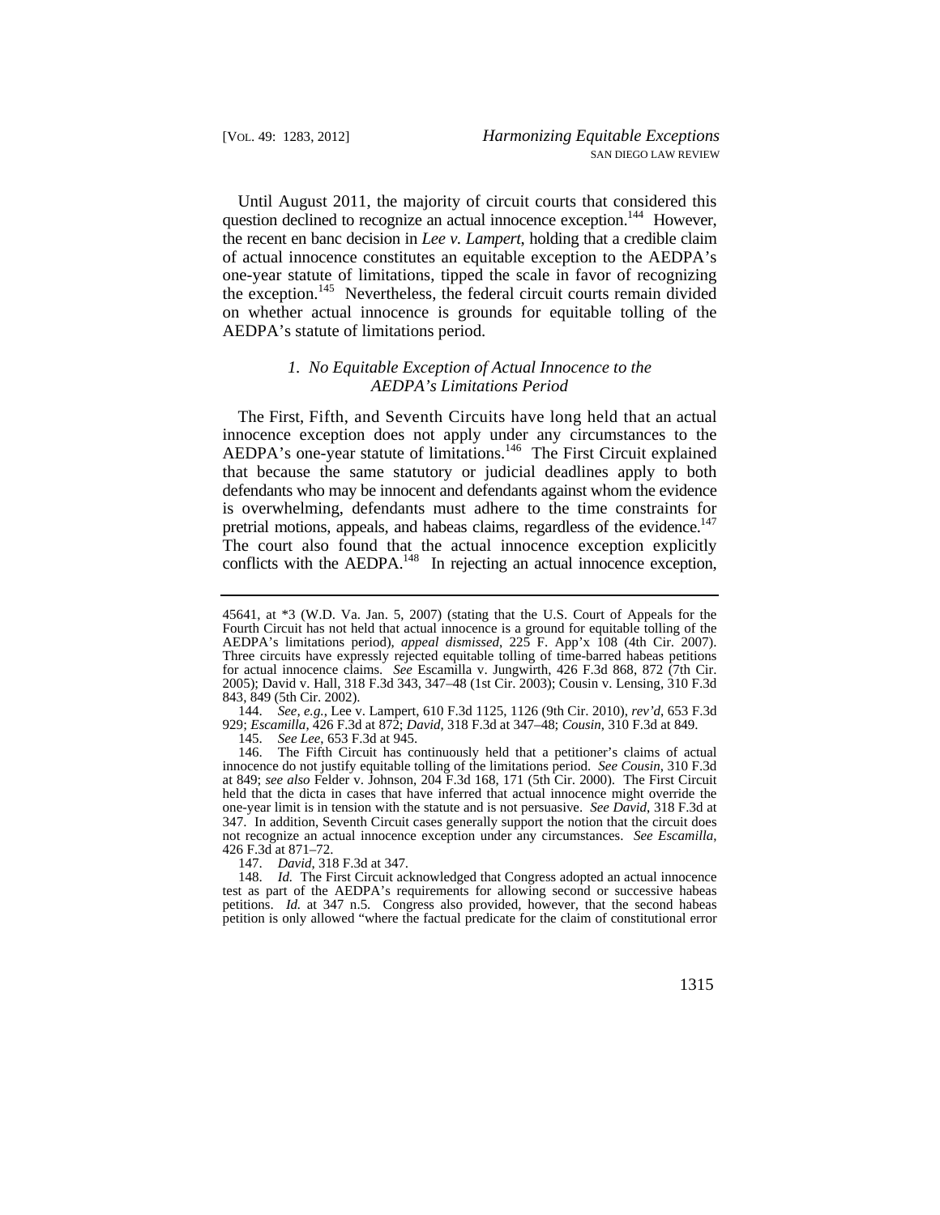Until August 2011, the majority of circuit courts that considered this question declined to recognize an actual innocence exception.[144] However, the recent en banc decision in *Lee v. Lampert*, holding that a credible claim of actual innocence constitutes an equitable exception to the AEDPA's one-year statute of limitations, tipped the scale in favor of recognizing the exception.[145] Nevertheless, the federal circuit courts remain divided on whether actual innocence is grounds for equitable tolling of the AEDPA's statute of limitations period.

### *1. No Equitable Exception of Actual Innocence to the AEDPA's Limitations Period*

The First, Fifth, and Seventh Circuits have long held that an actual innocence exception does not apply under any circumstances to the AEDPA's one-year statute of limitations.[146] The First Circuit explained that because the same statutory or judicial deadlines apply to both defendants who may be innocent and defendants against whom the evidence is overwhelming, defendants must adhere to the time constraints for pretrial motions, appeals, and habeas claims, regardless of the evidence.[147] The court also found that the actual innocence exception explicitly conflicts with the AEDPA.[148] In rejecting an actual innocence exception,

---

45641, at *3 (W.D. Va. Jan. 5, 2007) (stating that the U.S. Court of Appeals for the Fourth Circuit has not held that actual innocence is a ground for equitable tolling of the AEDPA's limitations period), *appeal dismissed*, 225 F. App'x 108 (4th Cir. 2007). Three circuits have expressly rejected equitable tolling of time-barred habeas petitions for actual innocence claims. *See* Escamilla v. Jungwirth, 426 F.3d 868, 872 (7th Cir. 2005); David v. Hall, 318 F.3d 343, 347–48 (1st Cir. 2003); Cousin v. Lensing, 310 F.3d 843, 849 (5th Cir. 2002).

144. *See, e.g.*, Lee v. Lampert, 610 F.3d 1125, 1126 (9th Cir. 2010), *rev'd*, 653 F.3d 929; *Escamilla*, 426 F.3d at 872; *David*, 318 F.3d at 347–48; *Cousin*, 310 F.3d at 849.

145. *See Lee*, 653 F.3d at 945.

146. The Fifth Circuit has continuously held that a petitioner's claims of actual innocence do not justify equitable tolling of the limitations period. *See Cousin*, 310 F.3d at 849; *see also* Felder v. Johnson, 204 F.3d 168, 171 (5th Cir. 2000). The First Circuit held that the dicta in cases that have inferred that actual innocence might override the one-year limit is in tension with the statute and is not persuasive. *See David*, 318 F.3d at 347. In addition, Seventh Circuit cases generally support the notion that the circuit does not recognize an actual innocence exception under any circumstances. *See Escamilla*, 426 F.3d at 871–72.

147. *David*, 318 F.3d at 347.

148. *Id.* The First Circuit acknowledged that Congress adopted an actual innocence test as part of the AEDPA's requirements for allowing second or successive habeas petitions. *Id.* at 347 n.5. Congress also provided, however, that the second habeas petition is only allowed "where the factual predicate for the claim of constitutional error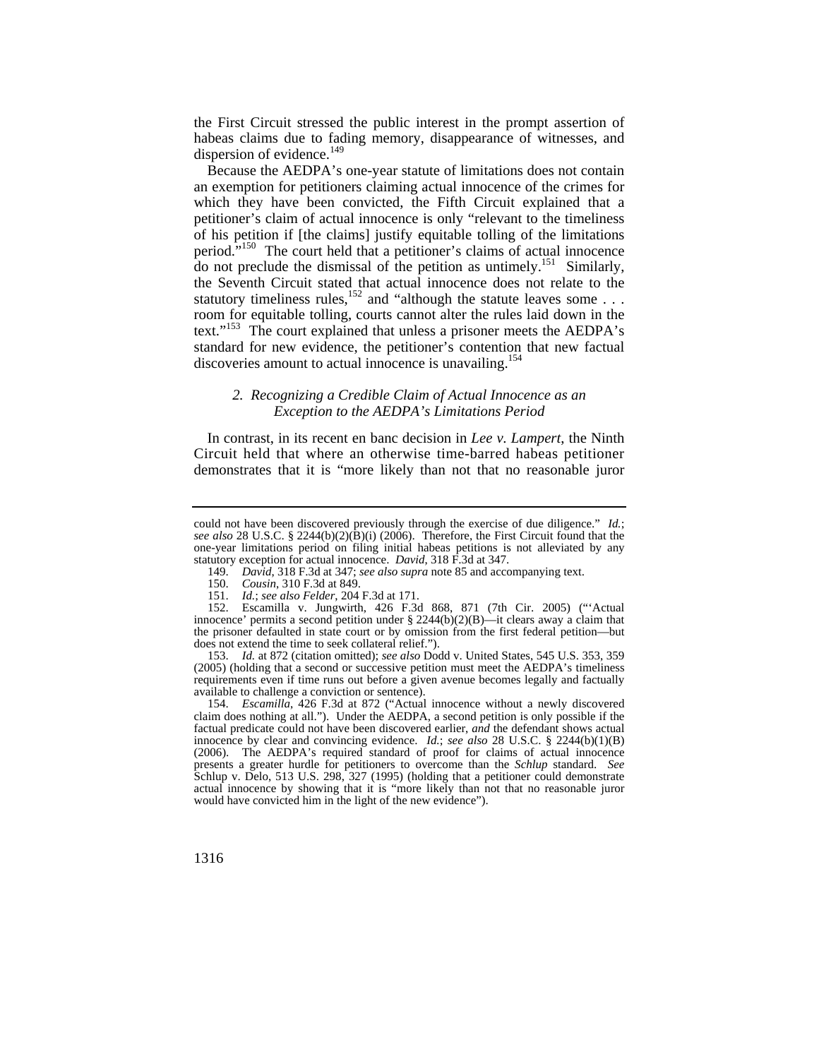the First Circuit stressed the public interest in the prompt assertion of habeas claims due to fading memory, disappearance of witnesses, and dispersion of evidence.[149]

Because the AEDPA's one-year statute of limitations does not contain an exemption for petitioners claiming actual innocence of the crimes for which they have been convicted, the Fifth Circuit explained that a petitioner's claim of actual innocence is only "relevant to the timeliness of his petition if [the claims] justify equitable tolling of the limitations period."[150] The court held that a petitioner's claims of actual innocence do not preclude the dismissal of the petition as untimely.[151] Similarly, the Seventh Circuit stated that actual innocence does not relate to the statutory timeliness rules,[152] and "although the statute leaves some . . . room for equitable tolling, courts cannot alter the rules laid down in the text."[153] The court explained that unless a prisoner meets the AEDPA's standard for new evidence, the petitioner's contention that new factual discoveries amount to actual innocence is unavailing.[154]

### *2. Recognizing a Credible Claim of Actual Innocence as an Exception to the AEDPA's Limitations Period*

In contrast, in its recent en banc decision in *Lee v. Lampert*, the Ninth Circuit held that where an otherwise time-barred habeas petitioner demonstrates that it is "more likely than not that no reasonable juror

---

could not have been discovered previously through the exercise of due diligence." *Id.*; *see also* 28 U.S.C. § 2244(b)(2)(B)(i) (2006). Therefore, the First Circuit found that the one-year limitations period on filing initial habeas petitions is not alleviated by any statutory exception for actual innocence. *David*, 318 F.3d at 347.

149. *David*, 318 F.3d at 347; *see also supra* note 85 and accompanying text.

150. *Cousin*, 310 F.3d at 849.

151. *Id.*; *see also Felder*, 204 F.3d at 171.

152. Escamilla v. Jungwirth, 426 F.3d 868, 871 (7th Cir. 2005) ("'Actual innocence' permits a second petition under § 2244(b)(2)(B)—it clears away a claim that the prisoner defaulted in state court or by omission from the first federal petition—but does not extend the time to seek collateral relief.").

153. *Id.* at 872 (citation omitted); *see also* Dodd v. United States, 545 U.S. 353, 359 (2005) (holding that a second or successive petition must meet the AEDPA's timeliness requirements even if time runs out before a given avenue becomes legally and factually available to challenge a conviction or sentence).

154. *Escamilla*, 426 F.3d at 872 ("Actual innocence without a newly discovered claim does nothing at all."). Under the AEDPA, a second petition is only possible if the factual predicate could not have been discovered earlier, *and* the defendant shows actual innocence by clear and convincing evidence. *Id.*; *see also* 28 U.S.C. § 2244(b)(1)(B) (2006). The AEDPA's required standard of proof for claims of actual innocence presents a greater hurdle for petitioners to overcome than the *Schlup* standard. *See* Schlup v. Delo, 513 U.S. 298, 327 (1995) (holding that a petitioner could demonstrate actual innocence by showing that it is "more likely than not that no reasonable juror would have convicted him in the light of the new evidence").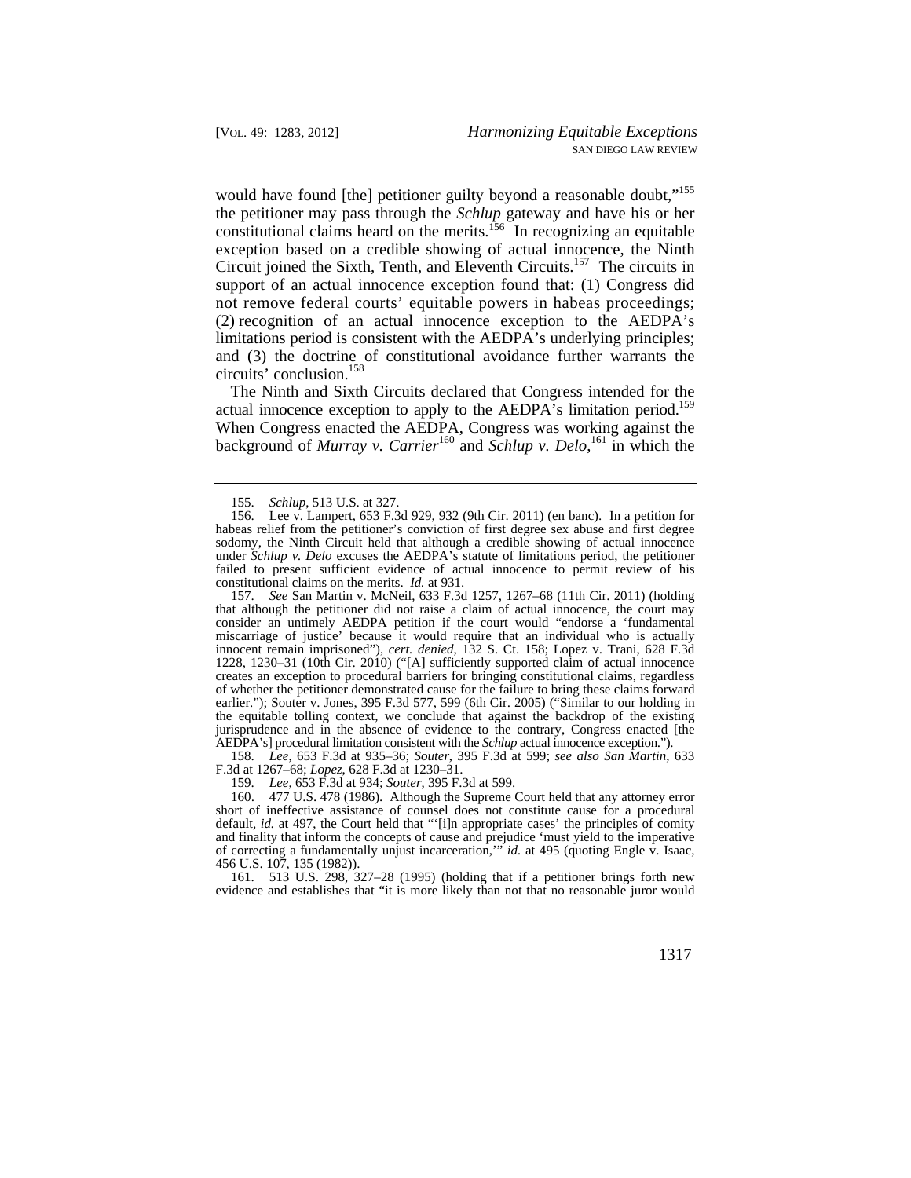would have found [the] petitioner guilty beyond a reasonable doubt,"[155] the petitioner may pass through the *Schlup* gateway and have his or her constitutional claims heard on the merits.[156] In recognizing an equitable exception based on a credible showing of actual innocence, the Ninth Circuit joined the Sixth, Tenth, and Eleventh Circuits.[157] The circuits in support of an actual innocence exception found that: (1) Congress did not remove federal courts' equitable powers in habeas proceedings; (2) recognition of an actual innocence exception to the AEDPA's limitations period is consistent with the AEDPA's underlying principles; and (3) the doctrine of constitutional avoidance further warrants the circuits' conclusion.[158]

The Ninth and Sixth Circuits declared that Congress intended for the actual innocence exception to apply to the AEDPA's limitation period.[159] When Congress enacted the AEDPA, Congress was working against the background of *Murray v. Carrier*[160] and *Schlup v. Delo*,[161] in which the

---

155. *Schlup*, 513 U.S. at 327.

156. Lee v. Lampert, 653 F.3d 929, 932 (9th Cir. 2011) (en banc). In a petition for habeas relief from the petitioner's conviction of first degree sex abuse and first degree sodomy, the Ninth Circuit held that although a credible showing of actual innocence under *Schlup v. Delo* excuses the AEDPA's statute of limitations period, the petitioner failed to present sufficient evidence of actual innocence to permit review of his constitutional claims on the merits. *Id.* at 931.

157. *See* San Martin v. McNeil, 633 F.3d 1257, 1267–68 (11th Cir. 2011) (holding that although the petitioner did not raise a claim of actual innocence, the court may consider an untimely AEDPA petition if the court would "endorse a 'fundamental miscarriage of justice' because it would require that an individual who is actually innocent remain imprisoned"), *cert. denied*, 132 S. Ct. 158; Lopez v. Trani, 628 F.3d 1228, 1230–31 (10th Cir. 2010) ("[A] sufficiently supported claim of actual innocence creates an exception to procedural barriers for bringing constitutional claims, regardless of whether the petitioner demonstrated cause for the failure to bring these claims forward earlier."); Souter v. Jones, 395 F.3d 577, 599 (6th Cir. 2005) ("Similar to our holding in the equitable tolling context, we conclude that against the backdrop of the existing jurisprudence and in the absence of evidence to the contrary, Congress enacted [the AEDPA's] procedural limitation consistent with the *Schlup* actual innocence exception.").

158. *Lee*, 653 F.3d at 935–36; *Souter*, 395 F.3d at 599; *see also San Martin*, 633 F.3d at 1267–68; *Lopez*, 628 F.3d at 1230–31.

159. *Lee*, 653 F.3d at 934; *Souter*, 395 F.3d at 599.

160. 477 U.S. 478 (1986). Although the Supreme Court held that any attorney error short of ineffective assistance of counsel does not constitute cause for a procedural default, *id.* at 497, the Court held that "'[i]n appropriate cases' the principles of comity and finality that inform the concepts of cause and prejudice 'must yield to the imperative of correcting a fundamentally unjust incarceration,'" *id.* at 495 (quoting Engle v. Isaac, 456 U.S. 107, 135 (1982)).

161. 513 U.S. 298, 327–28 (1995) (holding that if a petitioner brings forth new evidence and establishes that "it is more likely than not that no reasonable juror would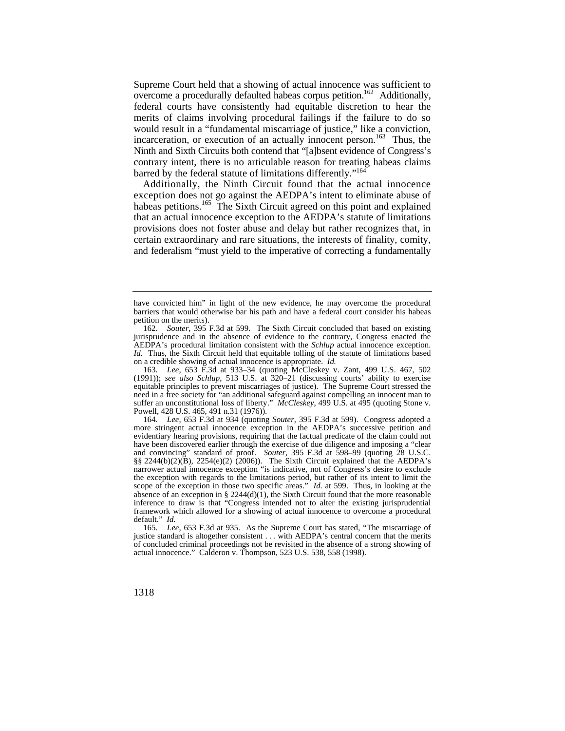Supreme Court held that a showing of actual innocence was sufficient to overcome a procedurally defaulted habeas corpus petition.[162] Additionally, federal courts have consistently had equitable discretion to hear the merits of claims involving procedural failings if the failure to do so would result in a "fundamental miscarriage of justice," like a conviction, incarceration, or execution of an actually innocent person.[163] Thus, the Ninth and Sixth Circuits both contend that "[a]bsent evidence of Congress's contrary intent, there is no articulable reason for treating habeas claims barred by the federal statute of limitations differently."[164]

Additionally, the Ninth Circuit found that the actual innocence exception does not go against the AEDPA's intent to eliminate abuse of habeas petitions.[165] The Sixth Circuit agreed on this point and explained that an actual innocence exception to the AEDPA's statute of limitations provisions does not foster abuse and delay but rather recognizes that, in certain extraordinary and rare situations, the interests of finality, comity, and federalism "must yield to the imperative of correcting a fundamentally

---

have convicted him" in light of the new evidence, he may overcome the procedural barriers that would otherwise bar his path and have a federal court consider his habeas petition on the merits).

162. *Souter*, 395 F.3d at 599. The Sixth Circuit concluded that based on existing jurisprudence and in the absence of evidence to the contrary, Congress enacted the AEDPA's procedural limitation consistent with the *Schlup* actual innocence exception. *Id.* Thus, the Sixth Circuit held that equitable tolling of the statute of limitations based on a credible showing of actual innocence is appropriate. *Id.*

163. *Lee*, 653 F.3d at 933–34 (quoting McCleskey v. Zant, 499 U.S. 467, 502 (1991)); *see also Schlup*, 513 U.S. at 320–21 (discussing courts' ability to exercise equitable principles to prevent miscarriages of justice). The Supreme Court stressed the need in a free society for "an additional safeguard against compelling an innocent man to suffer an unconstitutional loss of liberty." *McCleskey*, 499 U.S. at 495 (quoting Stone v. Powell, 428 U.S. 465, 491 n.31 (1976)).

164. *Lee*, 653 F.3d at 934 (quoting *Souter*, 395 F.3d at 599). Congress adopted a more stringent actual innocence exception in the AEDPA's successive petition and evidentiary hearing provisions, requiring that the factual predicate of the claim could not have been discovered earlier through the exercise of due diligence and imposing a "clear and convincing" standard of proof. *Souter*, 395 F.3d at 598–99 (quoting 28 U.S.C. §§ 2244(b)(2)(B), 2254(e)(2) (2006)). The Sixth Circuit explained that the AEDPA's narrower actual innocence exception "is indicative, not of Congress's desire to exclude the exception with regards to the limitations period, but rather of its intent to limit the scope of the exception in those two specific areas." *Id.* at 599. Thus, in looking at the absence of an exception in § 2244(d)(1), the Sixth Circuit found that the more reasonable inference to draw is that "Congress intended not to alter the existing jurisprudential framework which allowed for a showing of actual innocence to overcome a procedural default." *Id.*

165. *Lee*, 653 F.3d at 935. As the Supreme Court has stated, "The miscarriage of justice standard is altogether consistent . . . with AEDPA's central concern that the merits of concluded criminal proceedings not be revisited in the absence of a strong showing of actual innocence." Calderon v. Thompson, 523 U.S. 538, 558 (1998).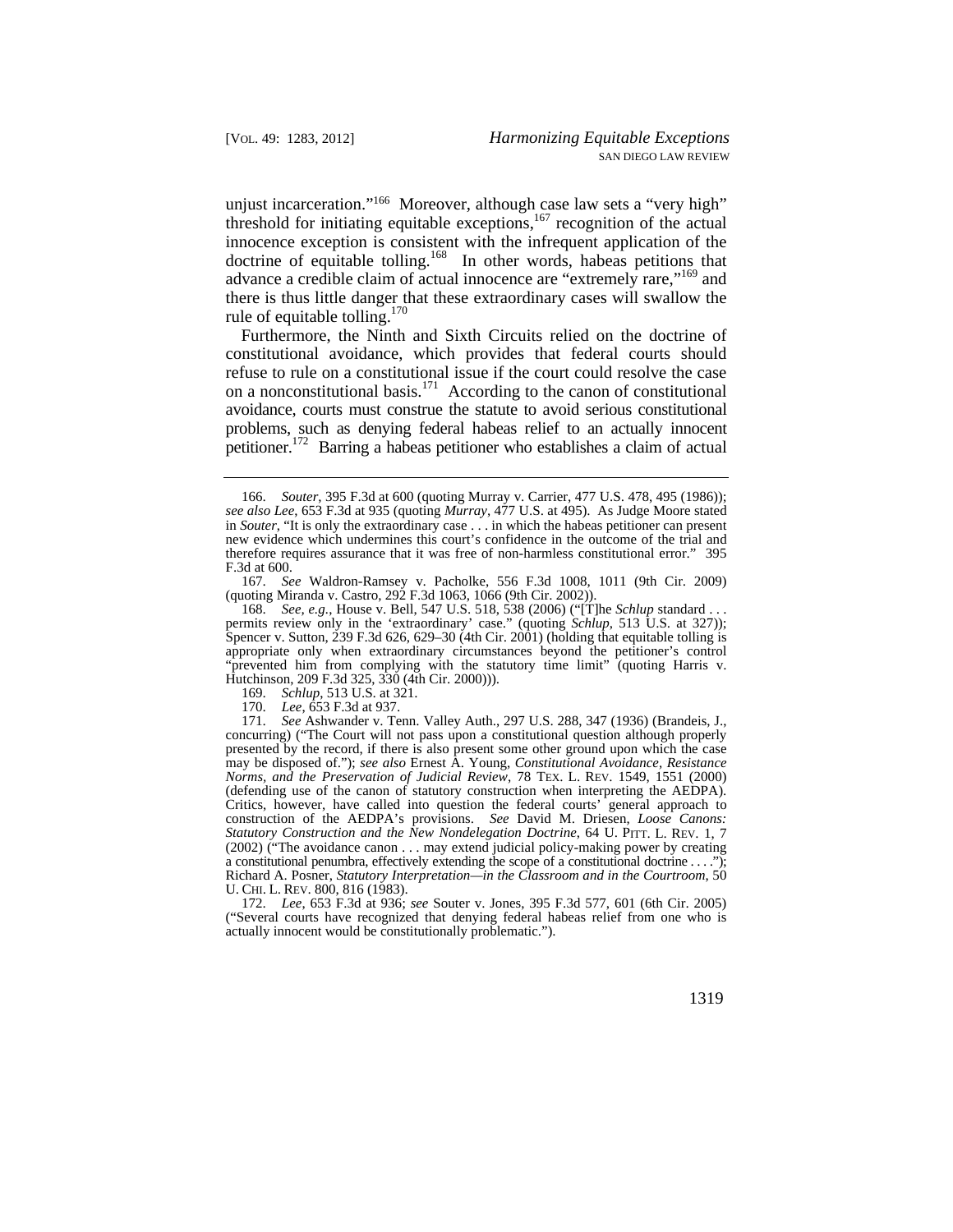unjust incarceration."[166] Moreover, although case law sets a "very high" threshold for initiating equitable exceptions,[167] recognition of the actual innocence exception is consistent with the infrequent application of the doctrine of equitable tolling.[168] In other words, habeas petitions that advance a credible claim of actual innocence are "extremely rare,"[169] and there is thus little danger that these extraordinary cases will swallow the rule of equitable tolling.[170]

Furthermore, the Ninth and Sixth Circuits relied on the doctrine of constitutional avoidance, which provides that federal courts should refuse to rule on a constitutional issue if the court could resolve the case on a nonconstitutional basis.[171] According to the canon of constitutional avoidance, courts must construe the statute to avoid serious constitutional problems, such as denying federal habeas relief to an actually innocent petitioner.[172] Barring a habeas petitioner who establishes a claim of actual

---

166. *Souter*, 395 F.3d at 600 (quoting Murray v. Carrier, 477 U.S. 478, 495 (1986)); *see also Lee*, 653 F.3d at 935 (quoting *Murray*, 477 U.S. at 495). As Judge Moore stated in *Souter*, "It is only the extraordinary case . . . in which the habeas petitioner can present new evidence which undermines this court's confidence in the outcome of the trial and therefore requires assurance that it was free of non-harmless constitutional error." 395 F.3d at 600.

167. *See* Waldron-Ramsey v. Pacholke, 556 F.3d 1008, 1011 (9th Cir. 2009) (quoting Miranda v. Castro, 292 F.3d 1063, 1066 (9th Cir. 2002)).

168. *See, e.g.*, House v. Bell, 547 U.S. 518, 538 (2006) ("[T]he *Schlup* standard . . . permits review only in the 'extraordinary' case." (quoting *Schlup*, 513 U.S. at 327)); Spencer v. Sutton, 239 F.3d 626, 629–30 (4th Cir. 2001) (holding that equitable tolling is appropriate only when extraordinary circumstances beyond the petitioner's control "prevented him from complying with the statutory time limit" (quoting Harris v. Hutchinson, 209 F.3d 325, 330 (4th Cir. 2000))).

169. *Schlup*, 513 U.S. at 321.

170. *Lee*, 653 F.3d at 937.

171. *See* Ashwander v. Tenn. Valley Auth., 297 U.S. 288, 347 (1936) (Brandeis, J., concurring) ("The Court will not pass upon a constitutional question although properly presented by the record, if there is also present some other ground upon which the case may be disposed of."); *see also* Ernest A. Young, *Constitutional Avoidance, Resistance Norms, and the Preservation of Judicial Review*, 78 TEX. L. REV. 1549, 1551 (2000) (defending use of the canon of statutory construction when interpreting the AEDPA). Critics, however, have called into question the federal courts' general approach to construction of the AEDPA's provisions. *See* David M. Driesen, *Loose Canons: Statutory Construction and the New Nondelegation Doctrine*, 64 U. PITT. L. REV. 1, 7 (2002) ("The avoidance canon . . . may extend judicial policy-making power by creating a constitutional penumbra, effectively extending the scope of a constitutional doctrine . . . ."); Richard A. Posner, *Statutory Interpretation—in the Classroom and in the Courtroom*, 50 U. CHI. L. REV. 800, 816 (1983).

172. *Lee*, 653 F.3d at 936; *see* Souter v. Jones, 395 F.3d 577, 601 (6th Cir. 2005) ("Several courts have recognized that denying federal habeas relief from one who is actually innocent would be constitutionally problematic.").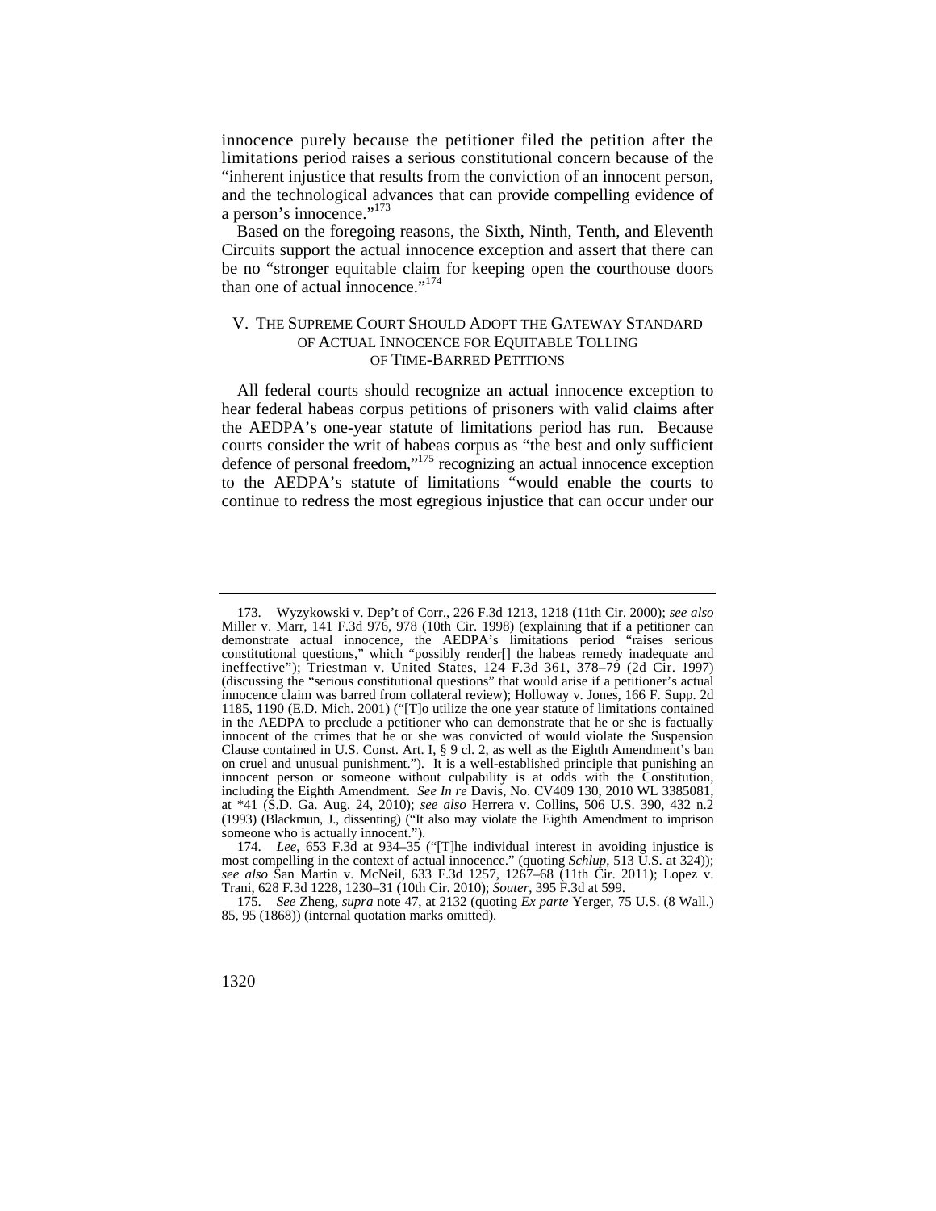innocence purely because the petitioner filed the petition after the limitations period raises a serious constitutional concern because of the "inherent injustice that results from the conviction of an innocent person, and the technological advances that can provide compelling evidence of a person's innocence."[173]

Based on the foregoing reasons, the Sixth, Ninth, Tenth, and Eleventh Circuits support the actual innocence exception and assert that there can be no "stronger equitable claim for keeping open the courthouse doors than one of actual innocence."[174]

## V. THE SUPREME COURT SHOULD ADOPT THE GATEWAY STANDARD OF ACTUAL INNOCENCE FOR EQUITABLE TOLLING OF TIME-BARRED PETITIONS

All federal courts should recognize an actual innocence exception to hear federal habeas corpus petitions of prisoners with valid claims after the AEDPA's one-year statute of limitations period has run. Because courts consider the writ of habeas corpus as "the best and only sufficient defence of personal freedom,"[175] recognizing an actual innocence exception to the AEDPA's statute of limitations "would enable the courts to continue to redress the most egregious injustice that can occur under our

---

173. Wyzykowski v. Dep't of Corr., 226 F.3d 1213, 1218 (11th Cir. 2000); *see also* Miller v. Marr, 141 F.3d 976, 978 (10th Cir. 1998) (explaining that if a petitioner can demonstrate actual innocence, the AEDPA's limitations period "raises serious constitutional questions," which "possibly render[] the habeas remedy inadequate and ineffective"); Triestman v. United States, 124 F.3d 361, 378–79 (2d Cir. 1997) (discussing the "serious constitutional questions" that would arise if a petitioner's actual innocence claim was barred from collateral review); Holloway v. Jones, 166 F. Supp. 2d 1185, 1190 (E.D. Mich. 2001) ("[T]o utilize the one year statute of limitations contained in the AEDPA to preclude a petitioner who can demonstrate that he or she is factually innocent of the crimes that he or she was convicted of would violate the Suspension Clause contained in U.S. Const. Art. I, § 9 cl. 2, as well as the Eighth Amendment's ban on cruel and unusual punishment."). It is a well-established principle that punishing an innocent person or someone without culpability is at odds with the Constitution, including the Eighth Amendment. *See In re* Davis, No. CV409 130, 2010 WL 3385081, at *41 (S.D. Ga. Aug. 24, 2010); *see also* Herrera v. Collins, 506 U.S. 390, 432 n.2 (1993) (Blackmun, J., dissenting) ("It also may violate the Eighth Amendment to imprison someone who is actually innocent.").

174. *Lee*, 653 F.3d at 934–35 ("[T]he individual interest in avoiding injustice is most compelling in the context of actual innocence." (quoting *Schlup*, 513 U.S. at 324)); *see also* San Martin v. McNeil, 633 F.3d 1257, 1267–68 (11th Cir. 2011); Lopez v. Trani, 628 F.3d 1228, 1230–31 (10th Cir. 2010); *Souter*, 395 F.3d at 599.

175. *See* Zheng, *supra* note 47, at 2132 (quoting *Ex parte* Yerger, 75 U.S. (8 Wall.) 85, 95 (1868)) (internal quotation marks omitted).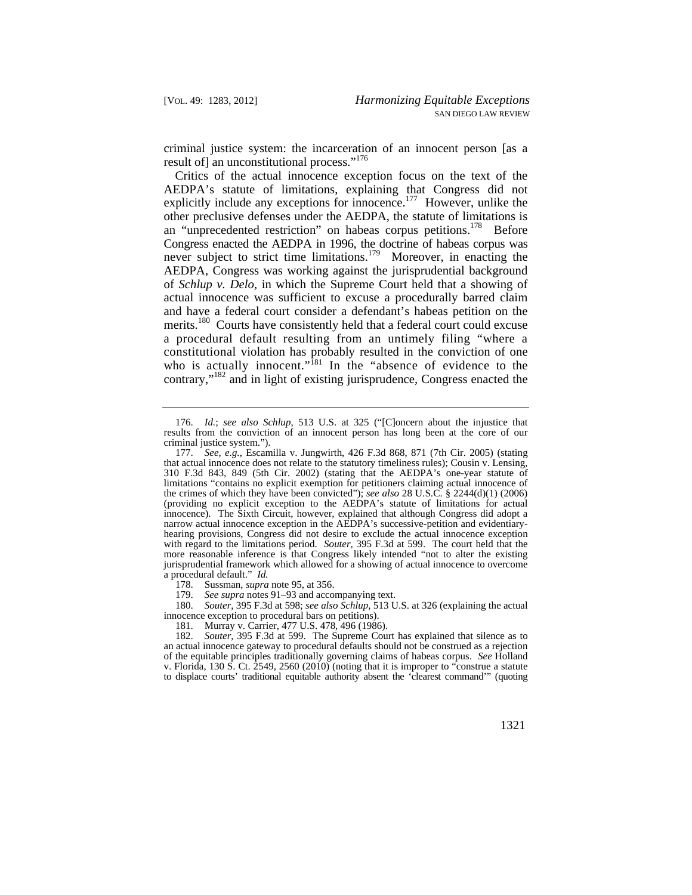criminal justice system: the incarceration of an innocent person [as a result of] an unconstitutional process."[176]

Critics of the actual innocence exception focus on the text of the AEDPA's statute of limitations, explaining that Congress did not explicitly include any exceptions for innocence.[177] However, unlike the other preclusive defenses under the AEDPA, the statute of limitations is an "unprecedented restriction" on habeas corpus petitions.[178] Before Congress enacted the AEDPA in 1996, the doctrine of habeas corpus was never subject to strict time limitations.[179] Moreover, in enacting the AEDPA, Congress was working against the jurisprudential background of *Schlup v. Delo*, in which the Supreme Court held that a showing of actual innocence was sufficient to excuse a procedurally barred claim and have a federal court consider a defendant's habeas petition on the merits.[180] Courts have consistently held that a federal court could excuse a procedural default resulting from an untimely filing "where a constitutional violation has probably resulted in the conviction of one who is actually innocent."[181] In the "absence of evidence to the contrary,"[182] and in light of existing jurisprudence, Congress enacted the

---

176. *Id.*; *see also Schlup*, 513 U.S. at 325 ("[C]oncern about the injustice that results from the conviction of an innocent person has long been at the core of our criminal justice system.").

177. *See, e.g.*, Escamilla v. Jungwirth, 426 F.3d 868, 871 (7th Cir. 2005) (stating that actual innocence does not relate to the statutory timeliness rules); Cousin v. Lensing, 310 F.3d 843, 849 (5th Cir. 2002) (stating that the AEDPA's one-year statute of limitations "contains no explicit exemption for petitioners claiming actual innocence of the crimes of which they have been convicted"); *see also* 28 U.S.C. § 2244(d)(1) (2006) (providing no explicit exception to the AEDPA's statute of limitations for actual innocence). The Sixth Circuit, however, explained that although Congress did adopt a narrow actual innocence exception in the AEDPA's successive-petition and evidentiary-hearing provisions, Congress did not desire to exclude the actual innocence exception with regard to the limitations period. *Souter*, 395 F.3d at 599. The court held that the more reasonable inference is that Congress likely intended "not to alter the existing jurisprudential framework which allowed for a showing of actual innocence to overcome a procedural default." *Id.*

178. Sussman, *supra* note 95, at 356.

179. *See supra* notes 91–93 and accompanying text.

180. *Souter*, 395 F.3d at 598; *see also Schlup*, 513 U.S. at 326 (explaining the actual innocence exception to procedural bars on petitions).

181. Murray v. Carrier, 477 U.S. 478, 496 (1986).

182. *Souter*, 395 F.3d at 599. The Supreme Court has explained that silence as to an actual innocence gateway to procedural defaults should not be construed as a rejection of the equitable principles traditionally governing claims of habeas corpus. *See* Holland v. Florida, 130 S. Ct. 2549, 2560 (2010) (noting that it is improper to "construe a statute to displace courts' traditional equitable authority absent the 'clearest command'" (quoting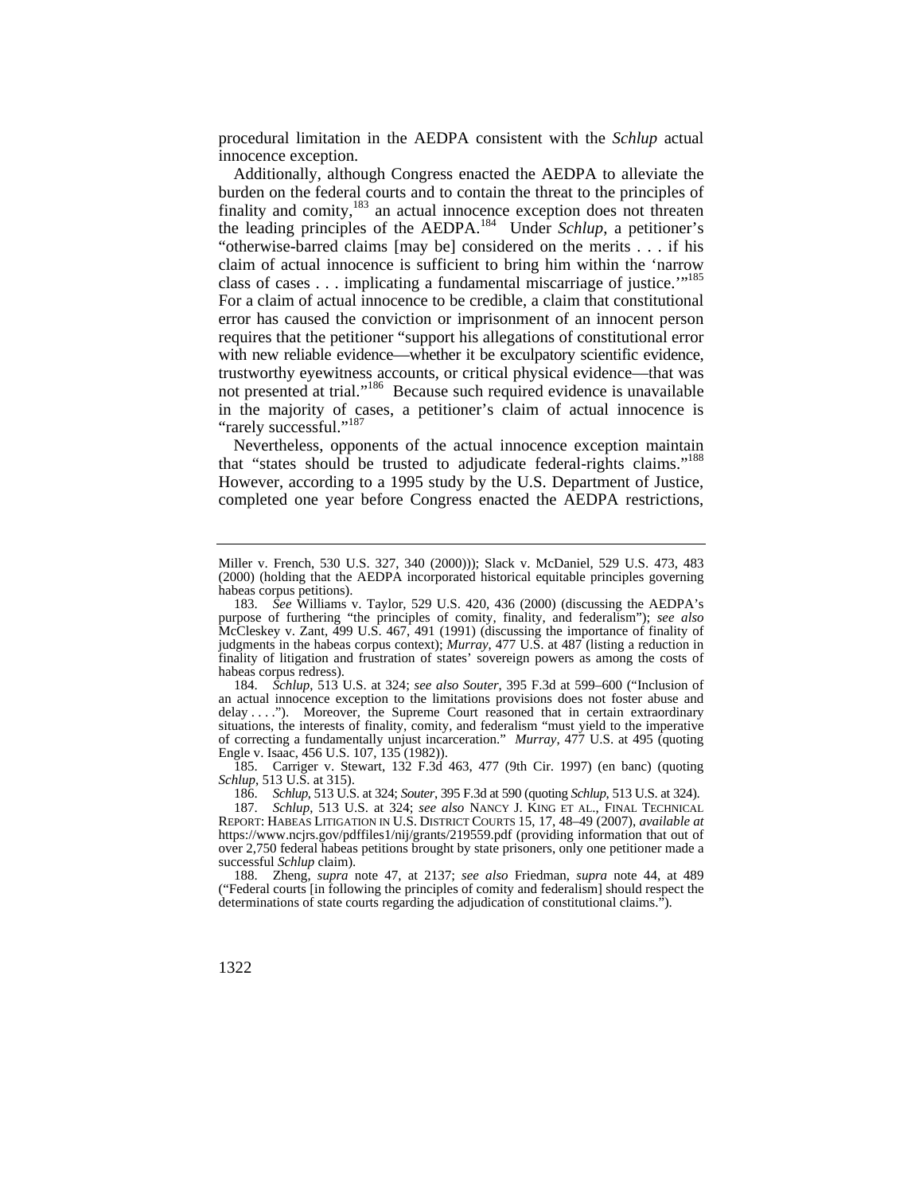procedural limitation in the AEDPA consistent with the *Schlup* actual innocence exception.

Additionally, although Congress enacted the AEDPA to alleviate the burden on the federal courts and to contain the threat to the principles of finality and comity,[183] an actual innocence exception does not threaten the leading principles of the AEDPA.[184] Under *Schlup*, a petitioner's "otherwise-barred claims [may be] considered on the merits . . . if his claim of actual innocence is sufficient to bring him within the 'narrow class of cases . . . implicating a fundamental miscarriage of justice.'"[185] For a claim of actual innocence to be credible, a claim that constitutional error has caused the conviction or imprisonment of an innocent person requires that the petitioner "support his allegations of constitutional error with new reliable evidence—whether it be exculpatory scientific evidence, trustworthy eyewitness accounts, or critical physical evidence—that was not presented at trial."[186] Because such required evidence is unavailable in the majority of cases, a petitioner's claim of actual innocence is "rarely successful."[187]

Nevertheless, opponents of the actual innocence exception maintain that "states should be trusted to adjudicate federal-rights claims."[188] However, according to a 1995 study by the U.S. Department of Justice, completed one year before Congress enacted the AEDPA restrictions,

---

Miller v. French, 530 U.S. 327, 340 (2000))); Slack v. McDaniel, 529 U.S. 473, 483 (2000) (holding that the AEDPA incorporated historical equitable principles governing habeas corpus petitions).

183. *See* Williams v. Taylor, 529 U.S. 420, 436 (2000) (discussing the AEDPA's purpose of furthering "the principles of comity, finality, and federalism"); *see also* McCleskey v. Zant, 499 U.S. 467, 491 (1991) (discussing the importance of finality of judgments in the habeas corpus context); *Murray*, 477 U.S. at 487 (listing a reduction in finality of litigation and frustration of states' sovereign powers as among the costs of habeas corpus redress).

184. *Schlup*, 513 U.S. at 324; *see also Souter*, 395 F.3d at 599–600 ("Inclusion of an actual innocence exception to the limitations provisions does not foster abuse and delay . . . ."). Moreover, the Supreme Court reasoned that in certain extraordinary situations, the interests of finality, comity, and federalism "must yield to the imperative of correcting a fundamentally unjust incarceration." *Murray*, 477 U.S. at 495 (quoting Engle v. Isaac, 456 U.S. 107, 135 (1982)).

185. Carriger v. Stewart, 132 F.3d 463, 477 (9th Cir. 1997) (en banc) (quoting *Schlup*, 513 U.S. at 315).

186. *Schlup*, 513 U.S. at 324; *Souter*, 395 F.3d at 590 (quoting *Schlup*, 513 U.S. at 324).

187. *Schlup*, 513 U.S. at 324; *see also* NANCY J. KING ET AL., FINAL TECHNICAL REPORT: HABEAS LITIGATION IN U.S. DISTRICT COURTS 15, 17, 48–49 (2007), *available at* https://www.ncjrs.gov/pdffiles1/nij/grants/219559.pdf (providing information that out of over 2,750 federal habeas petitions brought by state prisoners, only one petitioner made a successful *Schlup* claim).

188. Zheng, *supra* note 47, at 2137; *see also* Friedman, *supra* note 44, at 489 ("Federal courts [in following the principles of comity and federalism] should respect the determinations of state courts regarding the adjudication of constitutional claims.").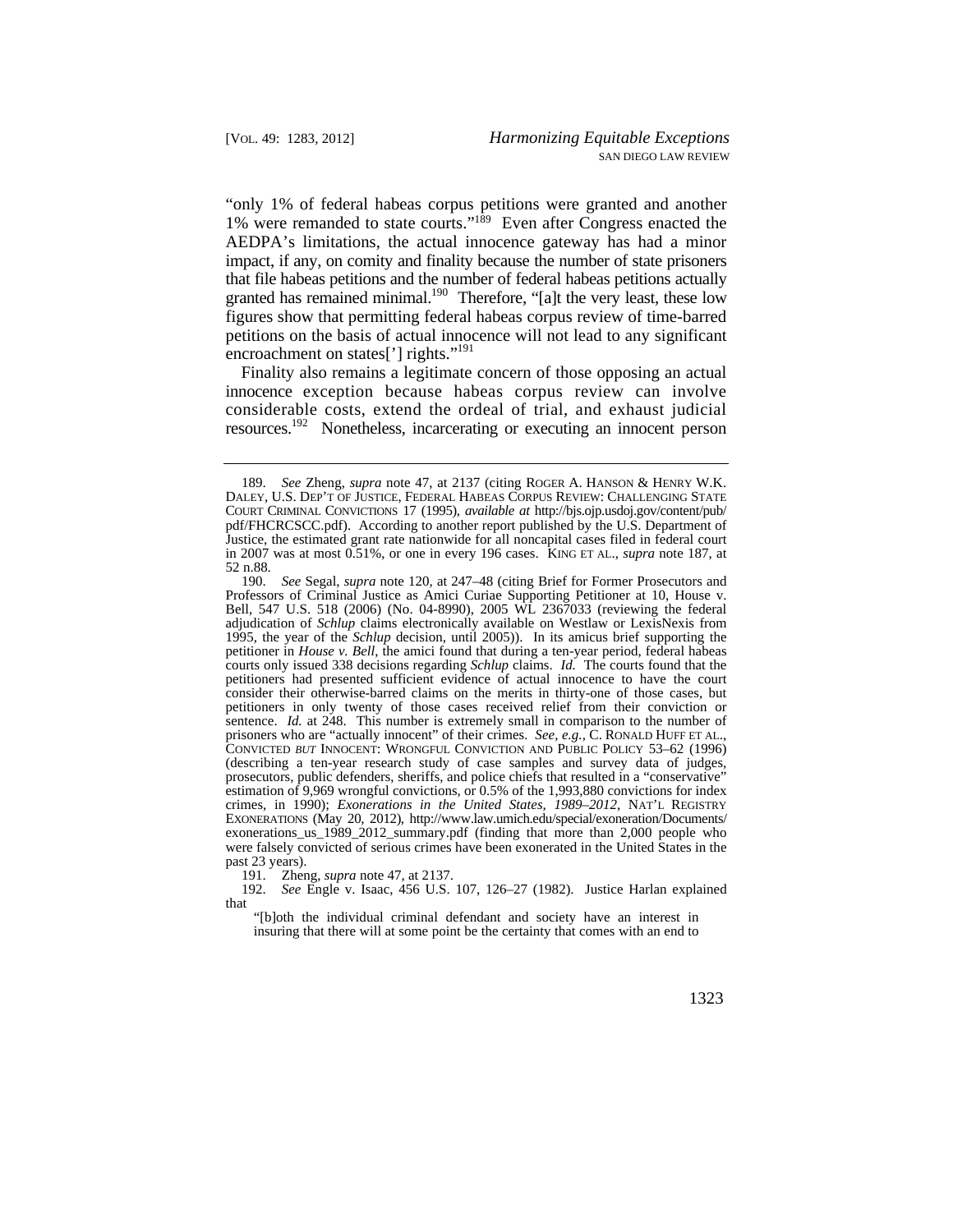"only 1% of federal habeas corpus petitions were granted and another 1% were remanded to state courts."[189] Even after Congress enacted the AEDPA's limitations, the actual innocence gateway has had a minor impact, if any, on comity and finality because the number of state prisoners that file habeas petitions and the number of federal habeas petitions actually granted has remained minimal.[190] Therefore, "[a]t the very least, these low figures show that permitting federal habeas corpus review of time-barred petitions on the basis of actual innocence will not lead to any significant encroachment on states['] rights."[191]

Finality also remains a legitimate concern of those opposing an actual innocence exception because habeas corpus review can involve considerable costs, extend the ordeal of trial, and exhaust judicial resources.[192] Nonetheless, incarcerating or executing an innocent person

---

189. *See* Zheng, *supra* note 47, at 2137 (citing ROGER A. HANSON & HENRY W.K. DALEY, U.S. DEP'T OF JUSTICE, FEDERAL HABEAS CORPUS REVIEW: CHALLENGING STATE COURT CRIMINAL CONVICTIONS 17 (1995), *available at* http://bjs.ojp.usdoj.gov/content/pub/pdf/FHCRCSCC.pdf). According to another report published by the U.S. Department of Justice, the estimated grant rate nationwide for all noncapital cases filed in federal court in 2007 was at most 0.51%, or one in every 196 cases. KING ET AL., *supra* note 187, at 52 n.88.

190. *See* Segal, *supra* note 120, at 247–48 (citing Brief for Former Prosecutors and Professors of Criminal Justice as Amici Curiae Supporting Petitioner at 10, House v. Bell, 547 U.S. 518 (2006) (No. 04-8990), 2005 WL 2367033 (reviewing the federal adjudication of *Schlup* claims electronically available on Westlaw or LexisNexis from 1995, the year of the *Schlup* decision, until 2005)). In its amicus brief supporting the petitioner in *House v. Bell*, the amici found that during a ten-year period, federal habeas courts only issued 338 decisions regarding *Schlup* claims. *Id.* The courts found that the petitioners had presented sufficient evidence of actual innocence to have the court consider their otherwise-barred claims on the merits in thirty-one of those cases, but petitioners in only twenty of those cases received relief from their conviction or sentence. *Id.* at 248. This number is extremely small in comparison to the number of prisoners who are "actually innocent" of their crimes. *See, e.g.*, C. RONALD HUFF ET AL., CONVICTED *BUT* INNOCENT: WRONGFUL CONVICTION AND PUBLIC POLICY 53–62 (1996) (describing a ten-year research study of case samples and survey data of judges, prosecutors, public defenders, sheriffs, and police chiefs that resulted in a "conservative" estimation of 9,969 wrongful convictions, or 0.5% of the 1,993,880 convictions for index crimes, in 1990); *Exonerations in the United States, 1989–2012*, NAT'L REGISTRY EXONERATIONS (May 20, 2012), http://www.law.umich.edu/special/exoneration/Documents/exonerations_us_1989_2012_summary.pdf (finding that more than 2,000 people who were falsely convicted of serious crimes have been exonerated in the United States in the past 23 years).

191. Zheng, *supra* note 47, at 2137.

192. *See* Engle v. Isaac, 456 U.S. 107, 126–27 (1982). Justice Harlan explained that

> "[b]oth the individual criminal defendant and society have an interest in insuring that there will at some point be the certainty that comes with an end to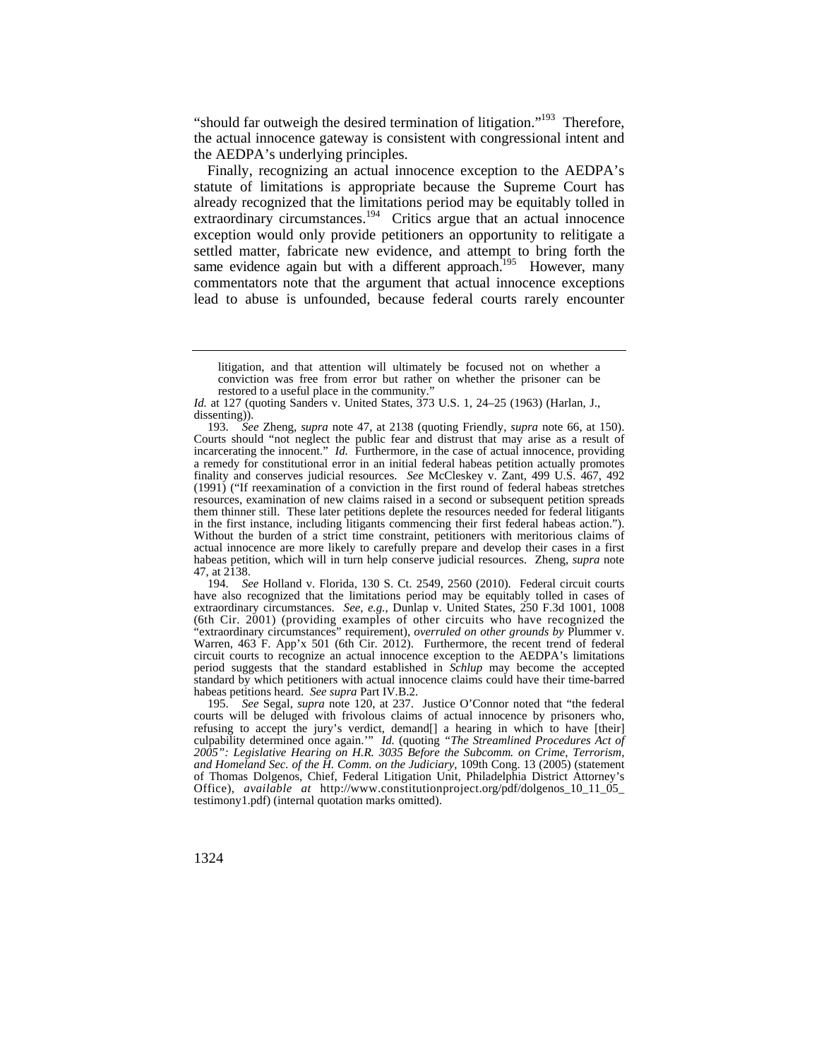"should far outweigh the desired termination of litigation."[193] Therefore, the actual innocence gateway is consistent with congressional intent and the AEDPA's underlying principles.

Finally, recognizing an actual innocence exception to the AEDPA's statute of limitations is appropriate because the Supreme Court has already recognized that the limitations period may be equitably tolled in extraordinary circumstances.[194] Critics argue that an actual innocence exception would only provide petitioners an opportunity to relitigate a settled matter, fabricate new evidence, and attempt to bring forth the same evidence again but with a different approach.[195] However, many commentators note that the argument that actual innocence exceptions lead to abuse is unfounded, because federal courts rarely encounter

---

> litigation, and that attention will ultimately be focused not on whether a conviction was free from error but rather on whether the prisoner can be restored to a useful place in the community."

*Id.* at 127 (quoting Sanders v. United States, 373 U.S. 1, 24–25 (1963) (Harlan, J., dissenting)).

193. *See* Zheng, *supra* note 47, at 2138 (quoting Friendly, *supra* note 66, at 150). Courts should "not neglect the public fear and distrust that may arise as a result of incarcerating the innocent." *Id.* Furthermore, in the case of actual innocence, providing a remedy for constitutional error in an initial federal habeas petition actually promotes finality and conserves judicial resources. *See* McCleskey v. Zant, 499 U.S. 467, 492 (1991) ("If reexamination of a conviction in the first round of federal habeas stretches resources, examination of new claims raised in a second or subsequent petition spreads them thinner still. These later petitions deplete the resources needed for federal litigants in the first instance, including litigants commencing their first federal habeas action."). Without the burden of a strict time constraint, petitioners with meritorious claims of actual innocence are more likely to carefully prepare and develop their cases in a first habeas petition, which will in turn help conserve judicial resources. Zheng, *supra* note 47, at 2138.

194. *See* Holland v. Florida, 130 S. Ct. 2549, 2560 (2010). Federal circuit courts have also recognized that the limitations period may be equitably tolled in cases of extraordinary circumstances. *See, e.g.*, Dunlap v. United States, 250 F.3d 1001, 1008 (6th Cir. 2001) (providing examples of other circuits who have recognized the "extraordinary circumstances" requirement), *overruled on other grounds by* Plummer v. Warren, 463 F. App'x 501 (6th Cir. 2012). Furthermore, the recent trend of federal circuit courts to recognize an actual innocence exception to the AEDPA's limitations period suggests that the standard established in *Schlup* may become the accepted standard by which petitioners with actual innocence claims could have their time-barred habeas petitions heard. *See supra* Part IV.B.2.

195. *See* Segal, *supra* note 120, at 237. Justice O'Connor noted that "the federal courts will be deluged with frivolous claims of actual innocence by prisoners who, refusing to accept the jury's verdict, demand[] a hearing in which to have [their] culpability determined once again.'" *Id.* (quoting *"The Streamlined Procedures Act of 2005": Legislative Hearing on H.R. 3035 Before the Subcomm. on Crime, Terrorism, and Homeland Sec. of the H. Comm. on the Judiciary*, 109th Cong. 13 (2005) (statement of Thomas Dolgenos, Chief, Federal Litigation Unit, Philadelphia District Attorney's Office), *available at* http://www.constitutionproject.org/pdf/dolgenos_10_11_05_testimony1.pdf) (internal quotation marks omitted).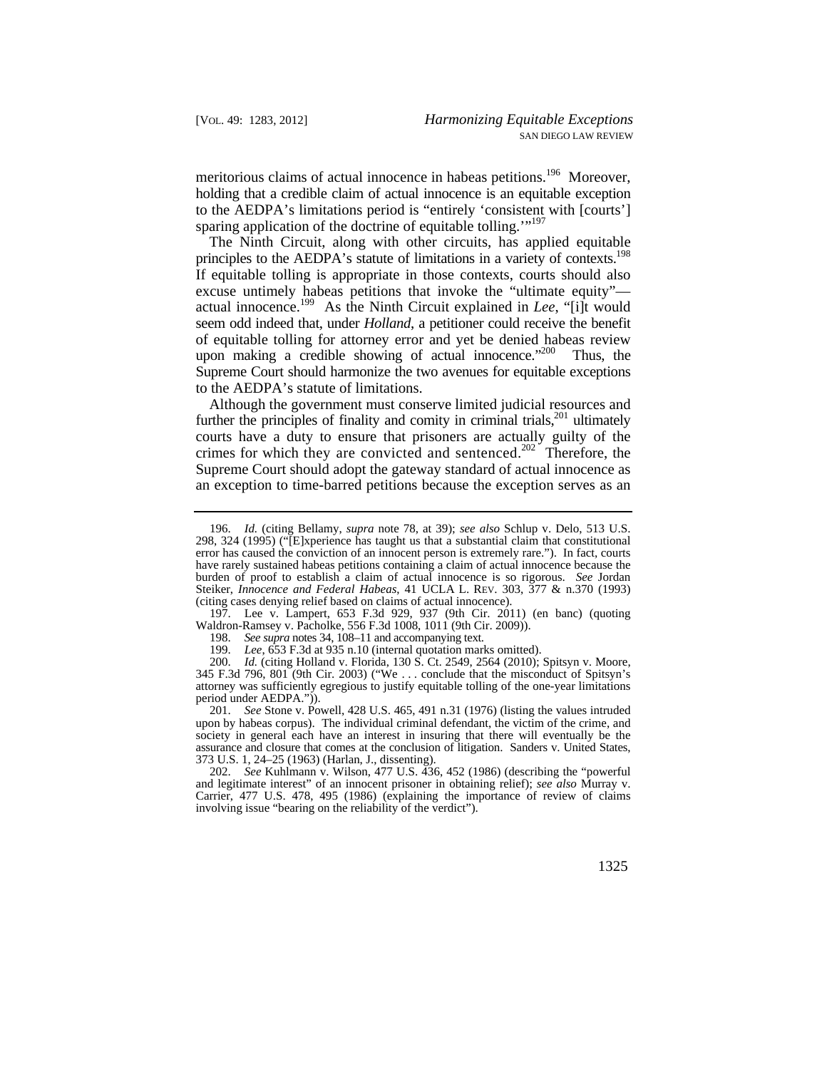meritorious claims of actual innocence in habeas petitions.[196] Moreover, holding that a credible claim of actual innocence is an equitable exception to the AEDPA's limitations period is "entirely 'consistent with [courts'] sparing application of the doctrine of equitable tolling.'"[197]

The Ninth Circuit, along with other circuits, has applied equitable principles to the AEDPA's statute of limitations in a variety of contexts.[198] If equitable tolling is appropriate in those contexts, courts should also excuse untimely habeas petitions that invoke the "ultimate equity"—actual innocence.[199] As the Ninth Circuit explained in *Lee*, "[i]t would seem odd indeed that, under *Holland*, a petitioner could receive the benefit of equitable tolling for attorney error and yet be denied habeas review upon making a credible showing of actual innocence."[200] Thus, the Supreme Court should harmonize the two avenues for equitable exceptions to the AEDPA's statute of limitations.

Although the government must conserve limited judicial resources and further the principles of finality and comity in criminal trials,[201] ultimately courts have a duty to ensure that prisoners are actually guilty of the crimes for which they are convicted and sentenced.[202] Therefore, the Supreme Court should adopt the gateway standard of actual innocence as an exception to time-barred petitions because the exception serves as an

---

196. *Id.* (citing Bellamy, *supra* note 78, at 39); *see also* Schlup v. Delo, 513 U.S. 298, 324 (1995) ("[E]xperience has taught us that a substantial claim that constitutional error has caused the conviction of an innocent person is extremely rare."). In fact, courts have rarely sustained habeas petitions containing a claim of actual innocence because the burden of proof to establish a claim of actual innocence is so rigorous. *See* Jordan Steiker, *Innocence and Federal Habeas*, 41 UCLA L. REV. 303, 377 & n.370 (1993) (citing cases denying relief based on claims of actual innocence).

197. Lee v. Lampert, 653 F.3d 929, 937 (9th Cir. 2011) (en banc) (quoting Waldron-Ramsey v. Pacholke, 556 F.3d 1008, 1011 (9th Cir. 2009)).

198. *See supra* notes 34, 108–11 and accompanying text.

199. *Lee*, 653 F.3d at 935 n.10 (internal quotation marks omitted).

200. *Id.* (citing Holland v. Florida, 130 S. Ct. 2549, 2564 (2010); Spitsyn v. Moore, 345 F.3d 796, 801 (9th Cir. 2003) ("We . . . conclude that the misconduct of Spitsyn's attorney was sufficiently egregious to justify equitable tolling of the one-year limitations period under AEDPA.")).

201. *See* Stone v. Powell, 428 U.S. 465, 491 n.31 (1976) (listing the values intruded upon by habeas corpus). The individual criminal defendant, the victim of the crime, and society in general each have an interest in insuring that there will eventually be the assurance and closure that comes at the conclusion of litigation. Sanders v. United States, 373 U.S. 1, 24–25 (1963) (Harlan, J., dissenting).

202. *See* Kuhlmann v. Wilson, 477 U.S. 436, 452 (1986) (describing the "powerful and legitimate interest" of an innocent prisoner in obtaining relief); *see also* Murray v. Carrier, 477 U.S. 478, 495 (1986) (explaining the importance of review of claims involving issue "bearing on the reliability of the verdict").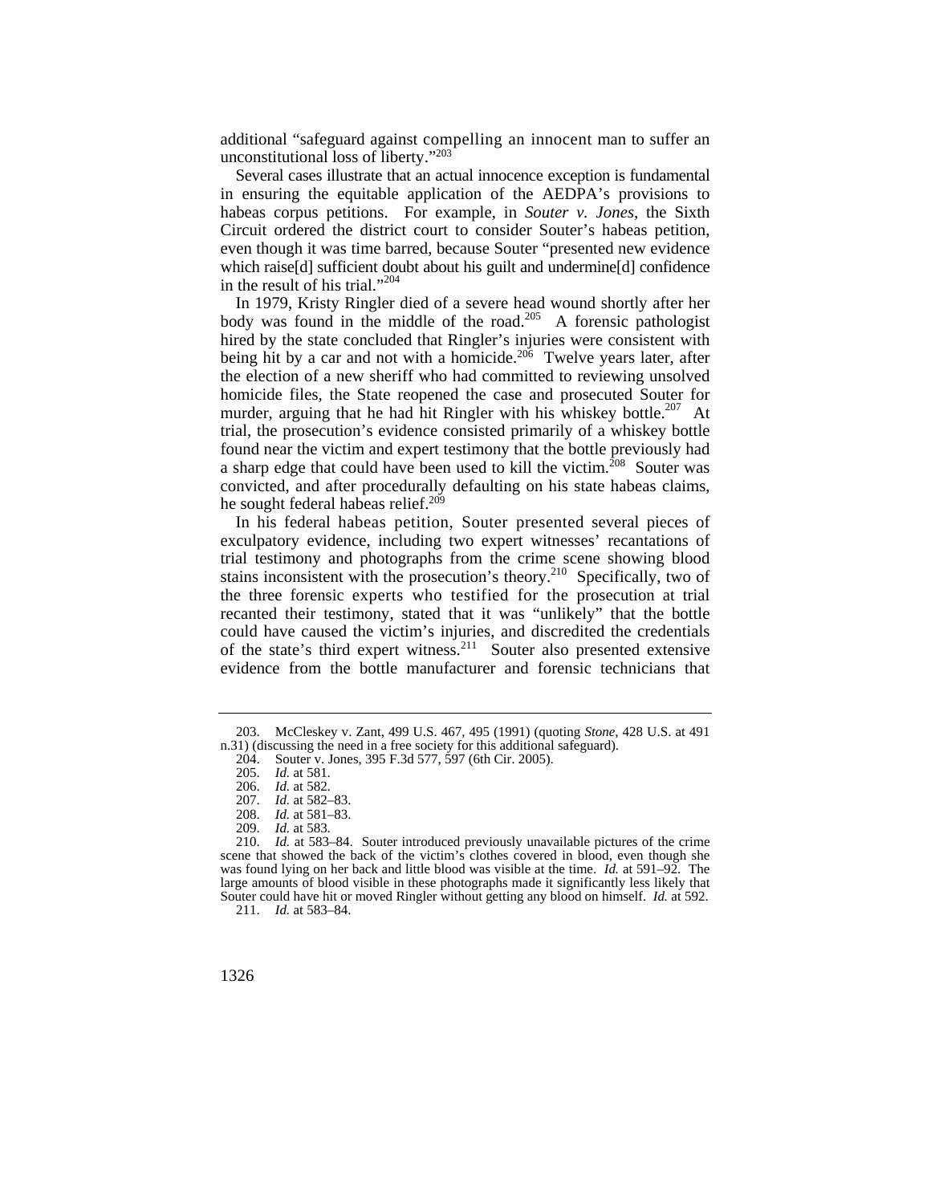additional "safeguard against compelling an innocent man to suffer an unconstitutional loss of liberty."[203]

Several cases illustrate that an actual innocence exception is fundamental in ensuring the equitable application of the AEDPA's provisions to habeas corpus petitions. For example, in *Souter v. Jones*, the Sixth Circuit ordered the district court to consider Souter's habeas petition, even though it was time barred, because Souter "presented new evidence which raise[d] sufficient doubt about his guilt and undermine[d] confidence in the result of his trial."[204]

In 1979, Kristy Ringler died of a severe head wound shortly after her body was found in the middle of the road.[205] A forensic pathologist hired by the state concluded that Ringler's injuries were consistent with being hit by a car and not with a homicide.[206] Twelve years later, after the election of a new sheriff who had committed to reviewing unsolved homicide files, the State reopened the case and prosecuted Souter for murder, arguing that he had hit Ringler with his whiskey bottle.[207] At trial, the prosecution's evidence consisted primarily of a whiskey bottle found near the victim and expert testimony that the bottle previously had a sharp edge that could have been used to kill the victim.[208] Souter was convicted, and after procedurally defaulting on his state habeas claims, he sought federal habeas relief.[209]

In his federal habeas petition, Souter presented several pieces of exculpatory evidence, including two expert witnesses' recantations of trial testimony and photographs from the crime scene showing blood stains inconsistent with the prosecution's theory.[210] Specifically, two of the three forensic experts who testified for the prosecution at trial recanted their testimony, stated that it was "unlikely" that the bottle could have caused the victim's injuries, and discredited the credentials of the state's third expert witness.[211] Souter also presented extensive evidence from the bottle manufacturer and forensic technicians that

---

203. McCleskey v. Zant, 499 U.S. 467, 495 (1991) (quoting *Stone*, 428 U.S. at 491 n.31) (discussing the need in a free society for this additional safeguard).

204. Souter v. Jones, 395 F.3d 577, 597 (6th Cir. 2005).

205. *Id.* at 581.

206. *Id.* at 582.

207. *Id.* at 582–83.

208. *Id.* at 581–83.

209. *Id.* at 583.

210. *Id.* at 583–84. Souter introduced previously unavailable pictures of the crime scene that showed the back of the victim's clothes covered in blood, even though she was found lying on her back and little blood was visible at the time. *Id.* at 591–92. The large amounts of blood visible in these photographs made it significantly less likely that Souter could have hit or moved Ringler without getting any blood on himself. *Id.* at 592.

211. *Id.* at 583–84.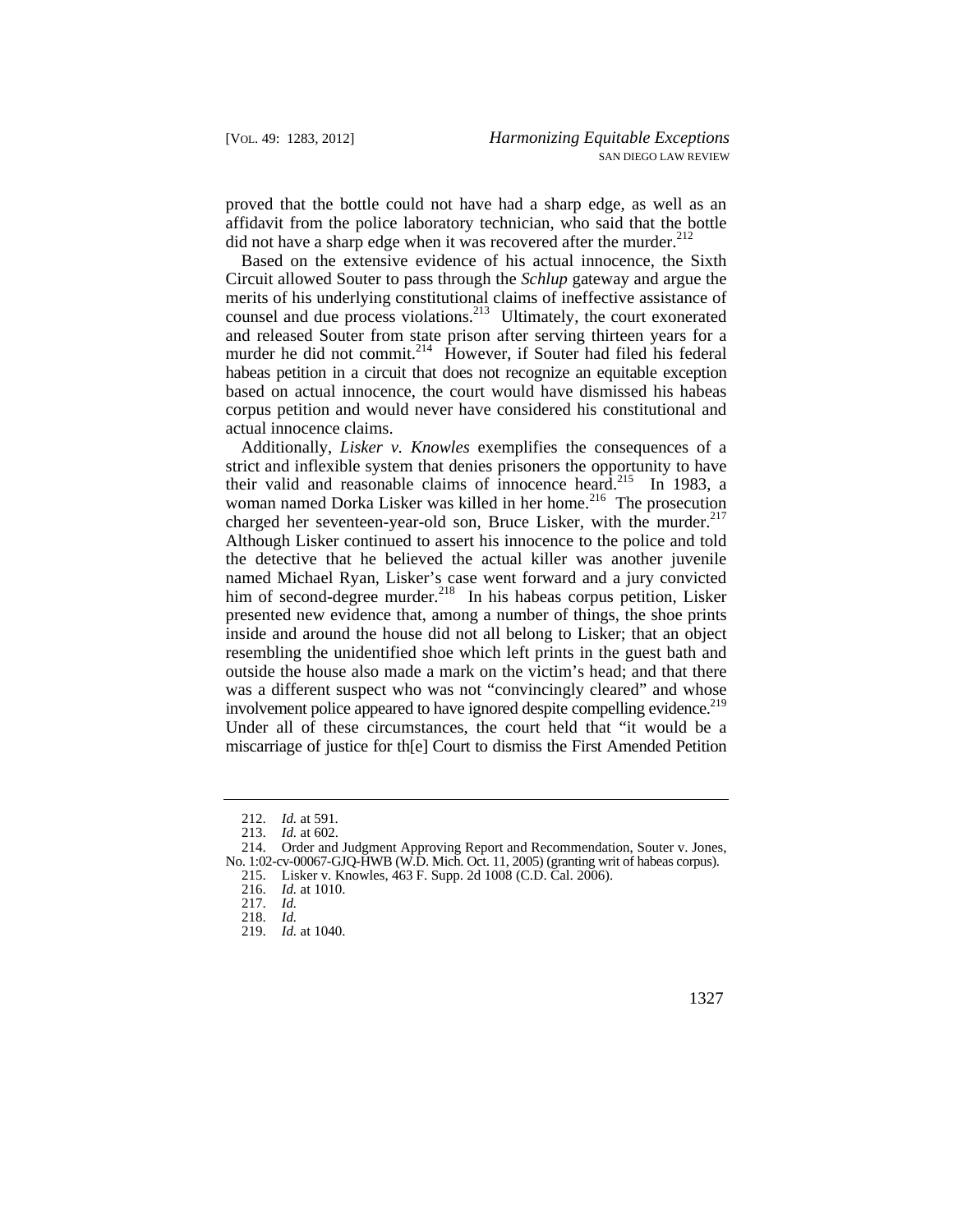proved that the bottle could not have had a sharp edge, as well as an affidavit from the police laboratory technician, who said that the bottle did not have a sharp edge when it was recovered after the murder.[212]

Based on the extensive evidence of his actual innocence, the Sixth Circuit allowed Souter to pass through the *Schlup* gateway and argue the merits of his underlying constitutional claims of ineffective assistance of counsel and due process violations.[213] Ultimately, the court exonerated and released Souter from state prison after serving thirteen years for a murder he did not commit.[214] However, if Souter had filed his federal habeas petition in a circuit that does not recognize an equitable exception based on actual innocence, the court would have dismissed his habeas corpus petition and would never have considered his constitutional and actual innocence claims.

Additionally, *Lisker v. Knowles* exemplifies the consequences of a strict and inflexible system that denies prisoners the opportunity to have their valid and reasonable claims of innocence heard.[215] In 1983, a woman named Dorka Lisker was killed in her home.[216] The prosecution charged her seventeen-year-old son, Bruce Lisker, with the murder.[217] Although Lisker continued to assert his innocence to the police and told the detective that he believed the actual killer was another juvenile named Michael Ryan, Lisker's case went forward and a jury convicted him of second-degree murder.[218] In his habeas corpus petition, Lisker presented new evidence that, among a number of things, the shoe prints inside and around the house did not all belong to Lisker; that an object resembling the unidentified shoe which left prints in the guest bath and outside the house also made a mark on the victim's head; and that there was a different suspect who was not "convincingly cleared" and whose involvement police appeared to have ignored despite compelling evidence.[219] Under all of these circumstances, the court held that "it would be a miscarriage of justice for th[e] Court to dismiss the First Amended Petition

---

212. *Id.* at 591.

213. *Id.* at 602.

214. Order and Judgment Approving Report and Recommendation, Souter v. Jones, No. 1:02-cv-00067-GJQ-HWB (W.D. Mich. Oct. 11, 2005) (granting writ of habeas corpus).

215. Lisker v. Knowles, 463 F. Supp. 2d 1008 (C.D. Cal. 2006).

216. *Id.* at 1010.

217. *Id.*

218. *Id.*

219. *Id.* at 1040.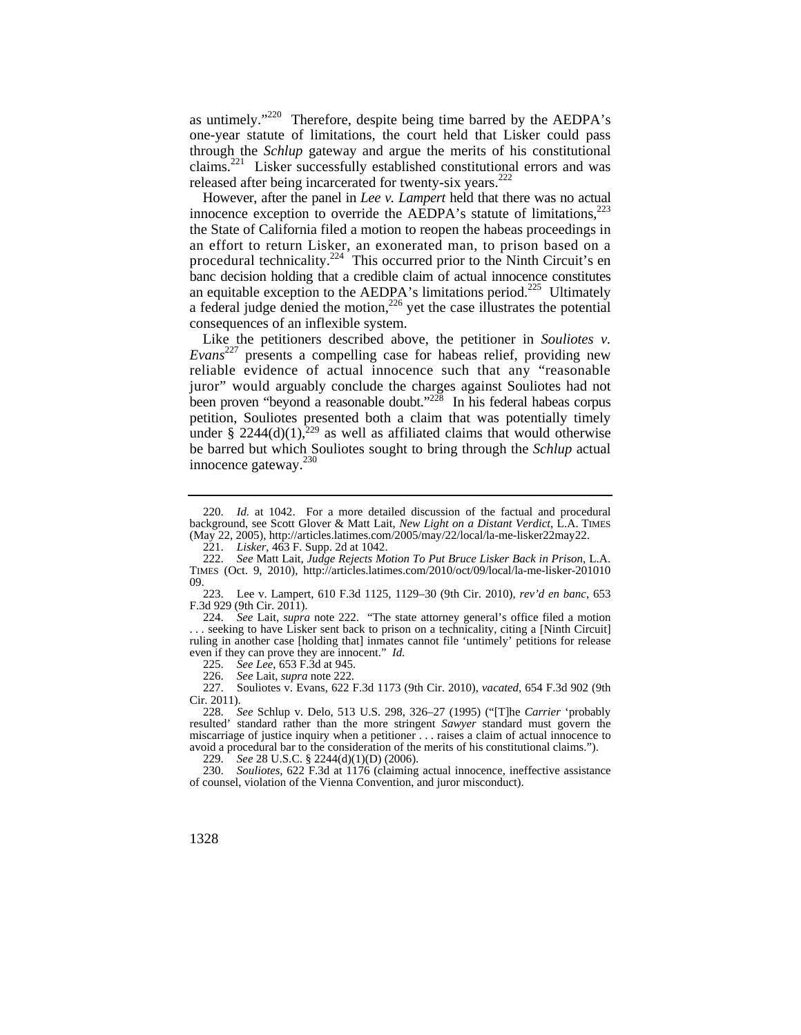as untimely."[220] Therefore, despite being time barred by the AEDPA's one-year statute of limitations, the court held that Lisker could pass through the *Schlup* gateway and argue the merits of his constitutional claims.[221] Lisker successfully established constitutional errors and was released after being incarcerated for twenty-six years.[222]

However, after the panel in *Lee v. Lampert* held that there was no actual innocence exception to override the AEDPA's statute of limitations,[223] the State of California filed a motion to reopen the habeas proceedings in an effort to return Lisker, an exonerated man, to prison based on a procedural technicality.[224] This occurred prior to the Ninth Circuit's en banc decision holding that a credible claim of actual innocence constitutes an equitable exception to the AEDPA's limitations period.[225] Ultimately a federal judge denied the motion,[226] yet the case illustrates the potential consequences of an inflexible system.

Like the petitioners described above, the petitioner in *Souliotes v. Evans*[227] presents a compelling case for habeas relief, providing new reliable evidence of actual innocence such that any "reasonable juror" would arguably conclude the charges against Souliotes had not been proven "beyond a reasonable doubt."[228] In his federal habeas corpus petition, Souliotes presented both a claim that was potentially timely under § 2244(d)(1),[229] as well as affiliated claims that would otherwise be barred but which Souliotes sought to bringing through the *Schlup* actual innocence gateway.[230]

---

220. *Id.* at 1042. For a more detailed discussion of the factual and procedural background, see Scott Glover & Matt Lait, *New Light on a Distant Verdict*, L.A. TIMES (May 22, 2005), http://articles.latimes.com/2005/may/22/local/la-me-lisker22may22.

221. *Lisker*, 463 F. Supp. 2d at 1042.

222. *See* Matt Lait, *Judge Rejects Motion To Put Bruce Lisker Back in Prison*, L.A. TIMES (Oct. 9, 2010), http://articles.latimes.com/2010/oct/09/local/la-me-lisker-20101009.

223. Lee v. Lampert, 610 F.3d 1125, 1129–30 (9th Cir. 2010), *rev'd en banc*, 653 F.3d 929 (9th Cir. 2011).

224. *See* Lait, *supra* note 222. "The state attorney general's office filed a motion . . . seeking to have Lisker sent back to prison on a technicality, citing a [Ninth Circuit] ruling in another case [holding that] inmates cannot file 'untimely' petitions for release even if they can prove they are innocent." *Id.*

225. *See Lee*, 653 F.3d at 945.

226. *See* Lait, *supra* note 222.

227. Souliotes v. Evans, 622 F.3d 1173 (9th Cir. 2010), *vacated*, 654 F.3d 902 (9th Cir. 2011).

228. *See* Schlup v. Delo, 513 U.S. 298, 326–27 (1995) ("[T]he *Carrier* 'probably resulted' standard rather than the more stringent *Sawyer* standard must govern the miscarriage of justice inquiry when a petitioner . . . raises a claim of actual innocence to avoid a procedural bar to the consideration of the merits of his constitutional claims.").

229. *See* 28 U.S.C. § 2244(d)(1)(D) (2006).

230. *Souliotes*, 622 F.3d at 1176 (claiming actual innocence, ineffective assistance of counsel, violation of the Vienna Convention, and juror misconduct).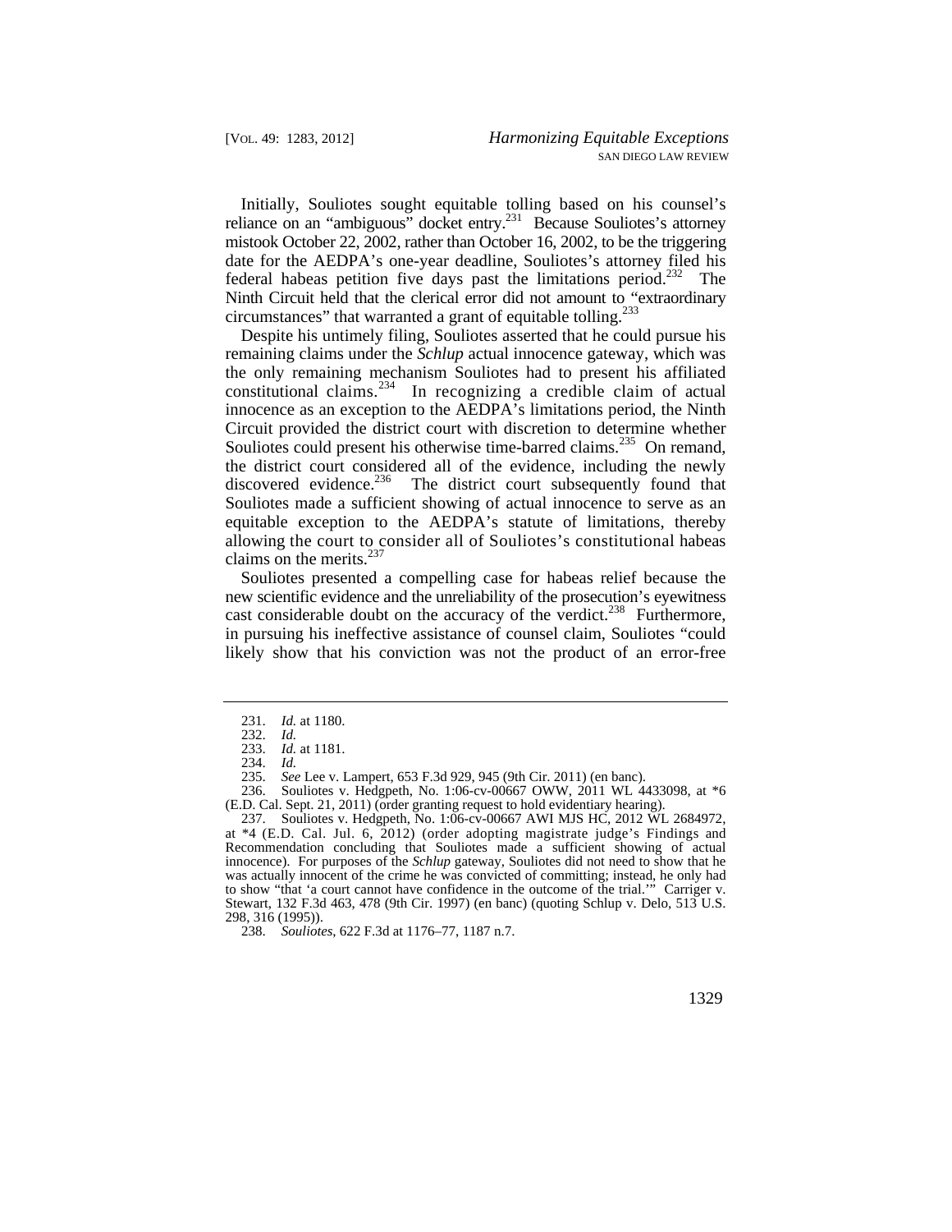Initially, Souliotes sought equitable tolling based on his counsel's reliance on an "ambiguous" docket entry.[231] Because Souliotes's attorney mistook October 22, 2002, rather than October 16, 2002, to be the triggering date for the AEDPA's one-year deadline, Souliotes's attorney filed his federal habeas petition five days past the limitations period.[232] The Ninth Circuit held that the clerical error did not amount to "extraordinary circumstances" that warranted a grant of equitable tolling.[233]

Despite his untimely filing, Souliotes asserted that he could pursue his remaining claims under the *Schlup* actual innocence gateway, which was the only remaining mechanism Souliotes had to present his affiliated constitutional claims.[234] In recognizing a credible claim of actual innocence as an exception to the AEDPA's limitations period, the Ninth Circuit provided the district court with discretion to determine whether Souliotes could present his otherwise time-barred claims.[235] On remand, the district court considered all of the evidence, including the newly discovered evidence.[236] The district court subsequently found that Souliotes made a sufficient showing of actual innocence to serve as an equitable exception to the AEDPA's statute of limitations, thereby allowing the court to consider all of Souliotes's constitutional habeas claims on the merits.[237]

Souliotes presented a compelling case for habeas relief because the new scientific evidence and the unreliability of the prosecution's eyewitness cast considerable doubt on the accuracy of the verdict.[238] Furthermore, in pursuing his ineffective assistance of counsel claim, Souliotes "could likely show that his conviction was not the product of an error-free

---

231. *Id.* at 1180.

232. *Id.*

233. *Id.* at 1181.

234. *Id.*

235. *See* Lee v. Lampert, 653 F.3d 929, 945 (9th Cir. 2011) (en banc).

236. Souliotes v. Hedgpeth, No. 1:06-cv-00667 OWW, 2011 WL 4433098, at \*6 (E.D. Cal. Sept. 21, 2011) (order granting request to hold evidentiary hearing).

237. Souliotes v. Hedgpeth, No. 1:06-cv-00667 AWI MJS HC, 2012 WL 2684972, at \*4 (E.D. Cal. Jul. 6, 2012) (order adopting magistrate judge's Findings and Recommendation concluding that Souliotes made a sufficient showing of actual innocence). For purposes of the *Schlup* gateway, Souliotes did not need to show that he was actually innocent of the crime he was convicted of committing; instead, he only had to show "that 'a court cannot have confidence in the outcome of the trial.'" Carriger v. Stewart, 132 F.3d 463, 478 (9th Cir. 1997) (en banc) (quoting Schlup v. Delo, 513 U.S. 298, 316 (1995)).

238. *Souliotes*, 622 F.3d at 1176–77, 1187 n.7.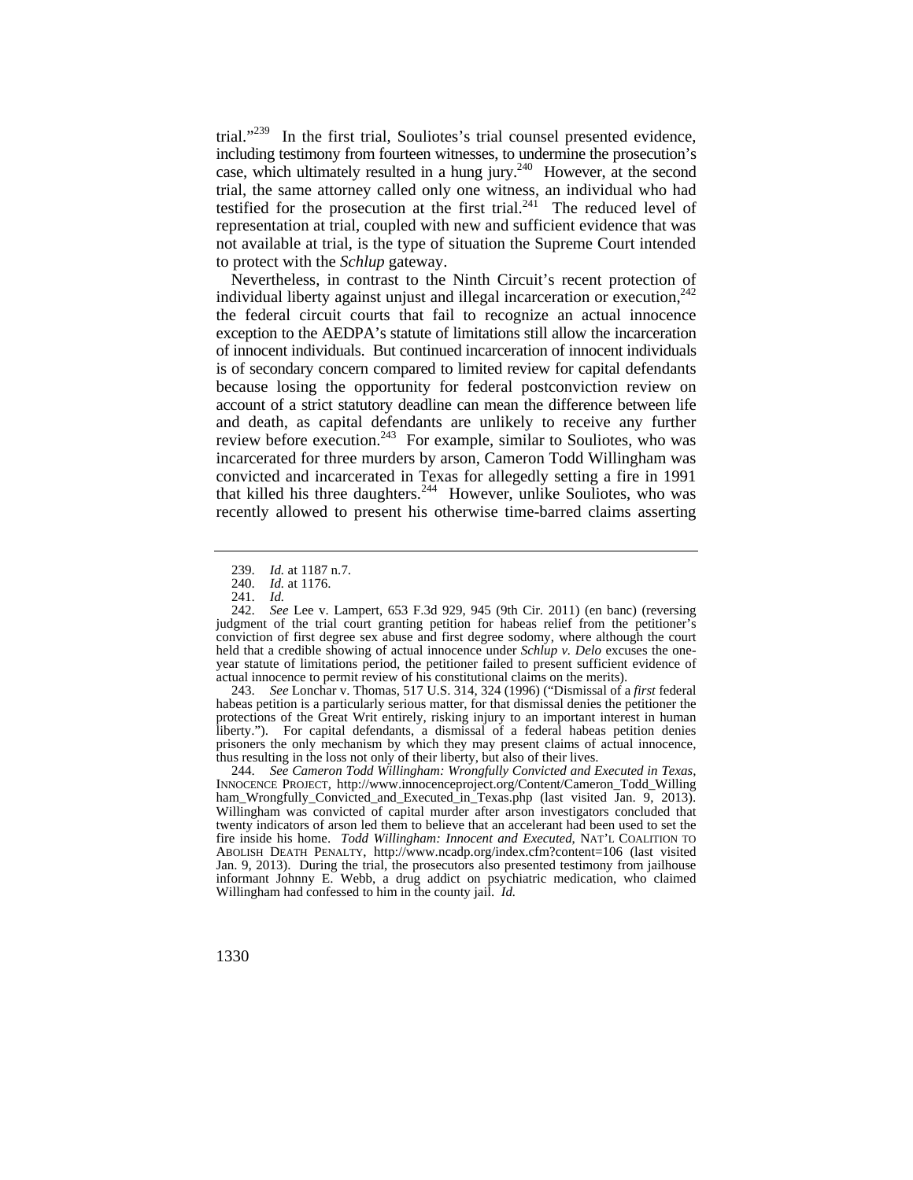trial."[239] In the first trial, Souliotes's trial counsel presented evidence, including testimony from fourteen witnesses, to undermine the prosecution's case, which ultimately resulted in a hung jury.[240] However, at the second trial, the same attorney called only one witness, an individual who had testified for the prosecution at the first trial.[241] The reduced level of representation at trial, coupled with new and sufficient evidence that was not available at trial, is the type of situation the Supreme Court intended to protect with the *Schlup* gateway.

Nevertheless, in contrast to the Ninth Circuit's recent protection of individual liberty against unjust and illegal incarceration or execution,[242] the federal circuit courts that fail to recognize an actual innocence exception to the AEDPA's statute of limitations still allow the incarceration of innocent individuals. But continued incarceration of innocent individuals is of secondary concern compared to limited review for capital defendants because losing the opportunity for federal postconviction review on account of a strict statutory deadline can mean the difference between life and death, as capital defendants are unlikely to receive any further review before execution.[243] For example, similar to Souliotes, who was incarcerated for three murders by arson, Cameron Todd Willingham was convicted and incarcerated in Texas for allegedly setting a fire in 1991 that killed his three daughters.[244] However, unlike Souliotes, who was recently allowed to present his otherwise time-barred claims asserting

---

239. *Id.* at 1187 n.7.

240. *Id.* at 1176.

241. *Id.*

242. *See* Lee v. Lampert, 653 F.3d 929, 945 (9th Cir. 2011) (en banc) (reversing judgment of the trial court granting petition for habeas relief from the petitioner's conviction of first degree sex abuse and first degree sodomy, where although the court held that a credible showing of actual innocence under *Schlup v. Delo* excuses the one-year statute of limitations period, the petitioner failed to present sufficient evidence of actual innocence to permit review of his constitutional claims on the merits).

243. *See* Lonchar v. Thomas, 517 U.S. 314, 324 (1996) ("Dismissal of a *first* federal habeas petition is a particularly serious matter, for that dismissal denies the petitioner the protections of the Great Writ entirely, risking injury to an important interest in human liberty."). For capital defendants, a dismissal of a federal habeas petition denies prisoners the only mechanism by which they may present claims of actual innocence, thus resulting in the loss not only of their liberty, but also of their lives.

244. *See Cameron Todd Willingham: Wrongfully Convicted and Executed in Texas*, INNOCENCE PROJECT, http://www.innocenceproject.org/Content/Cameron_Todd_Willingham_Wrongfully_Convicted_and_Executed_in_Texas.php (last visited Jan. 9, 2013). Willingham was convicted of capital murder after arson investigators concluded that twenty indicators of arson led them to believe that an accelerant had been used to set the fire inside his home. *Todd Willingham: Innocent and Executed*, NAT'L COALITION TO ABOLISH DEATH PENALTY, http://www.ncadp.org/index.cfm?content=106 (last visited Jan. 9, 2013). During the trial, the prosecutors also presented testimony from jailhouse informant Johnny E. Webb, a drug addict on psychiatric medication, who claimed Willingham had confessed to him in the county jail. *Id.*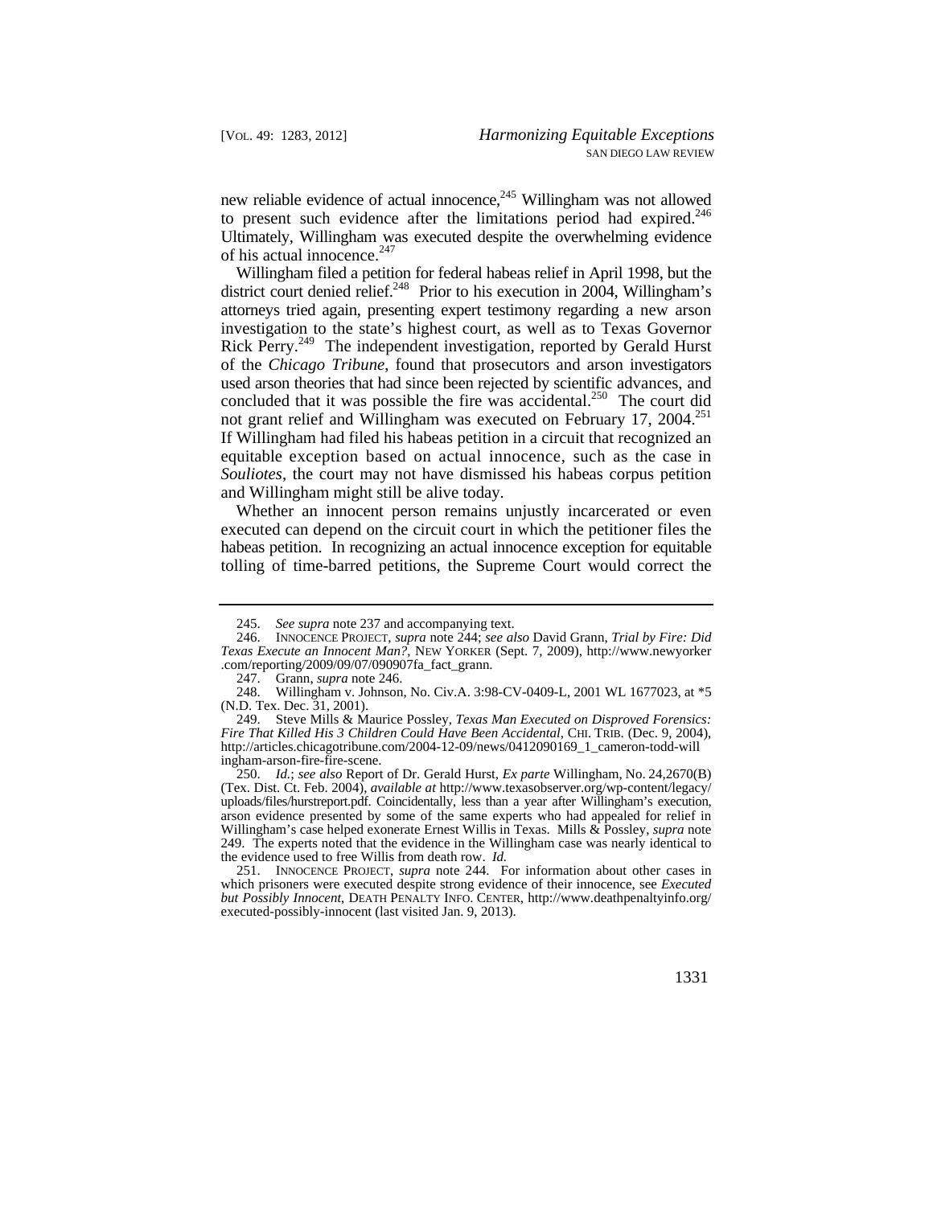new reliable evidence of actual innocence,[245] Willingham was not allowed to present such evidence after the limitations period had expired.[246] Ultimately, Willingham was executed despite the overwhelming evidence of his actual innocence.[247]

Willingham filed a petition for federal habeas relief in April 1998, but the district court denied relief.[248] Prior to his execution in 2004, Willingham's attorneys tried again, presenting expert testimony regarding a new arson investigation to the state's highest court, as well as to Texas Governor Rick Perry.[249] The independent investigation, reported by Gerald Hurst of the *Chicago Tribune*, found that prosecutors and arson investigators used arson theories that had since been rejected by scientific advances, and concluded that it was possible the fire was accidental.[250] The court did not grant relief and Willingham was executed on February 17, 2004.[251] If Willingham had filed his habeas petition in a circuit that recognized an equitable exception based on actual innocence, such as the case in *Souliotes*, the court may not have dismissed his habeas corpus petition and Willingham might still be alive today.

Whether an innocent person remains unjustly incarcerated or even executed can depend on the circuit court in which the petitioner files the habeas petition. In recognizing an actual innocence exception for equitable tolling of time-barred petitions, the Supreme Court would correct the

---

245. *See supra* note 237 and accompanying text.

246. INNOCENCE PROJECT, *supra* note 244; *see also* David Grann, *Trial by Fire: Did Texas Execute an Innocent Man?*, NEW YORKER (Sept. 7, 2009), http://www.newyorker.com/reporting/2009/09/07/090907fa_fact_grann.

247. Grann, *supra* note 246.

248. Willingham v. Johnson, No. Civ.A. 3:98-CV-0409-L, 2001 WL 1677023, at *5 (N.D. Tex. Dec. 31, 2001).

249. Steve Mills & Maurice Possley, *Texas Man Executed on Disproved Forensics: Fire That Killed His 3 Children Could Have Been Accidental*, CHI. TRIB. (Dec. 9, 2004), http://articles.chicagotribune.com/2004-12-09/news/0412090169_1_cameron-todd-willingham-arson-fire-fire-scene.

250. *Id.*; *see also* Report of Dr. Gerald Hurst, *Ex parte* Willingham, No. 24,2670(B) (Tex. Dist. Ct. Feb. 2004), *available at* http://www.texasobserver.org/wp-content/legacy/uploads/files/hurstreport.pdf. Coincidentally, less than a year after Willingham's execution, arson evidence presented by some of the same experts who had appealed for relief in Willingham's case helped exonerate Ernest Willis in Texas. Mills & Possley, *supra* note 249. The experts noted that the evidence in the Willingham case was nearly identical to the evidence used to free Willis from death row. *Id.*

251. INNOCENCE PROJECT, *supra* note 244. For information about other cases in which prisoners were executed despite strong evidence of their innocence, see *Executed but Possibly Innocent*, DEATH PENALTY INFO. CENTER, http://www.deathpenaltyinfo.org/executed-possibly-innocent (last visited Jan. 9, 2013).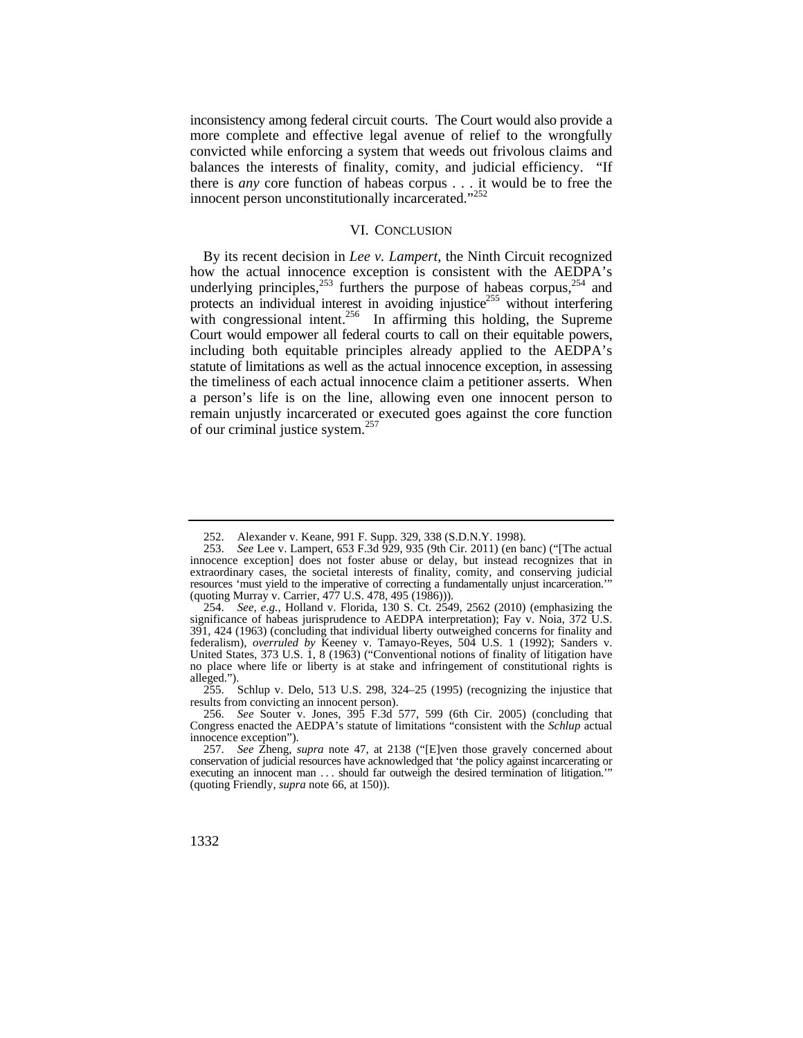inconsistency among federal circuit courts. The Court would also provide a more complete and effective legal avenue of relief to the wrongfully convicted while enforcing a system that weeds out frivolous claims and balances the interests of finality, comity, and judicial efficiency. "If there is *any* core function of habeas corpus . . . it would be to free the innocent person unconstitutionally incarcerated."[252]

## VI. CONCLUSION

By its recent decision in *Lee v. Lampert*, the Ninth Circuit recognized how the actual innocence exception is consistent with the AEDPA's underlying principles,[253] furthers the purpose of habeas corpus,[254] and protects an individual interest in avoiding injustice[255] without interfering with congressional intent.[256] In affirming this holding, the Supreme Court would empower all federal courts to call on their equitable powers, including both equitable principles already applied to the AEDPA's statute of limitations as well as the actual innocence exception, in assessing the timeliness of each actual innocence claim a petitioner asserts. When a person's life is on the line, allowing even one innocent person to remain unjustly incarcerated or executed goes against the core function of our criminal justice system.[257]

---

252. Alexander v. Keane, 991 F. Supp. 329, 338 (S.D.N.Y. 1998).

253. *See* Lee v. Lampert, 653 F.3d 929, 935 (9th Cir. 2011) (en banc) ("[The actual innocence exception] does not foster abuse or delay, but instead recognizes that in extraordinary cases, the societal interests of finality, comity, and conserving judicial resources 'must yield to the imperative of correcting a fundamentally unjust incarceration.'" (quoting Murray v. Carrier, 477 U.S. 478, 495 (1986))).

254. *See, e.g.*, Holland v. Florida, 130 S. Ct. 2549, 2562 (2010) (emphasizing the significance of habeas jurisprudence to AEDPA interpretation); Fay v. Noia, 372 U.S. 391, 424 (1963) (concluding that individual liberty outweighed concerns for finality and federalism), *overruled by* Keeney v. Tamayo-Reyes, 504 U.S. 1 (1992); Sanders v. United States, 373 U.S. 1, 8 (1963) ("Conventional notions of finality of litigation have no place where life or liberty is at stake and infringement of constitutional rights is alleged.").

255. Schlup v. Delo, 513 U.S. 298, 324–25 (1995) (recognizing the injustice that results from convicting an innocent person).

256. *See* Souter v. Jones, 395 F.3d 577, 599 (6th Cir. 2005) (concluding that Congress enacted the AEDPA's statute of limitations "consistent with the *Schlup* actual innocence exception").

257. *See* Zheng, *supra* note 47, at 2138 ("[E]ven those gravely concerned about conservation of judicial resources have acknowledged that 'the policy against incarcerating or executing an innocent man . . . should far outweigh the desired termination of litigation.'" (quoting Friendly, *supra* note 66, at 150)).